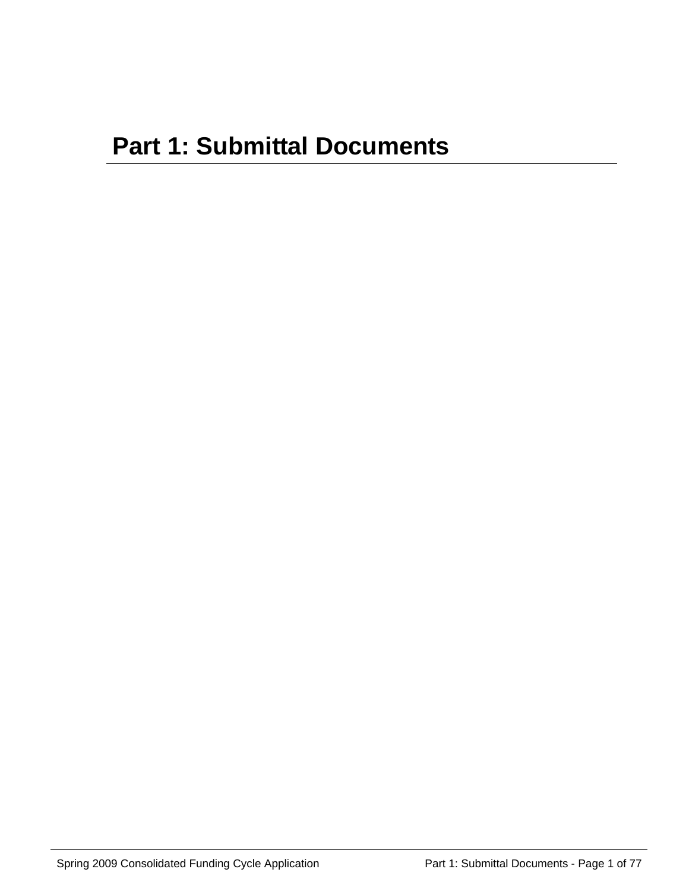# Part 1: Submittal Documents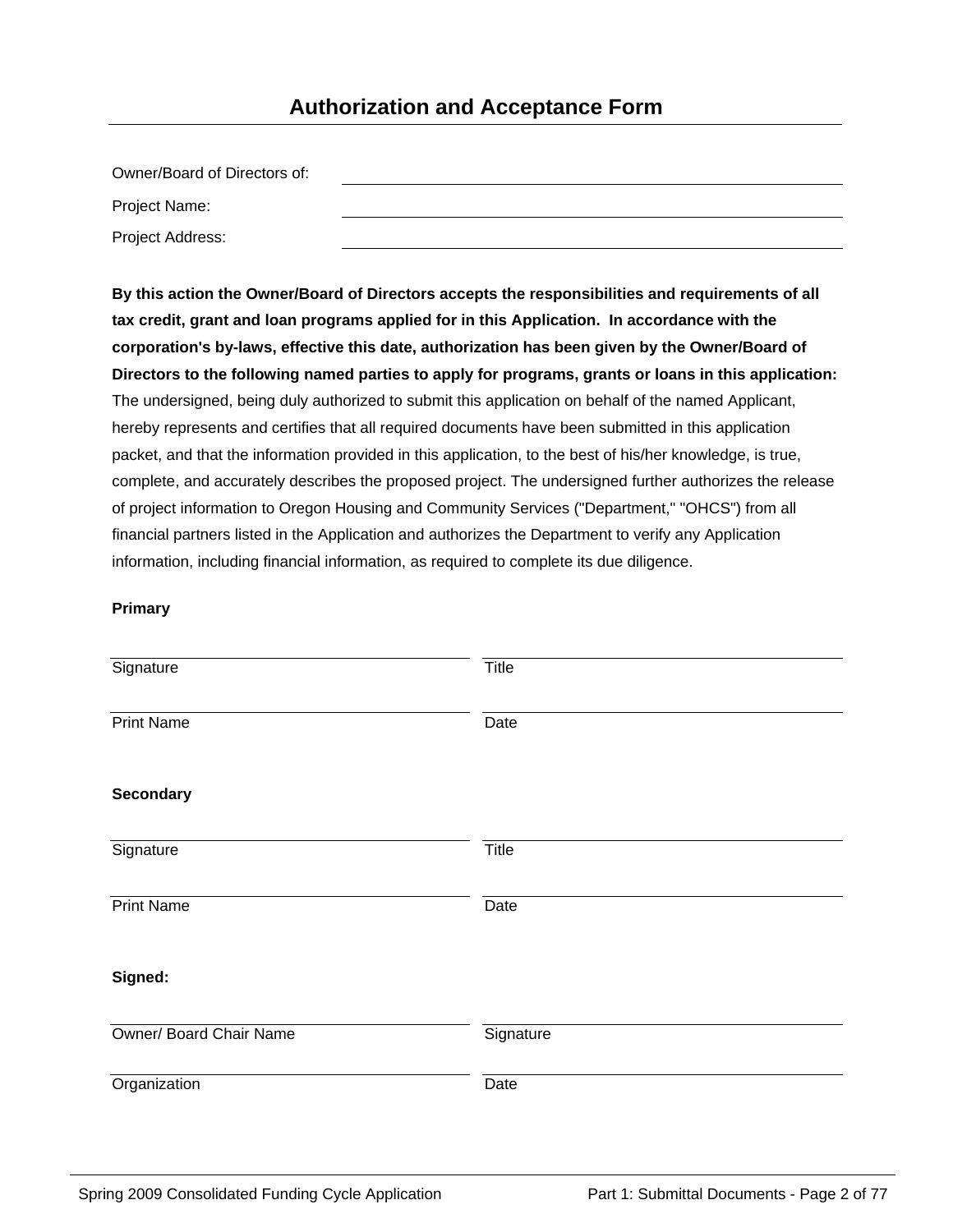# Authorization and Acceptance Form

Owner/Board of Directors of: ______________________________

Project Name: ______________________________

Project Address: ______________________________

**By this action the Owner/Board of Directors accepts the responsibilities and requirements of all tax credit, grant and loan programs applied for in this Application. In accordance with the corporation's by-laws, effective this date, authorization has been given by the Owner/Board of Directors to the following named parties to apply for programs, grants or loans in this application:** The undersigned, being duly authorized to submit this application on behalf of the named Applicant, hereby represents and certifies that all required documents have been submitted in this application packet, and that the information provided in this application, to the best of his/her knowledge, is true, complete, and accurately describes the proposed project. The undersigned further authorizes the release of project information to Oregon Housing and Community Services ("Department," "OHCS") from all financial partners listed in the Application and authorizes the Department to verify any Application information, including financial information, as required to complete its due diligence.

**Primary**

| | |
|---|---|
| Signature | Title |
| Print Name | Date |

**Secondary**

| | |
|---|---|
| Signature | Title |
| Print Name | Date |

**Signed:**

| | |
|---|---|
| Owner/ Board Chair Name | Signature |
| Organization | Date |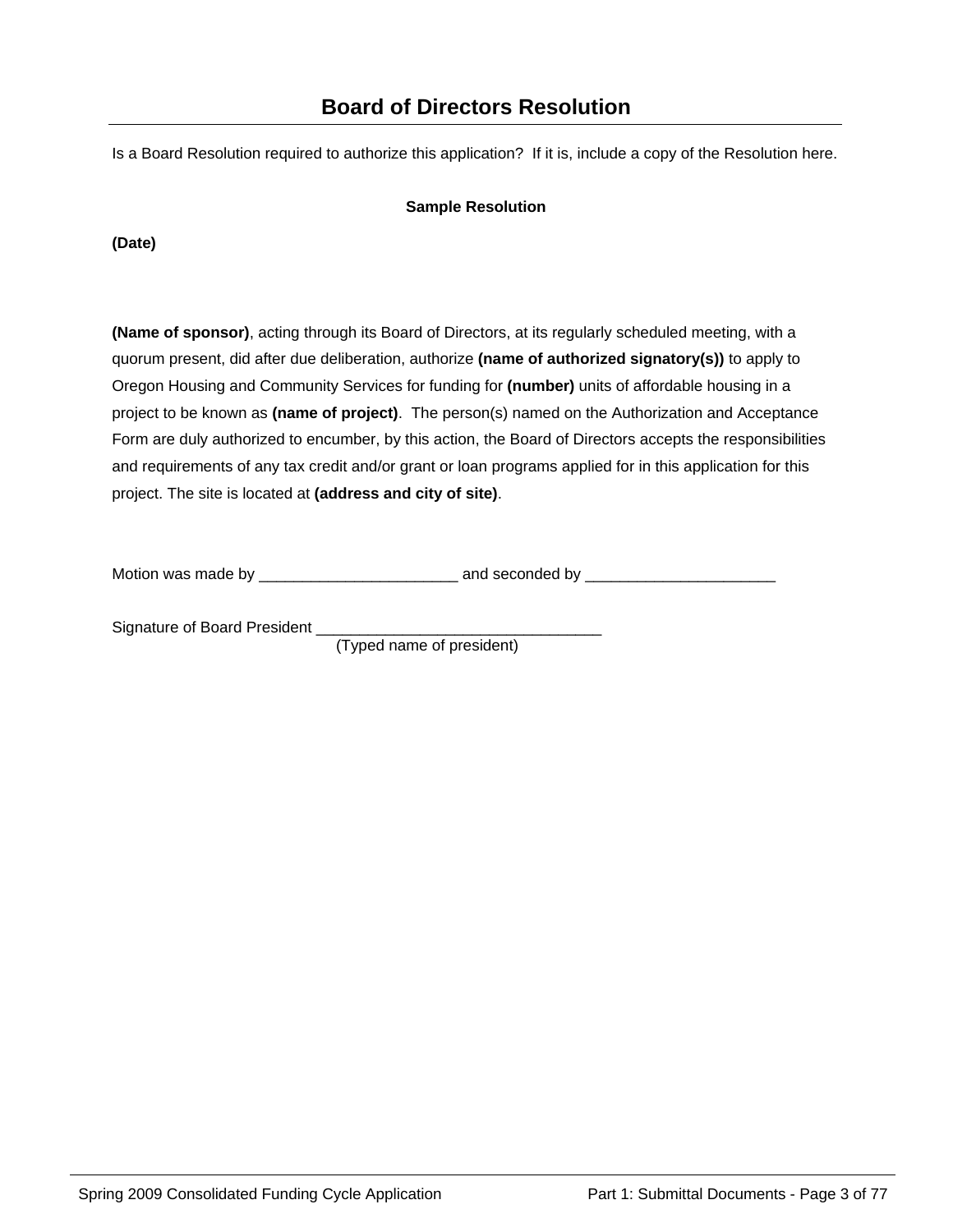# Board of Directors Resolution

Is a Board Resolution required to authorize this application? If it is, include a copy of the Resolution here.

**Sample Resolution**

**(Date)**

**(Name of sponsor)**, acting through its Board of Directors, at its regularly scheduled meeting, with a quorum present, did after due deliberation, authorize **(name of authorized signatory(s))** to apply to Oregon Housing and Community Services for funding for **(number)** units of affordable housing in a project to be known as **(name of project)**. The person(s) named on the Authorization and Acceptance Form are duly authorized to encumber, by this action, the Board of Directors accepts the responsibilities and requirements of any tax credit and/or grant or loan programs applied for in this application for this project. The site is located at **(address and city of site)**.

Motion was made by _______________________ and seconded by ______________________

Signature of Board President _________________________________
(Typed name of president)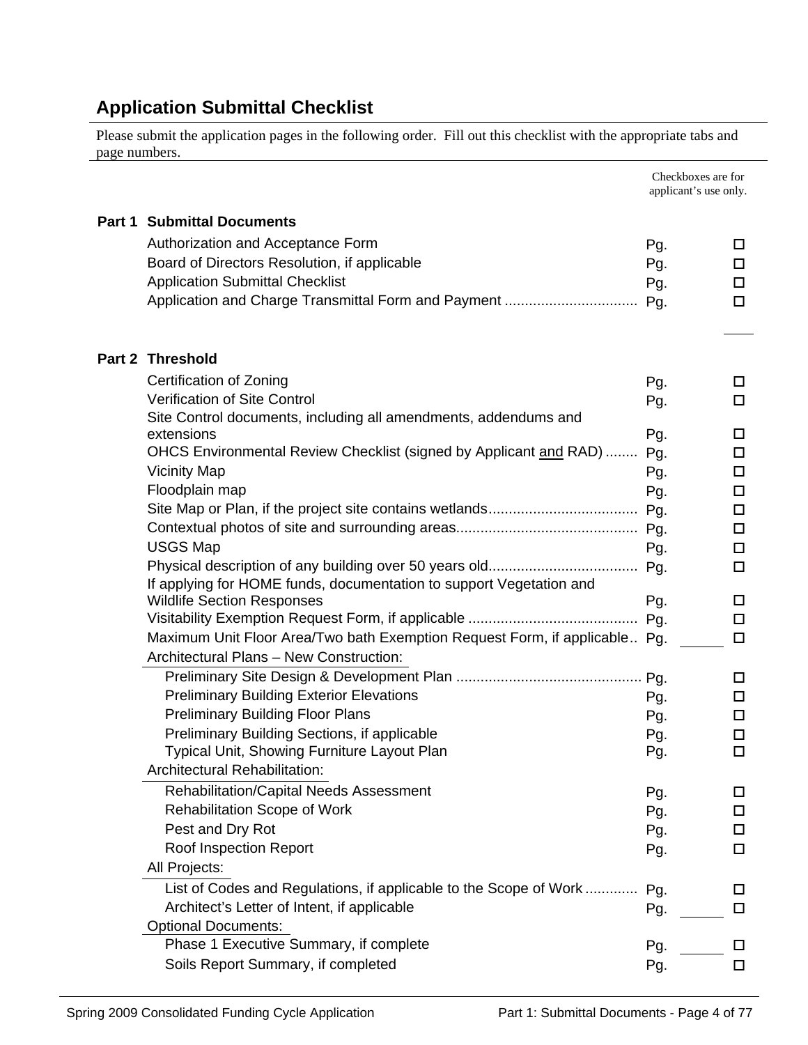## Application Submittal Checklist

Please submit the application pages in the following order. Fill out this checklist with the appropriate tabs and page numbers.

Checkboxes are for applicant's use only.

**Part 1 Submittal Documents**

| | | |
|---|---|---|
| Authorization and Acceptance Form | Pg. | ☐ |
| Board of Directors Resolution, if applicable | Pg. | ☐ |
| Application Submittal Checklist | Pg. | ☐ |
| Application and Charge Transmittal Form and Payment | Pg. | ☐ |

**Part 2 Threshold**

| | | |
|---|---|---|
| Certification of Zoning | Pg. | ☐ |
| Verification of Site Control | Pg. | ☐ |
| Site Control documents, including all amendments, addendums and extensions | Pg. | ☐ |
| OHCS Environmental Review Checklist (signed by Applicant and RAD) | Pg. | ☐ |
| Vicinity Map | Pg. | ☐ |
| Floodplain map | Pg. | ☐ |
| Site Map or Plan, if the project site contains wetlands | Pg. | ☐ |
| Contextual photos of site and surrounding areas | Pg. | ☐ |
| USGS Map | Pg. | ☐ |
| Physical description of any building over 50 years old | Pg. | ☐ |
| If applying for HOME funds, documentation to support Vegetation and Wildlife Section Responses | Pg. | ☐ |
| Visitability Exemption Request Form, if applicable | Pg. | ☐ |
| Maximum Unit Floor Area/Two bath Exemption Request Form, if applicable | Pg. | ☐ |
| *Architectural Plans – New Construction:* | | |
| Preliminary Site Design & Development Plan | Pg. | ☐ |
| Preliminary Building Exterior Elevations | Pg. | ☐ |
| Preliminary Building Floor Plans | Pg. | ☐ |
| Preliminary Building Sections, if applicable | Pg. | ☐ |
| Typical Unit, Showing Furniture Layout Plan | Pg. | ☐ |
| *Architectural Rehabilitation:* | | |
| Rehabilitation/Capital Needs Assessment | Pg. | ☐ |
| Rehabilitation Scope of Work | Pg. | ☐ |
| Pest and Dry Rot | Pg. | ☐ |
| Roof Inspection Report | Pg. | ☐ |
| *All Projects:* | | |
| List of Codes and Regulations, if applicable to the Scope of Work | Pg. | ☐ |
| Architect's Letter of Intent, if applicable | Pg. | ☐ |
| *Optional Documents:* | | |
| Phase 1 Executive Summary, if complete | Pg. | ☐ |
| Soils Report Summary, if completed | Pg. | ☐ |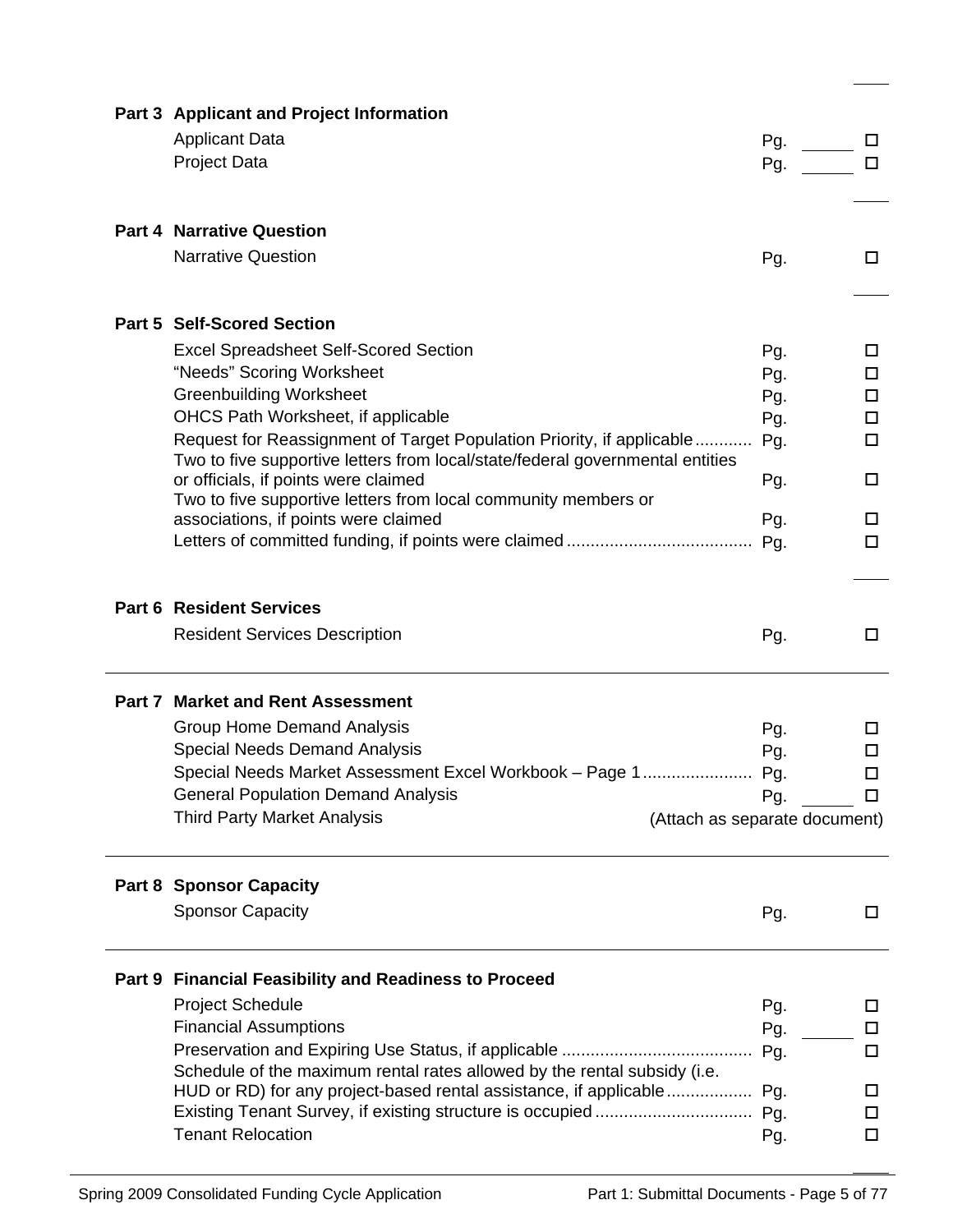**Part 3 Applicant and Project Information**

| | | |
|---|---|---|
| Applicant Data | Pg. ______ | ☐ |
| Project Data | Pg. ______ | ☐ |

**Part 4 Narrative Question**

| | | |
|---|---|---|
| Narrative Question | Pg. | ☐ |

**Part 5 Self-Scored Section**

| | | |
|---|---|---|
| Excel Spreadsheet Self-Scored Section | Pg. | ☐ |
| "Needs" Scoring Worksheet | Pg. | ☐ |
| Greenbuilding Worksheet | Pg. | ☐ |
| OHCS Path Worksheet, if applicable | Pg. | ☐ |
| Request for Reassignment of Target Population Priority, if applicable ............ | Pg. | ☐ |
| Two to five supportive letters from local/state/federal governmental entities or officials, if points were claimed | Pg. | ☐ |
| Two to five supportive letters from local community members or associations, if points were claimed | Pg. | ☐ |
| Letters of committed funding, if points were claimed ...................................... | Pg. | ☐ |

**Part 6 Resident Services**

| | | |
|---|---|---|
| Resident Services Description | Pg. | ☐ |

**Part 7 Market and Rent Assessment**

| | | |
|---|---|---|
| Group Home Demand Analysis | Pg. | ☐ |
| Special Needs Demand Analysis | Pg. | ☐ |
| Special Needs Market Assessment Excel Workbook – Page 1 ...................... | Pg. | ☐ |
| General Population Demand Analysis | Pg. ______ | ☐ |
| Third Party Market Analysis | (Attach as separate document) | |

**Part 8 Sponsor Capacity**

| | | |
|---|---|---|
| Sponsor Capacity | Pg. | ☐ |

**Part 9 Financial Feasibility and Readiness to Proceed**

| | | |
|---|---|---|
| Project Schedule | Pg. | ☐ |
| Financial Assumptions | Pg. ______ | ☐ |
| Preservation and Expiring Use Status, if applicable ........................................ | Pg. | ☐ |
| Schedule of the maximum rental rates allowed by the rental subsidy (i.e. HUD or RD) for any project-based rental assistance, if applicable ................. | Pg. | ☐ |
| Existing Tenant Survey, if existing structure is occupied ................................ | Pg. | ☐ |
| Tenant Relocation | Pg. | ☐ |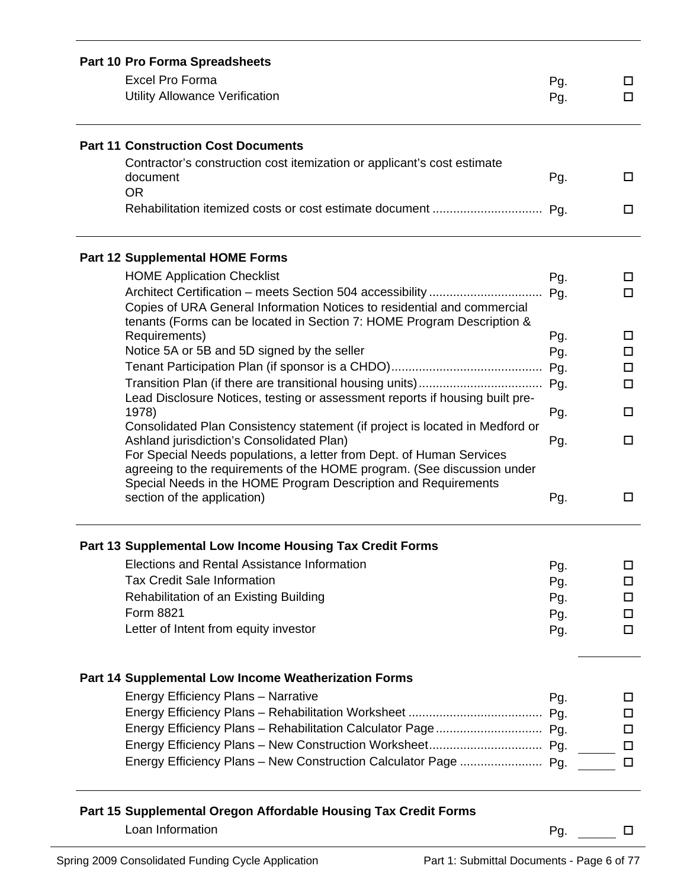## Part 10 Pro Forma Spreadsheets

| Item | Page | |
|---|---|---|
| Excel Pro Forma | Pg. | ☐ |
| Utility Allowance Verification | Pg. | ☐ |

## Part 11 Construction Cost Documents

| Item | Page | |
|---|---|---|
| Contractor's construction cost itemization or applicant's cost estimate document | Pg. | ☐ |
| OR | | |
| Rehabilitation itemized costs or cost estimate document | Pg. | ☐ |

## Part 12 Supplemental HOME Forms

| Item | Page | |
|---|---|---|
| HOME Application Checklist | Pg. | ☐ |
| Architect Certification – meets Section 504 accessibility | Pg. | ☐ |
| Copies of URA General Information Notices to residential and commercial tenants (Forms can be located in Section 7: HOME Program Description & Requirements) | Pg. | ☐ |
| Notice 5A or 5B and 5D signed by the seller | Pg. | ☐ |
| Tenant Participation Plan (if sponsor is a CHDO) | Pg. | ☐ |
| Transition Plan (if there are transitional housing units) | Pg. | ☐ |
| Lead Disclosure Notices, testing or assessment reports if housing built pre-1978) | Pg. | ☐ |
| Consolidated Plan Consistency statement (if project is located in Medford or Ashland jurisdiction's Consolidated Plan) | Pg. | ☐ |
| For Special Needs populations, a letter from Dept. of Human Services agreeing to the requirements of the HOME program. (See discussion under Special Needs in the HOME Program Description and Requirements section of the application) | Pg. | ☐ |

## Part 13 Supplemental Low Income Housing Tax Credit Forms

| Item | Page | |
|---|---|---|
| Elections and Rental Assistance Information | Pg. | ☐ |
| Tax Credit Sale Information | Pg. | ☐ |
| Rehabilitation of an Existing Building | Pg. | ☐ |
| Form 8821 | Pg. | ☐ |
| Letter of Intent from equity investor | Pg. | ☐ |

## Part 14 Supplemental Low Income Weatherization Forms

| Item | Page | |
|---|---|---|
| Energy Efficiency Plans – Narrative | Pg. | ☐ |
| Energy Efficiency Plans – Rehabilitation Worksheet | Pg. | ☐ |
| Energy Efficiency Plans – Rehabilitation Calculator Page | Pg. | ☐ |
| Energy Efficiency Plans – New Construction Worksheet | Pg. | ☐ |
| Energy Efficiency Plans – New Construction Calculator Page | Pg. | ☐ |

## Part 15 Supplemental Oregon Affordable Housing Tax Credit Forms

| Item | Page | |
|---|---|---|
| Loan Information | Pg. | ☐ |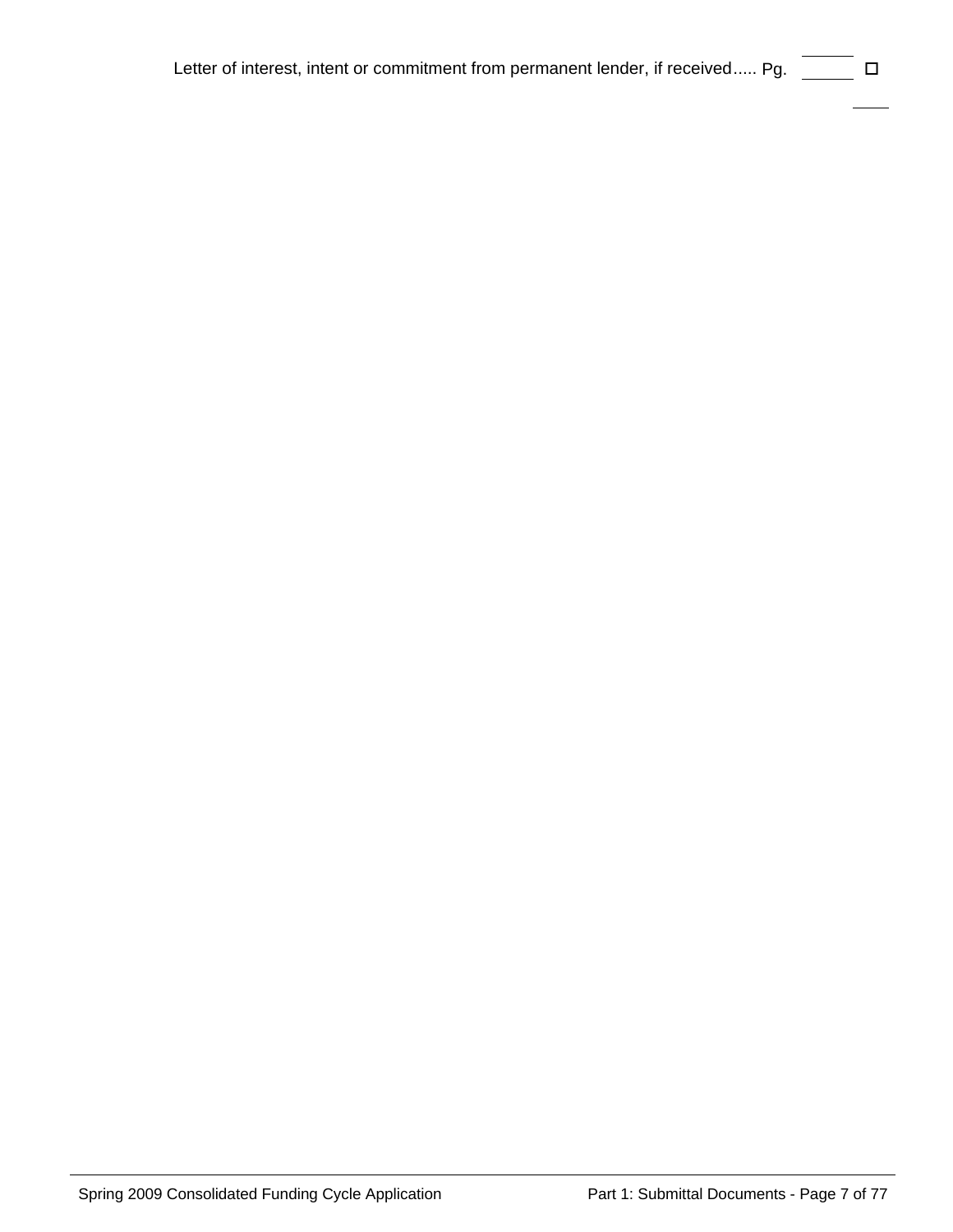Letter of interest, intent or commitment from permanent lender, if received..... Pg. ______ ☐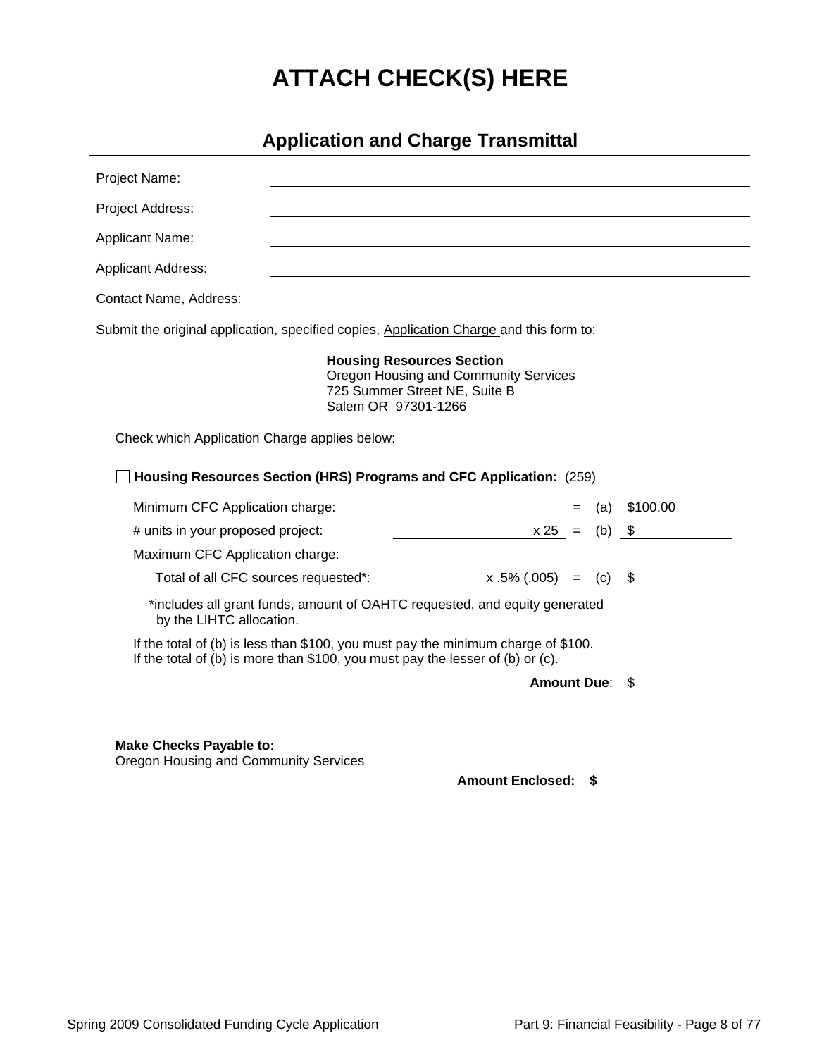# ATTACH CHECK(S) HERE

## Application and Charge Transmittal

Project Name: ______________________________

Project Address: ______________________________

Applicant Name: ______________________________

Applicant Address: ______________________________

Contact Name, Address: ______________________________

Submit the original application, specified copies, Application Charge and this form to:

**Housing Resources Section**
Oregon Housing and Community Services
725 Summer Street NE, Suite B
Salem OR 97301-1266

Check which Application Charge applies below:

☐ **Housing Resources Section (HRS) Programs and CFC Application:** (259)

| | | | | |
|---|---|---|---|---|
| Minimum CFC Application charge: | | = | (a) | $100.00 |
| # units in your proposed project: | ________ x 25 | = | (b) | $ ________ |
| Maximum CFC Application charge: | | | | |
| Total of all CFC sources requested*: | ________ x .5% (.005) | = | (c) | $ ________ |

*includes all grant funds, amount of OAHTC requested, and equity generated by the LIHTC allocation.

If the total of (b) is less than $100, you must pay the minimum charge of $100.
If the total of (b) is more than $100, you must pay the lesser of (b) or (c).

**Amount Due**: $ ________

**Make Checks Payable to:**
Oregon Housing and Community Services

**Amount Enclosed: $** ________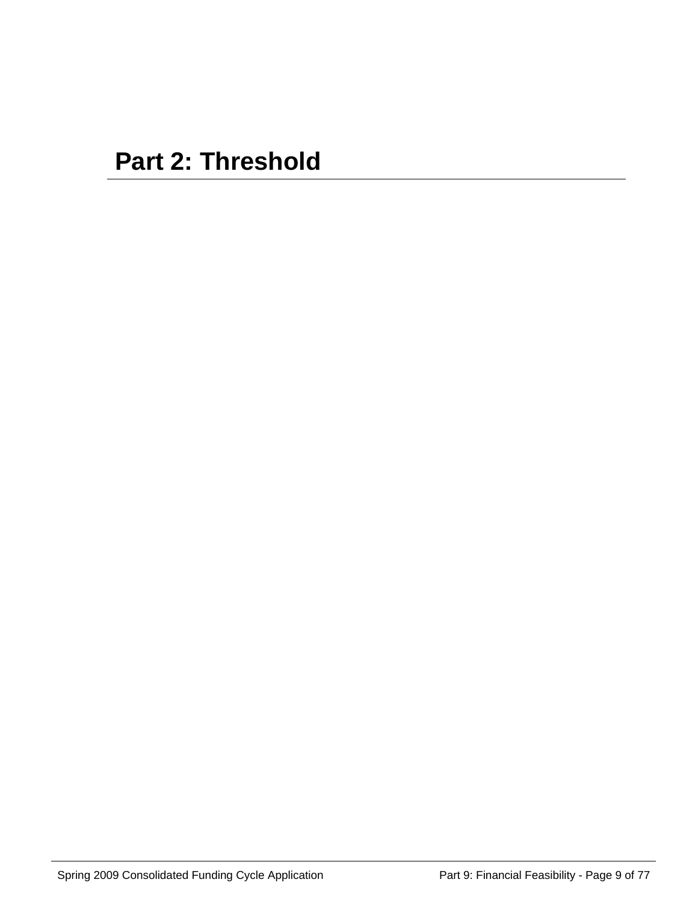# Part 2: Threshold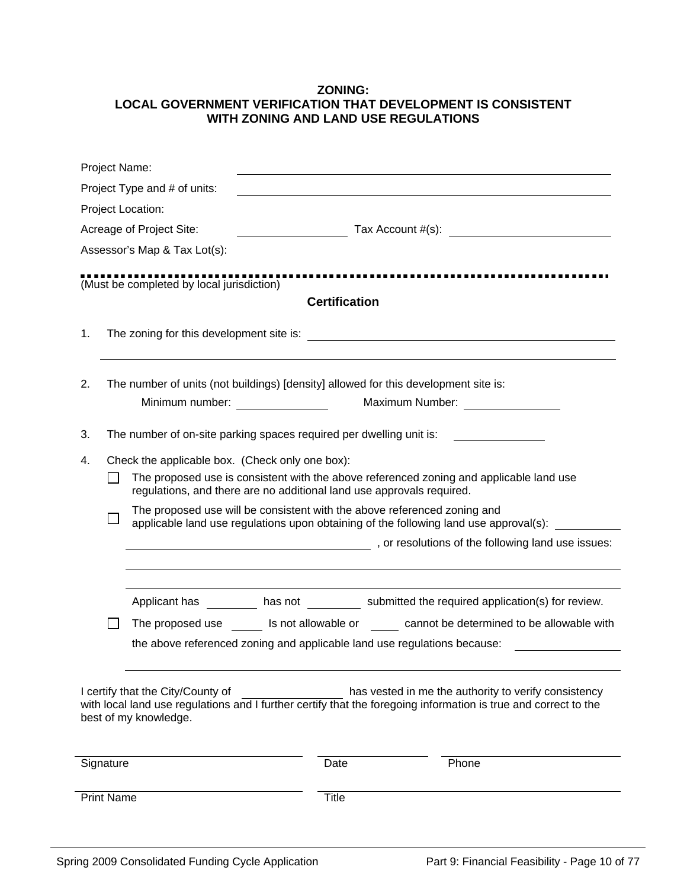## ZONING:
## LOCAL GOVERNMENT VERIFICATION THAT DEVELOPMENT IS CONSISTENT WITH ZONING AND LAND USE REGULATIONS

Project Name: ______________________________

Project Type and # of units: ______________________________

Project Location:

Acreage of Project Site: ______________ Tax Account #(s): ______________

Assessor's Map & Tax Lot(s):

---

(Must be completed by local jurisdiction)

### Certification

1. The zoning for this development site is: ______________________________

   ______________________________

2. The number of units (not buildings) [density] allowed for this development site is:

   Minimum number: ____________ Maximum Number: ____________

3. The number of on-site parking spaces required per dwelling unit is: ____________

4. Check the applicable box. (Check only one box):

   ☐ The proposed use is consistent with the above referenced zoning and applicable land use regulations, and there are no additional land use approvals required.

   ☐ The proposed use will be consistent with the above referenced zoning and applicable land use regulations upon obtaining of the following land use approval(s): ____________

   ______________________________ , or resolutions of the following land use issues:

   ______________________________

   ______________________________

   Applicant has ________ has not ________ submitted the required application(s) for review.

   ☐ The proposed use _____ Is not allowable or _____ cannot be determined to be allowable with the above referenced zoning and applicable land use regulations because: ____________

   ______________________________

I certify that the City/County of ______________ has vested in me the authority to verify consistency with local land use regulations and I further certify that the foregoing information is true and correct to the best of my knowledge.

| ______________________ | ______________ | ______________ |
|---|---|---|
| Signature | Date | Phone |
| Print Name | Title | |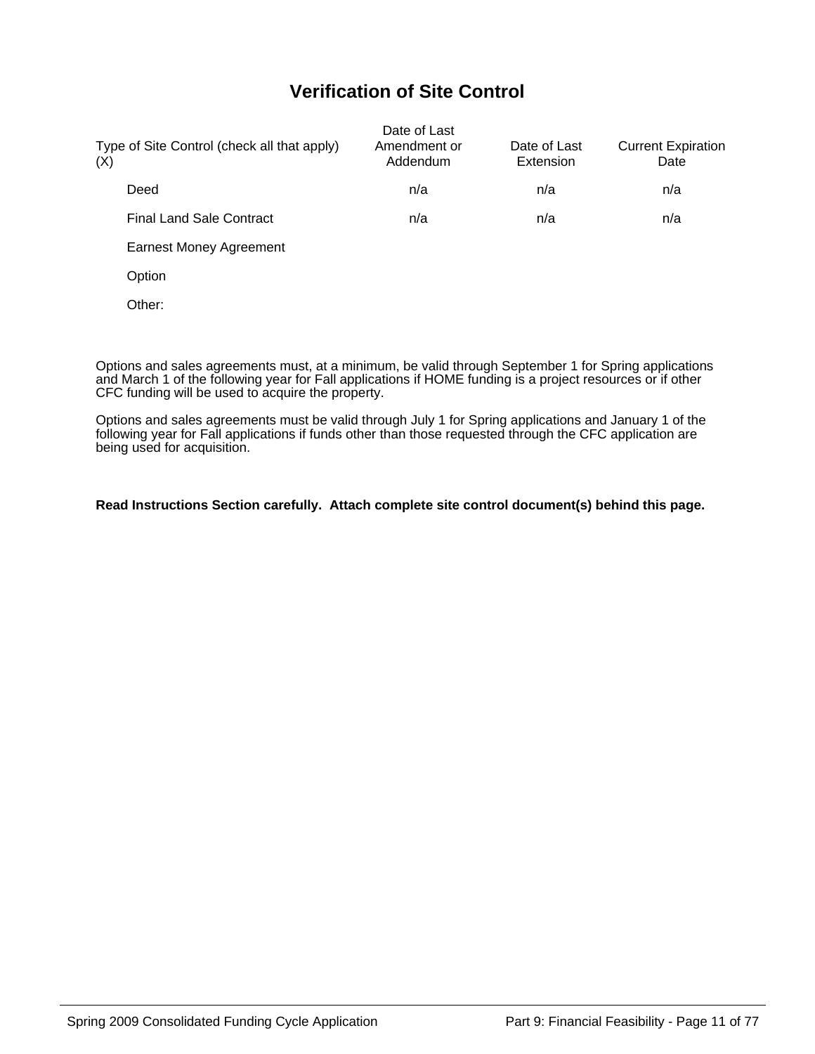# Verification of Site Control

| Type of Site Control (check all that apply) (X) | Date of Last Amendment or Addendum | Date of Last Extension | Current Expiration Date |
|---|---|---|---|
| Deed | n/a | n/a | n/a |
| Final Land Sale Contract | n/a | n/a | n/a |
| Earnest Money Agreement | | | |
| Option | | | |
| Other: | | | |

Options and sales agreements must, at a minimum, be valid through September 1 for Spring applications and March 1 of the following year for Fall applications if HOME funding is a project resources or if other CFC funding will be used to acquire the property.

Options and sales agreements must be valid through July 1 for Spring applications and January 1 of the following year for Fall applications if funds other than those requested through the CFC application are being used for acquisition.

**Read Instructions Section carefully. Attach complete site control document(s) behind this page.**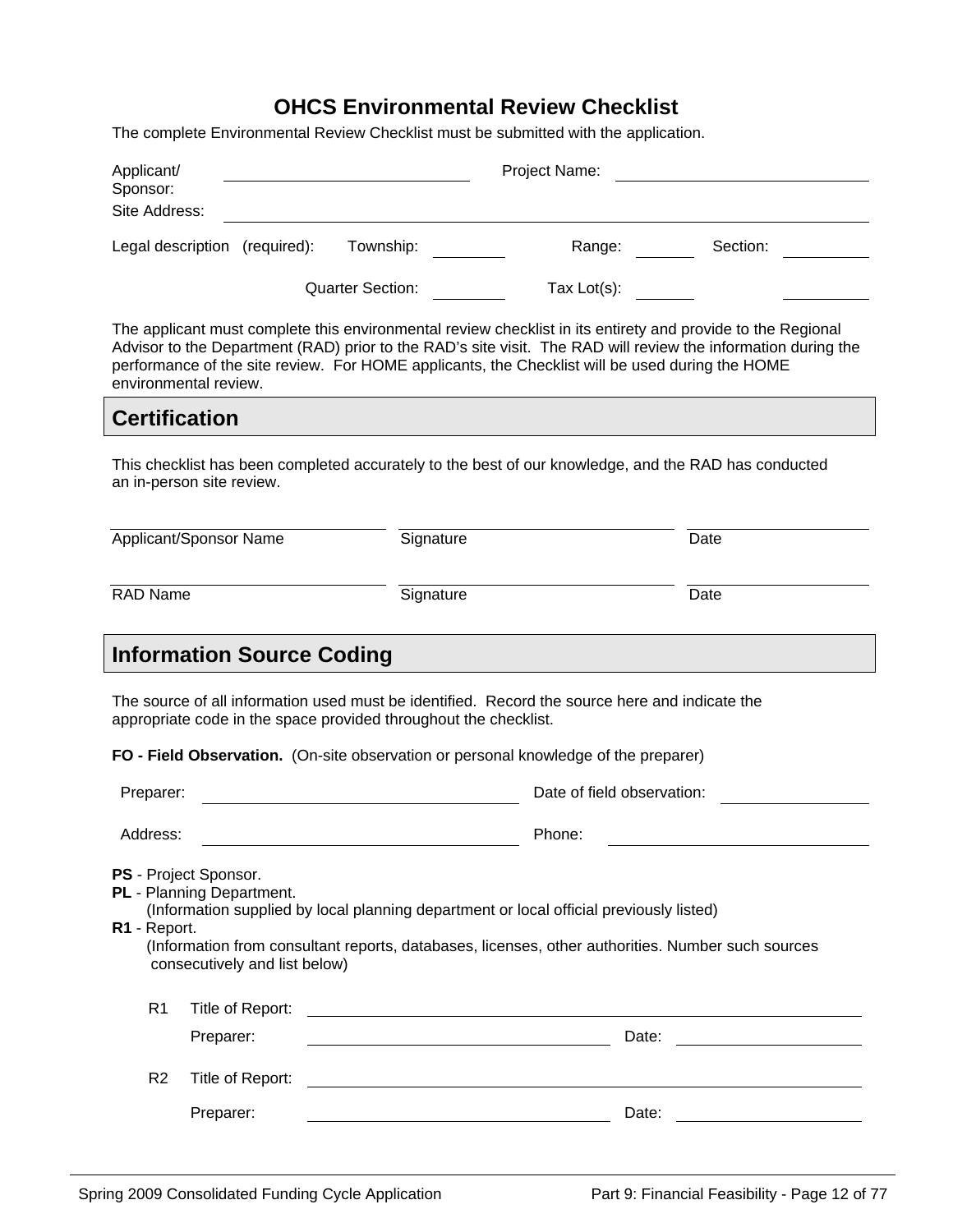# OHCS Environmental Review Checklist

The complete Environmental Review Checklist must be submitted with the application.

Applicant/ Sponsor: ______________________ Project Name: ______________________

Site Address: ______________________________________________

Legal description (required): Township: ________ Range: ________ Section: ________

Quarter Section: ________ Tax Lot(s): ________ ________

The applicant must complete this environmental review checklist in its entirety and provide to the Regional Advisor to the Department (RAD) prior to the RAD's site visit. The RAD will review the information during the performance of the site review. For HOME applicants, the Checklist will be used during the HOME environmental review.

## Certification

This checklist has been completed accurately to the best of our knowledge, and the RAD has conducted an in-person site review.

| Applicant/Sponsor Name | Signature | Date |
| --- | --- | --- |
| RAD Name | Signature | Date |

## Information Source Coding

The source of all information used must be identified. Record the source here and indicate the appropriate code in the space provided throughout the checklist.

**FO - Field Observation.** (On-site observation or personal knowledge of the preparer)

Preparer: ______________________ Date of field observation: ______________

Address: ______________________ Phone: ______________________

**PS** - Project Sponsor.
**PL** - Planning Department.
(Information supplied by local planning department or local official previously listed)
**R1** - Report.
(Information from consultant reports, databases, licenses, other authorities. Number such sources consecutively and list below)

R1 Title of Report: ______________________________________________

Preparer: ______________________ Date: ______________

R2 Title of Report: ______________________________________________

Preparer: ______________________ Date: ______________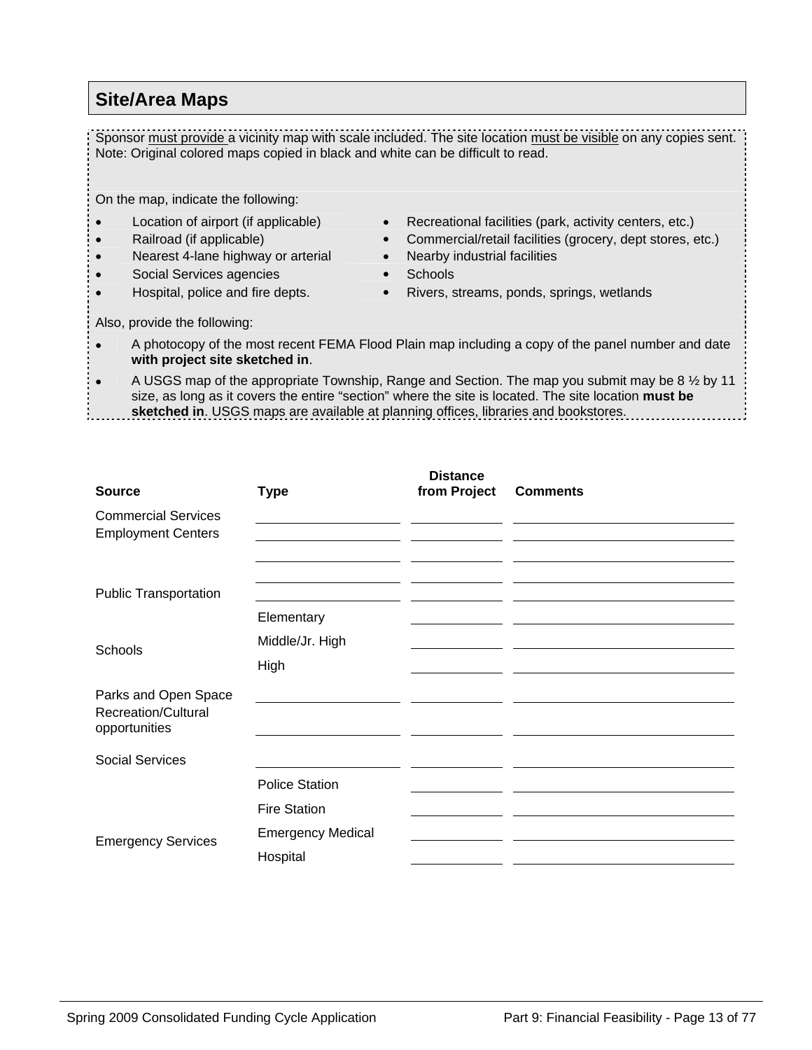## Site/Area Maps

Sponsor must provide a vicinity map with scale included. The site location must be visible on any copies sent. Note: Original colored maps copied in black and white can be difficult to read.

On the map, indicate the following:

- Location of airport (if applicable)
- Railroad (if applicable)
- Nearest 4-lane highway or arterial
- Social Services agencies
- Hospital, police and fire depts.
- Recreational facilities (park, activity centers, etc.)
- Commercial/retail facilities (grocery, dept stores, etc.)
- Nearby industrial facilities
- Schools
- Rivers, streams, ponds, springs, wetlands

Also, provide the following:

- A photocopy of the most recent FEMA Flood Plain map including a copy of the panel number and date **with project site sketched in**.
- A USGS map of the appropriate Township, Range and Section. The map you submit may be 8 ½ by 11 size, as long as it covers the entire "section" where the site is located. The site location **must be sketched in**. USGS maps are available at planning offices, libraries and bookstores.

| **Source** | **Type** | **Distance from Project** | **Comments** |
|---|---|---|---|
| Commercial Services | | | |
| Employment Centers | | | |
| | | | |
| | | | |
| Public Transportation | | | |
| Schools | Elementary | | |
| | Middle/Jr. High | | |
| | High | | |
| Parks and Open Space | | | |
| Recreation/Cultural opportunities | | | |
| Social Services | | | |
| Emergency Services | Police Station | | |
| | Fire Station | | |
| | Emergency Medical | | |
| | Hospital | | |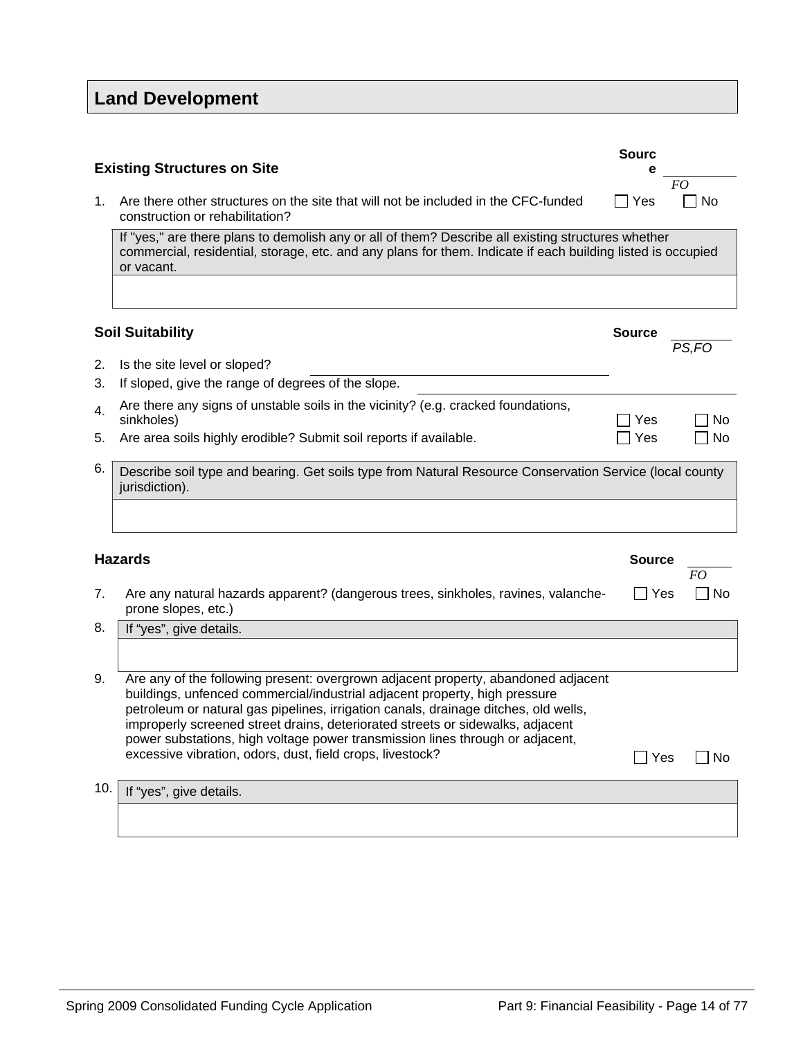## Land Development

### Existing Structures on Site

Source: *FO*

1. Are there other structures on the site that will not be included in the CFC-funded construction or rehabilitation? ☐ Yes ☐ No

| If "yes," are there plans to demolish any or all of them? Describe all existing structures whether commercial, residential, storage, etc. and any plans for them. Indicate if each building listed is occupied or vacant. |
|---|
| |

### Soil Suitability

Source: *PS,FO*

2. Is the site level or sloped? ____________________
3. If sloped, give the range of degrees of the slope. ____________________
4. Are there any signs of unstable soils in the vicinity? (e.g. cracked foundations, sinkholes) ☐ Yes ☐ No
5. Are area soils highly erodible? Submit soil reports if available. ☐ Yes ☐ No
6. 

| Describe soil type and bearing. Get soils type from Natural Resource Conservation Service (local county jurisdiction). |
|---|
| |

### Hazards

Source: *FO*

7. Are any natural hazards apparent? (dangerous trees, sinkholes, ravines, valanche-prone slopes, etc.) ☐ Yes ☐ No
8. 

| If "yes", give details. |
|---|
| |

9. Are any of the following present: overgrown adjacent property, abandoned adjacent buildings, unfenced commercial/industrial adjacent property, high pressure petroleum or natural gas pipelines, irrigation canals, drainage ditches, old wells, improperly screened street drains, deteriorated streets or sidewalks, adjacent power substations, high voltage power transmission lines through or adjacent, excessive vibration, odors, dust, field crops, livestock? ☐ Yes ☐ No
10. 

| If "yes", give details. |
|---|
| |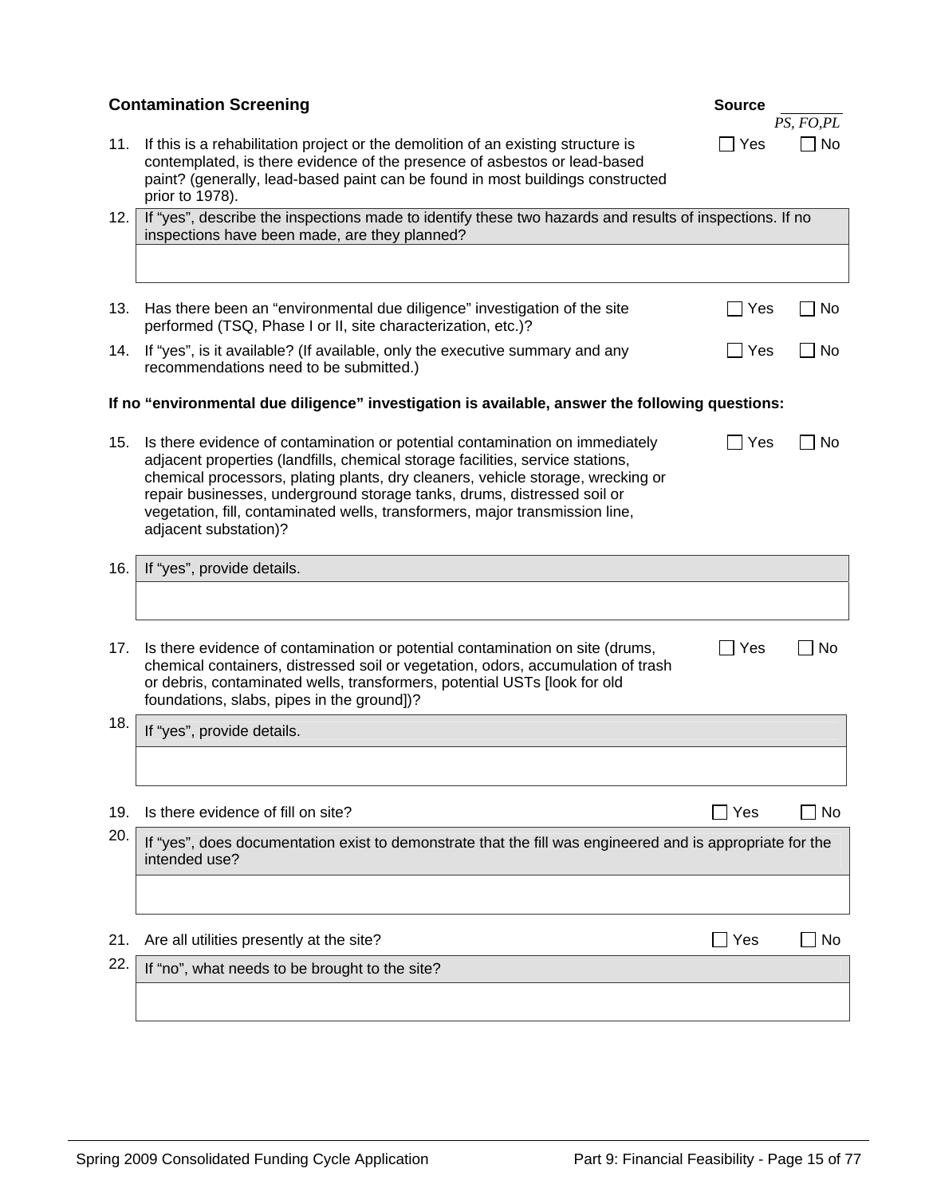## Contamination Screening

**Source** ________ *PS, FO,PL*

11. If this is a rehabilitation project or the demolition of an existing structure is contemplated, is there evidence of the presence of asbestos or lead-based paint? (generally, lead-based paint can be found in most buildings constructed prior to 1978). ☐ Yes ☐ No

12. If "yes", describe the inspections made to identify these two hazards and results of inspections. If no inspections have been made, are they planned?

13. Has there been an "environmental due diligence" investigation of the site performed (TSQ, Phase I or II, site characterization, etc.)? ☐ Yes ☐ No

14. If "yes", is it available? (If available, only the executive summary and any recommendations need to be submitted.) ☐ Yes ☐ No

**If no "environmental due diligence" investigation is available, answer the following questions:**

15. Is there evidence of contamination or potential contamination on immediately adjacent properties (landfills, chemical storage facilities, service stations, chemical processors, plating plants, dry cleaners, vehicle storage, wrecking or repair businesses, underground storage tanks, drums, distressed soil or vegetation, fill, contaminated wells, transformers, major transmission line, adjacent substation)? ☐ Yes ☐ No

16. If "yes", provide details.

17. Is there evidence of contamination or potential contamination on site (drums, chemical containers, distressed soil or vegetation, odors, accumulation of trash or debris, contaminated wells, transformers, potential USTs [look for old foundations, slabs, pipes in the ground])? ☐ Yes ☐ No

18. If "yes", provide details.

19. Is there evidence of fill on site? ☐ Yes ☐ No

20. If "yes", does documentation exist to demonstrate that the fill was engineered and is appropriate for the intended use?

21. Are all utilities presently at the site? ☐ Yes ☐ No

22. If "no", what needs to be brought to the site?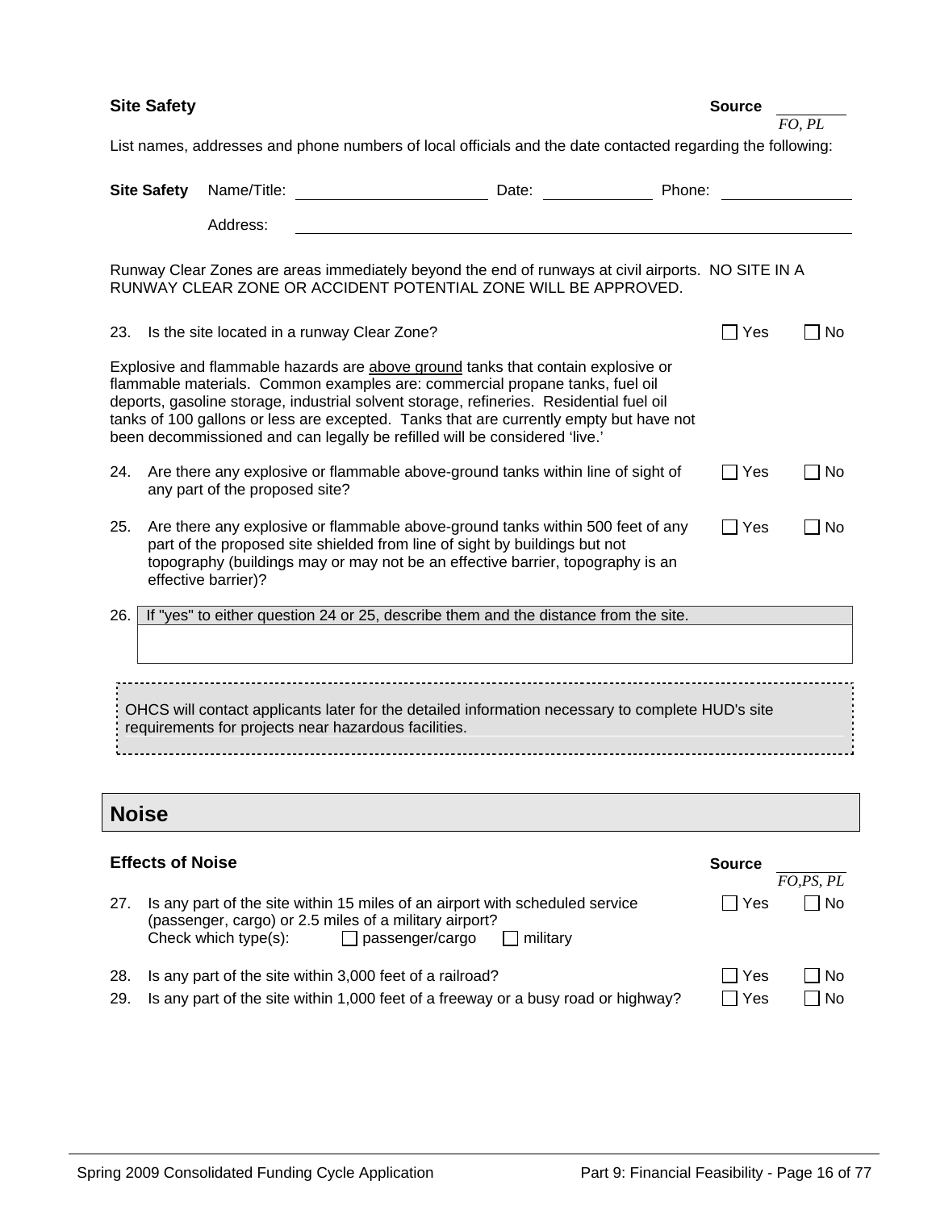### Site Safety

Source: *FO, PL*

List names, addresses and phone numbers of local officials and the date contacted regarding the following:

**Site Safety** Name/Title: ______________________ Date: ____________ Phone: ______________

Address: ____________________________________________________________

Runway Clear Zones are areas immediately beyond the end of runways at civil airports. NO SITE IN A RUNWAY CLEAR ZONE OR ACCIDENT POTENTIAL ZONE WILL BE APPROVED.

23. Is the site located in a runway Clear Zone? ☐ Yes ☐ No

Explosive and flammable hazards are above ground tanks that contain explosive or flammable materials. Common examples are: commercial propane tanks, fuel oil deports, gasoline storage, industrial solvent storage, refineries. Residential fuel oil tanks of 100 gallons or less are excepted. Tanks that are currently empty but have not been decommissioned and can legally be refilled will be considered 'live.'

24. Are there any explosive or flammable above-ground tanks within line of sight of any part of the proposed site? ☐ Yes ☐ No

25. Are there any explosive or flammable above-ground tanks within 500 feet of any part of the proposed site shielded from line of sight by buildings but not topography (buildings may or may not be an effective barrier, topography is an effective barrier)? ☐ Yes ☐ No

26. If "yes" to either question 24 or 25, describe them and the distance from the site.

OHCS will contact applicants later for the detailed information necessary to complete HUD's site requirements for projects near hazardous facilities.

## Noise

### Effects of Noise

Source: *FO,PS, PL*

27. Is any part of the site within 15 miles of an airport with scheduled service (passenger, cargo) or 2.5 miles of a military airport? ☐ Yes ☐ No
    Check which type(s): ☐ passenger/cargo ☐ military

28. Is any part of the site within 3,000 feet of a railroad? ☐ Yes ☐ No

29. Is any part of the site within 1,000 feet of a freeway or a busy road or highway? ☐ Yes ☐ No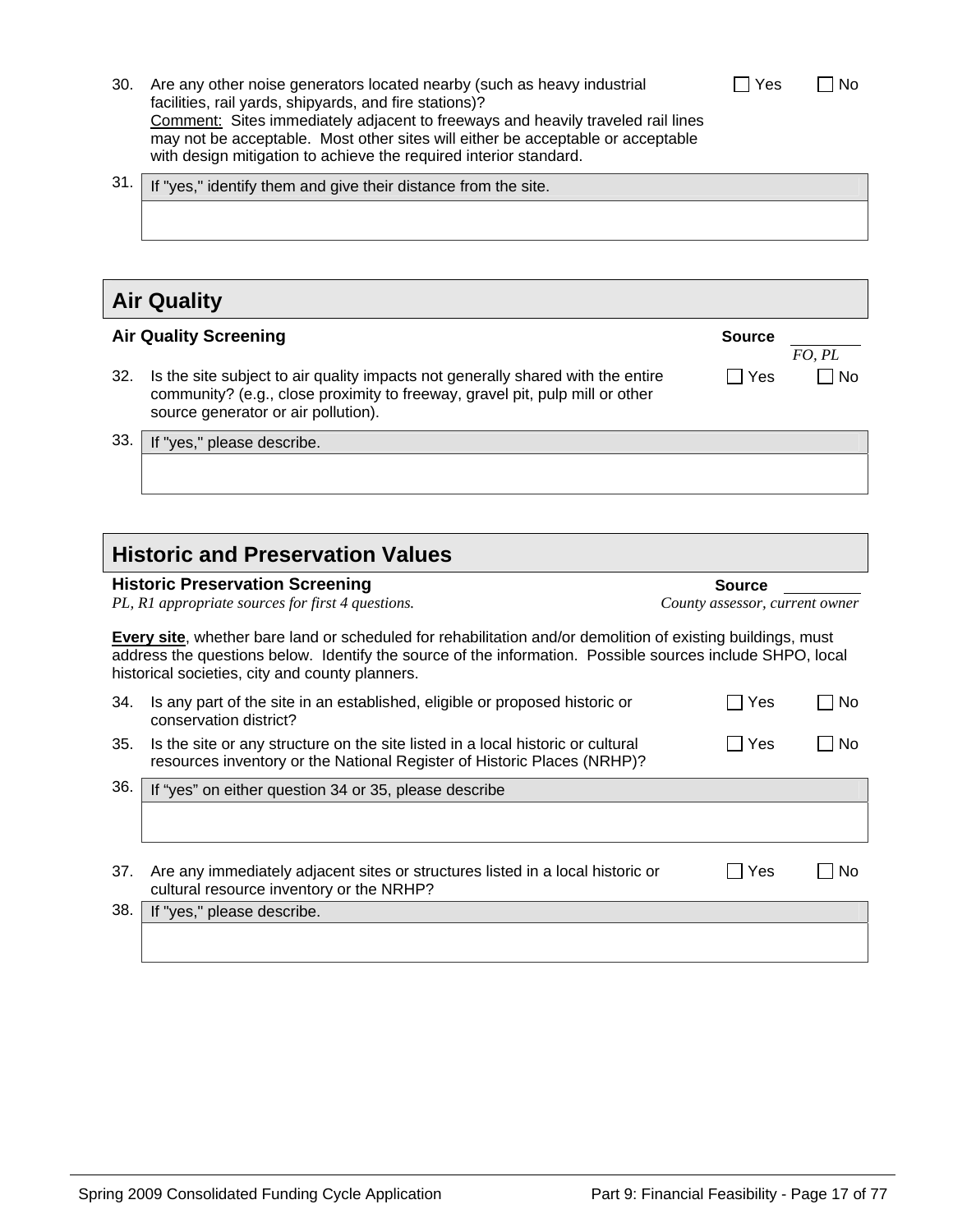30. Are any other noise generators located nearby (such as heavy industrial facilities, rail yards, shipyards, and fire stations)? ☐ Yes ☐ No
Comment: Sites immediately adjacent to freeways and heavily traveled rail lines may not be acceptable. Most other sites will either be acceptable or acceptable with design mitigation to achieve the required interior standard.

31. If "yes," identify them and give their distance from the site.

## Air Quality

### Air Quality Screening

Source *FO, PL*

32. Is the site subject to air quality impacts not generally shared with the entire community? (e.g., close proximity to freeway, gravel pit, pulp mill or other source generator or air pollution). ☐ Yes ☐ No

33. If "yes," please describe.

## Historic and Preservation Values

### Historic Preservation Screening

*PL, R1 appropriate sources for first 4 questions.*

Source *County assessor, current owner*

**Every site**, whether bare land or scheduled for rehabilitation and/or demolition of existing buildings, must address the questions below. Identify the source of the information. Possible sources include SHPO, local historical societies, city and county planners.

34. Is any part of the site in an established, eligible or proposed historic or conservation district? ☐ Yes ☐ No

35. Is the site or any structure on the site listed in a local historic or cultural resources inventory or the National Register of Historic Places (NRHP)? ☐ Yes ☐ No

36. If "yes" on either question 34 or 35, please describe

37. Are any immediately adjacent sites or structures listed in a local historic or cultural resource inventory or the NRHP? ☐ Yes ☐ No

38. If "yes," please describe.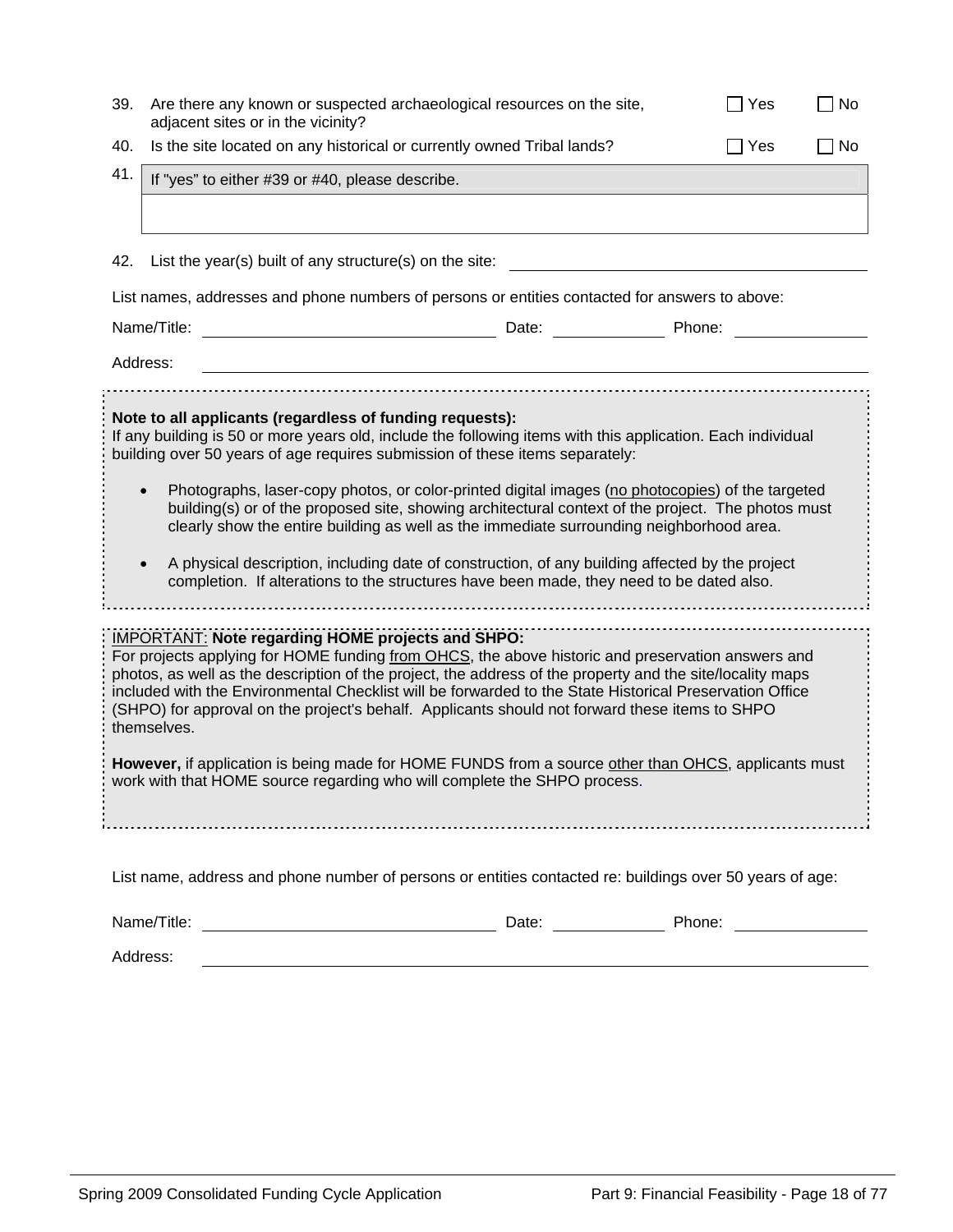39. Are there any known or suspected archaeological resources on the site, adjacent sites or in the vicinity? ☐ Yes ☐ No

40. Is the site located on any historical or currently owned Tribal lands? ☐ Yes ☐ No

41. If "yes" to either #39 or #40, please describe.

42. List the year(s) built of any structure(s) on the site: ____________________

List names, addresses and phone numbers of persons or entities contacted for answers to above:

Name/Title: ____________________ Date: __________ Phone: __________

Address: ____________________

**Note to all applicants (regardless of funding requests):**
If any building is 50 or more years old, include the following items with this application. Each individual building over 50 years of age requires submission of these items separately:

- Photographs, laser-copy photos, or color-printed digital images (no photocopies) of the targeted building(s) or of the proposed site, showing architectural context of the project. The photos must clearly show the entire building as well as the immediate surrounding neighborhood area.
- A physical description, including date of construction, of any building affected by the project completion. If alterations to the structures have been made, they need to be dated also.

IMPORTANT: **Note regarding HOME projects and SHPO:**
For projects applying for HOME funding from OHCS, the above historic and preservation answers and photos, as well as the description of the project, the address of the property and the site/locality maps included with the Environmental Checklist will be forwarded to the State Historical Preservation Office (SHPO) for approval on the project's behalf. Applicants should not forward these items to SHPO themselves.

**However,** if application is being made for HOME FUNDS from a source other than OHCS, applicants must work with that HOME source regarding who will complete the SHPO process.

List name, address and phone number of persons or entities contacted re: buildings over 50 years of age:

Name/Title: ____________________ Date: __________ Phone: __________

Address: ____________________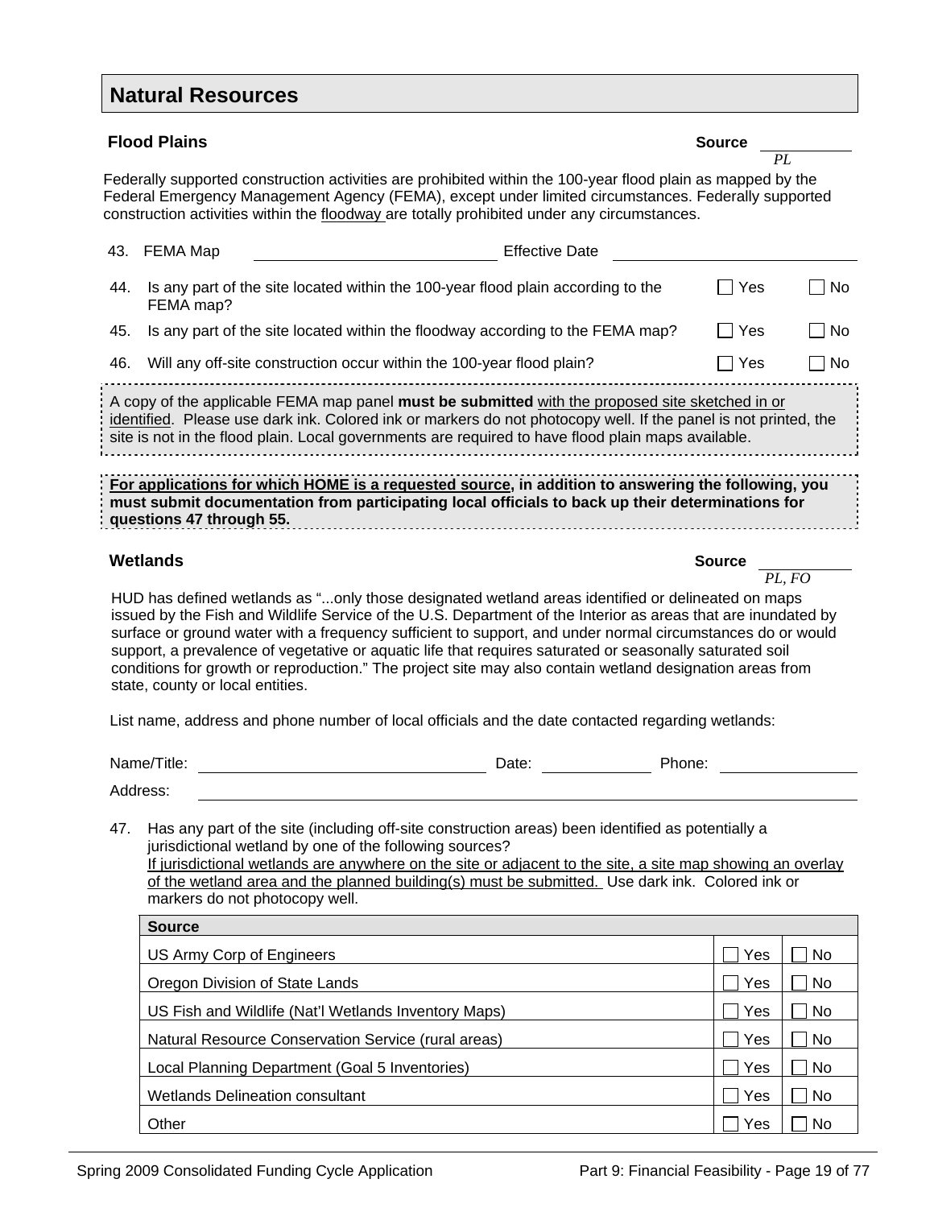## Natural Resources

### Flood Plains

Source: *PL*

Federally supported construction activities are prohibited within the 100-year flood plain as mapped by the Federal Emergency Management Agency (FEMA), except under limited circumstances. Federally supported construction activities within the floodway are totally prohibited under any circumstances.

43. FEMA Map ______________________ Effective Date ______________________

44. Is any part of the site located within the 100-year flood plain according to the FEMA map? ☐ Yes ☐ No

45. Is any part of the site located within the floodway according to the FEMA map? ☐ Yes ☐ No

46. Will any off-site construction occur within the 100-year flood plain? ☐ Yes ☐ No

A copy of the applicable FEMA map panel **must be submitted** with the proposed site sketched in or identified. Please use dark ink. Colored ink or markers do not photocopy well. If the panel is not printed, the site is not in the flood plain. Local governments are required to have flood plain maps available.

**For applications for which HOME is a requested source, in addition to answering the following, you must submit documentation from participating local officials to back up their determinations for questions 47 through 55.**

### Wetlands

Source: *PL, FO*

HUD has defined wetlands as "...only those designated wetland areas identified or delineated on maps issued by the Fish and Wildlife Service of the U.S. Department of the Interior as areas that are inundated by surface or ground water with a frequency sufficient to support, and under normal circumstances do or would support, a prevalence of vegetative or aquatic life that requires saturated or seasonally saturated soil conditions for growth or reproduction." The project site may also contain wetland designation areas from state, county or local entities.

List name, address and phone number of local officials and the date contacted regarding wetlands:

Name/Title: ______________________ Date: __________ Phone: __________

Address: ______________________

47. Has any part of the site (including off-site construction areas) been identified as potentially a jurisdictional wetland by one of the following sources?
If jurisdictional wetlands are anywhere on the site or adjacent to the site, a site map showing an overlay of the wetland area and the planned building(s) must be submitted. Use dark ink. Colored ink or markers do not photocopy well.

| Source | | |
|---|---|---|
| US Army Corp of Engineers | ☐ Yes | ☐ No |
| Oregon Division of State Lands | ☐ Yes | ☐ No |
| US Fish and Wildlife (Nat'l Wetlands Inventory Maps) | ☐ Yes | ☐ No |
| Natural Resource Conservation Service (rural areas) | ☐ Yes | ☐ No |
| Local Planning Department (Goal 5 Inventories) | ☐ Yes | ☐ No |
| Wetlands Delineation consultant | ☐ Yes | ☐ No |
| Other | ☐ Yes | ☐ No |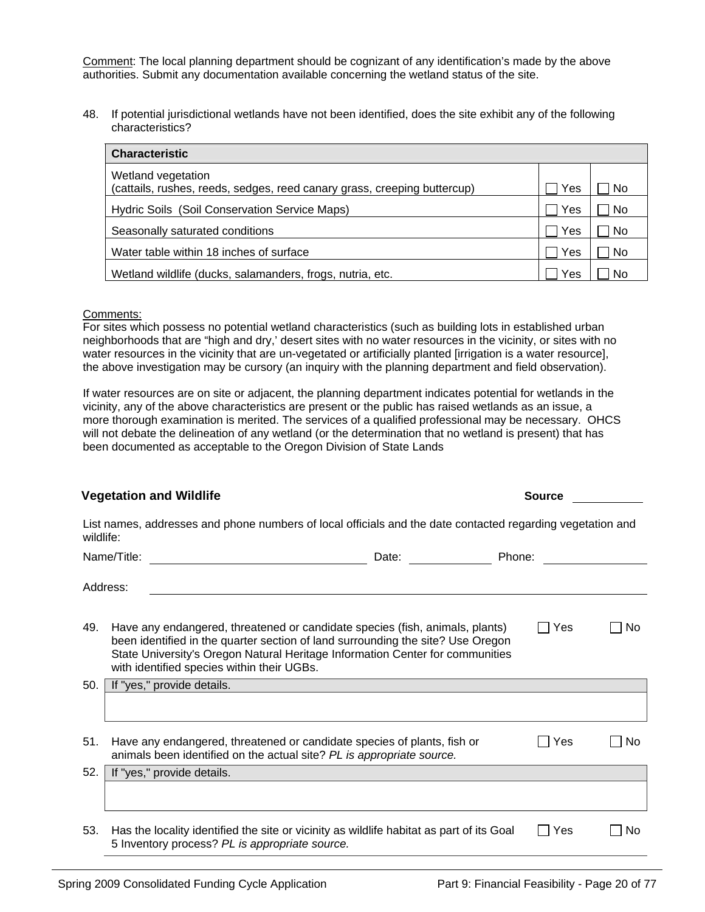Comment: The local planning department should be cognizant of any identification's made by the above authorities. Submit any documentation available concerning the wetland status of the site.

48. If potential jurisdictional wetlands have not been identified, does the site exhibit any of the following characteristics?

| Characteristic | | |
|---|---|---|
| Wetland vegetation (cattails, rushes, reeds, sedges, reed canary grass, creeping buttercup) | ☐ Yes | ☐ No |
| Hydric Soils (Soil Conservation Service Maps) | ☐ Yes | ☐ No |
| Seasonally saturated conditions | ☐ Yes | ☐ No |
| Water table within 18 inches of surface | ☐ Yes | ☐ No |
| Wetland wildlife (ducks, salamanders, frogs, nutria, etc. | ☐ Yes | ☐ No |

Comments:
For sites which possess no potential wetland characteristics (such as building lots in established urban neighborhoods that are "high and dry,' desert sites with no water resources in the vicinity, or sites with no water resources in the vicinity that are un-vegetated or artificially planted [irrigation is a water resource], the above investigation may be cursory (an inquiry with the planning department and field observation).

If water resources are on site or adjacent, the planning department indicates potential for wetlands in the vicinity, any of the above characteristics are present or the public has raised wetlands as an issue, a more thorough examination is merited. The services of a qualified professional may be necessary. OHCS will not debate the delineation of any wetland (or the determination that no wetland is present) that has been documented as acceptable to the Oregon Division of State Lands

### Vegetation and Wildlife

**Source** \_\_\_\_\_\_\_\_\_\_

List names, addresses and phone numbers of local officials and the date contacted regarding vegetation and wildlife:

Name/Title: \_\_\_\_\_\_\_\_\_\_\_\_\_\_\_\_\_\_\_\_ Date: \_\_\_\_\_\_\_\_\_\_ Phone: \_\_\_\_\_\_\_\_\_\_

Address: \_\_\_\_\_\_\_\_\_\_\_\_\_\_\_\_\_\_\_\_\_\_\_\_\_\_\_\_\_\_\_\_\_\_\_\_\_\_\_\_

49. Have any endangered, threatened or candidate species (fish, animals, plants) been identified in the quarter section of land surrounding the site? Use Oregon State University's Oregon Natural Heritage Information Center for communities with identified species within their UGBs. ☐ Yes ☐ No

50. If "yes," provide details.

51. Have any endangered, threatened or candidate species of plants, fish or animals been identified on the actual site? *PL is appropriate source.* ☐ Yes ☐ No

52. If "yes," provide details.

53. Has the locality identified the site or vicinity as wildlife habitat as part of its Goal 5 Inventory process? *PL is appropriate source.* ☐ Yes ☐ No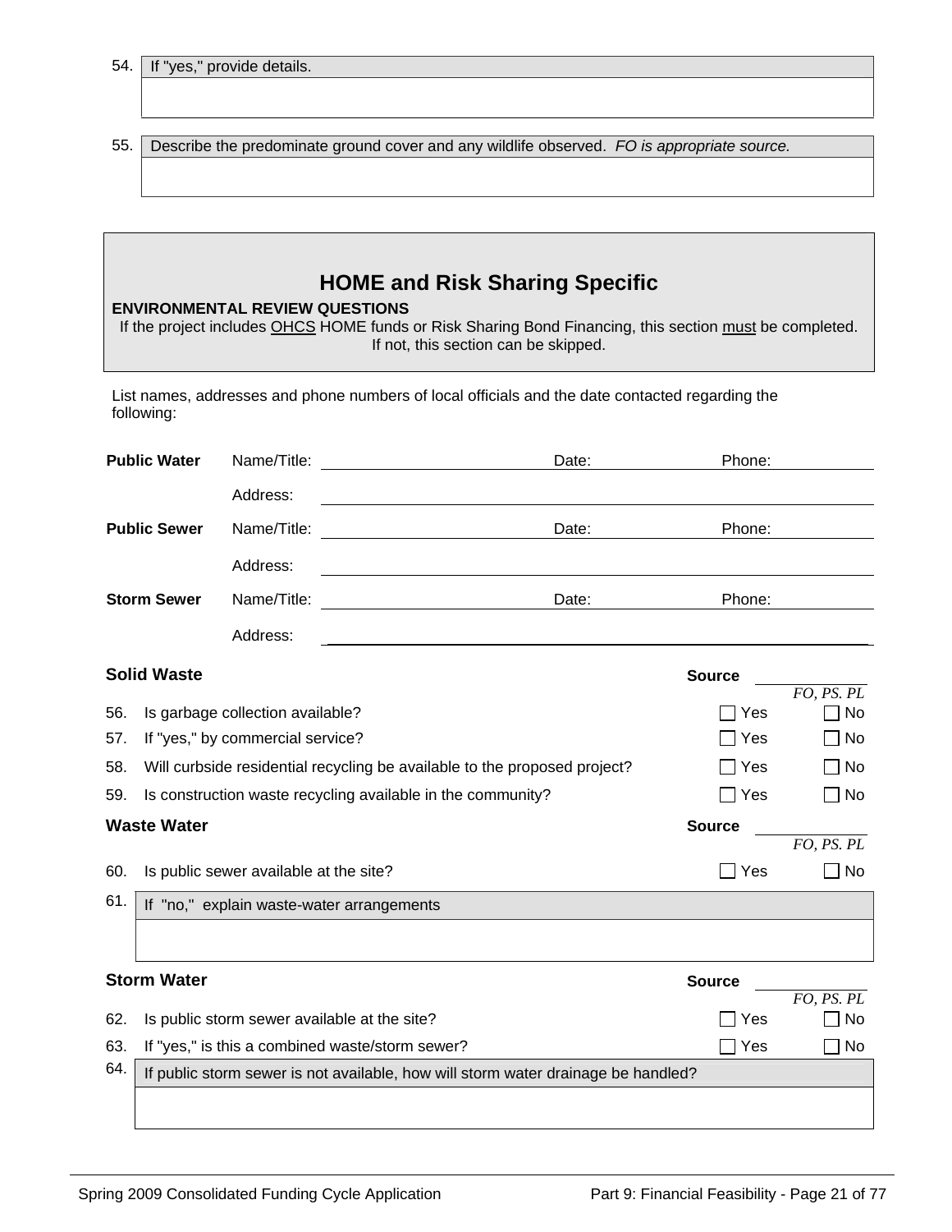54. If "yes," provide details.

55. Describe the predominate ground cover and any wildlife observed. *FO is appropriate source.*

## HOME and Risk Sharing Specific

**ENVIRONMENTAL REVIEW QUESTIONS**

If the project includes OHCS HOME funds or Risk Sharing Bond Financing, this section must be completed. If not, this section can be skipped.

List names, addresses and phone numbers of local officials and the date contacted regarding the following:

**Public Water** Name/Title: ______________ Date: ______ Phone: ______

Address: ______________

**Public Sewer** Name/Title: ______________ Date: ______ Phone: ______

Address: ______________

**Storm Sewer** Name/Title: ______________ Date: ______ Phone: ______

Address: ______________

### Solid Waste

Source ______ *FO, PS. PL*

| | | | |
|---|---|---|---|
| 56. | Is garbage collection available? | ☐ Yes | ☐ No |
| 57. | If "yes," by commercial service? | ☐ Yes | ☐ No |
| 58. | Will curbside residential recycling be available to the proposed project? | ☐ Yes | ☐ No |
| 59. | Is construction waste recycling available in the community? | ☐ Yes | ☐ No |

### Waste Water

Source ______ *FO, PS. PL*

| | | | |
|---|---|---|---|
| 60. | Is public sewer available at the site? | ☐ Yes | ☐ No |

61. If "no," explain waste-water arrangements

### Storm Water

Source ______ *FO, PS. PL*

| | | | |
|---|---|---|---|
| 62. | Is public storm sewer available at the site? | ☐ Yes | ☐ No |
| 63. | If "yes," is this a combined waste/storm sewer? | ☐ Yes | ☐ No |

64. If public storm sewer is not available, how will storm water drainage be handled?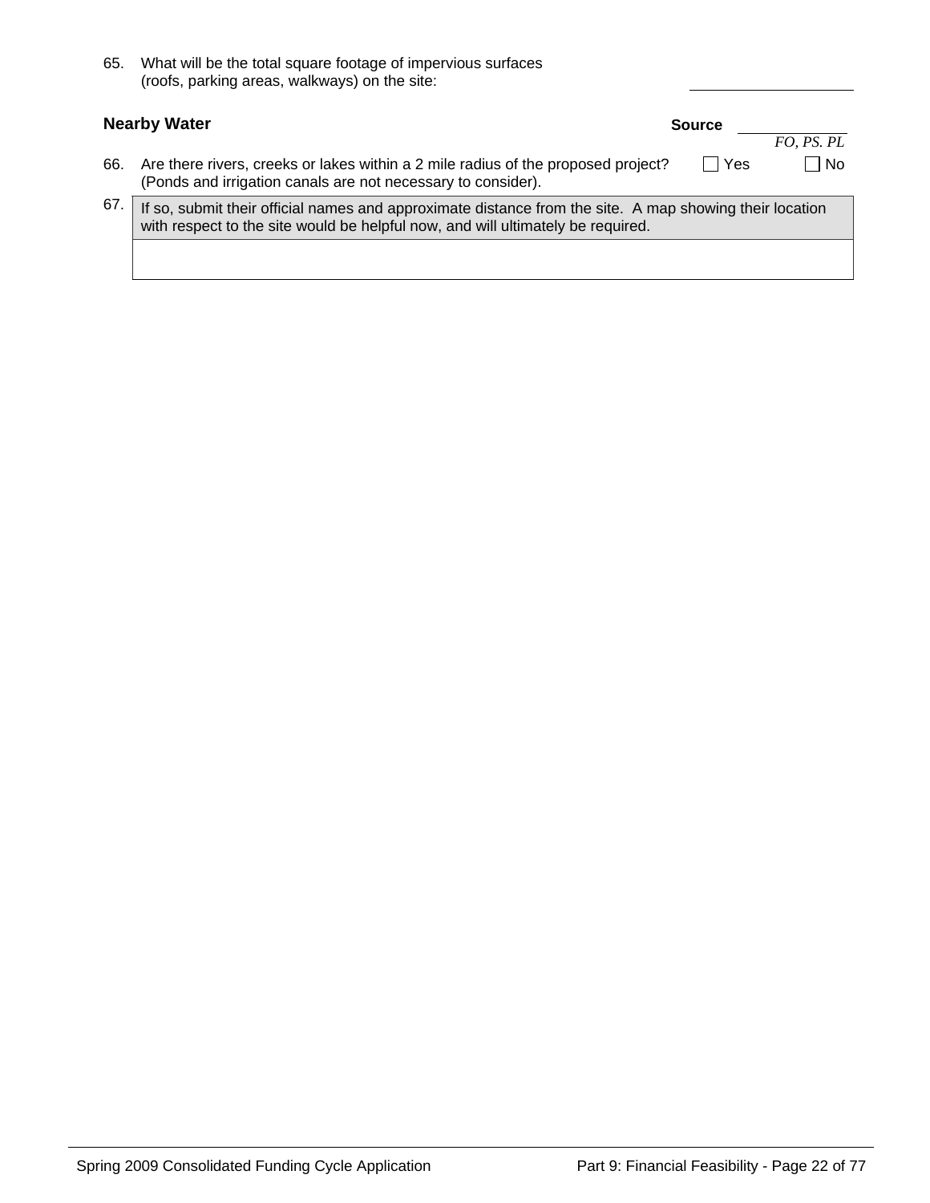65. What will be the total square footage of impervious surfaces (roofs, parking areas, walkways) on the site: ____________________

**Nearby Water** **Source** ____________ *FO, PS. PL*

66. Are there rivers, creeks or lakes within a 2 mile radius of the proposed project? (Ponds and irrigation canals are not necessary to consider). ☐ Yes ☐ No

67.

| If so, submit their official names and approximate distance from the site. A map showing their location with respect to the site would be helpful now, and will ultimately be required. |
|---|
| |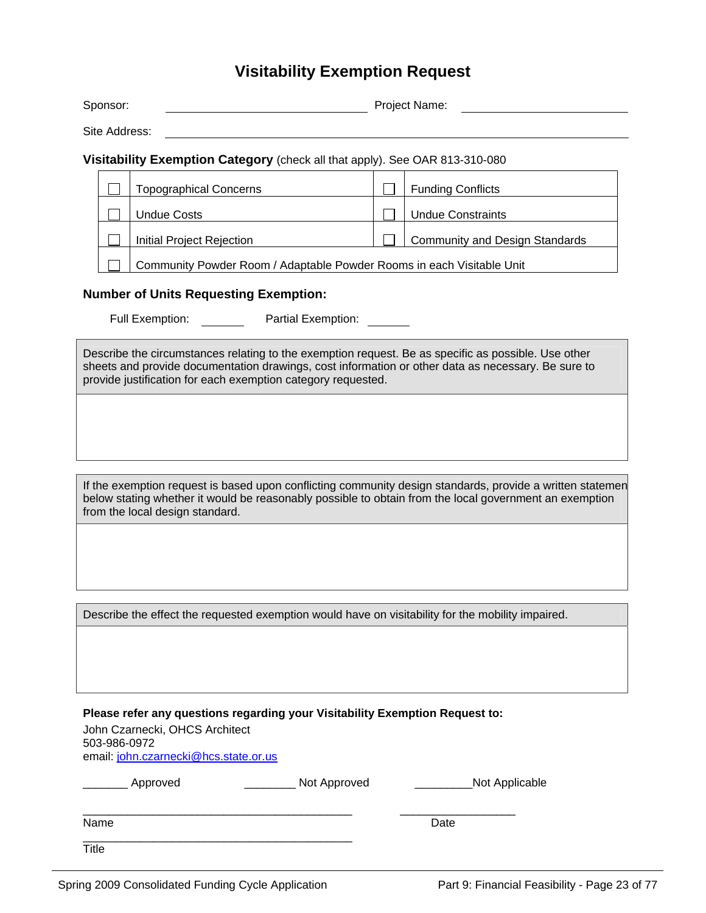# Visitability Exemption Request

Sponsor: ______________________ Project Name: ______________________

Site Address: ______________________________________________

**Visitability Exemption Category** (check all that apply). See OAR 813-310-080

| | | | |
|---|---|---|---|
| ☐ | Topographical Concerns | ☐ | Funding Conflicts |
| ☐ | Undue Costs | ☐ | Undue Constraints |
| ☐ | Initial Project Rejection | ☐ | Community and Design Standards |
| ☐ | Community Powder Room / Adaptable Powder Rooms in each Visitable Unit | | |

**Number of Units Requesting Exemption:**

Full Exemption: _______ Partial Exemption: _______

| Describe the circumstances relating to the exemption request. Be as specific as possible. Use other sheets and provide documentation drawings, cost information or other data as necessary. Be sure to provide justification for each exemption category requested. |
|---|
| |

| If the exemption request is based upon conflicting community design standards, provide a written statemen below stating whether it would be reasonably possible to obtain from the local government an exemption from the local design standard. |
|---|
| |

| Describe the effect the requested exemption would have on visitability for the mobility impaired. |
|---|
| |

**Please refer any questions regarding your Visitability Exemption Request to:**

John Czarnecki, OHCS Architect
503-986-0972
email: john.czarnecki@hcs.state.or.us

_______ Approved ________ Not Approved _________Not Applicable

___________________________________________ ___________________

Name Date

___________________________________________

Title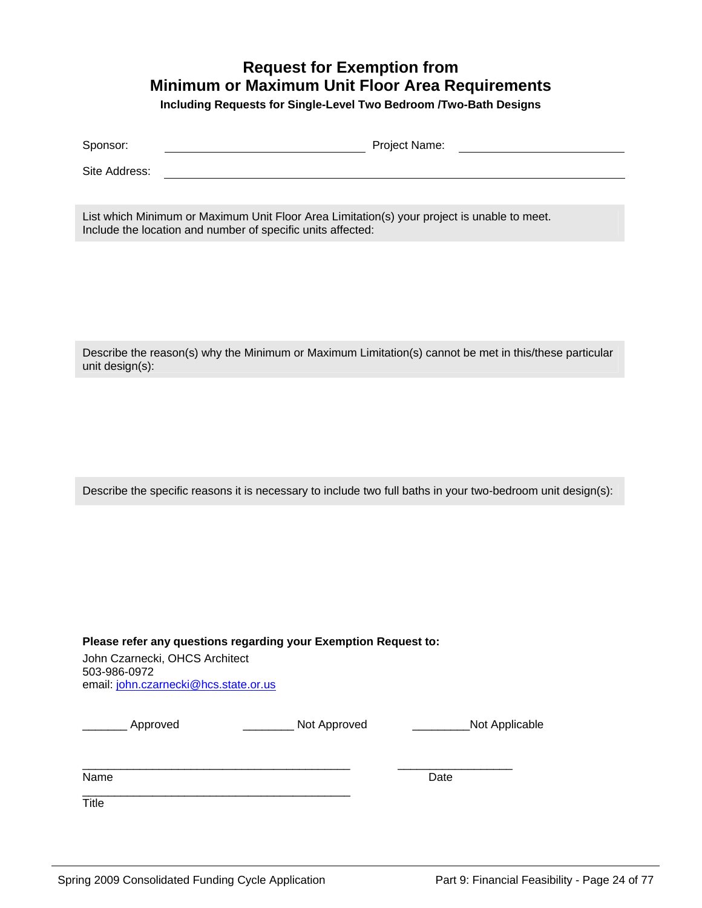# Request for Exemption from Minimum or Maximum Unit Floor Area Requirements

**Including Requests for Single-Level Two Bedroom /Two-Bath Designs**

Sponsor: ______________________ Project Name: ______________________

Site Address: ______________________________________________

List which Minimum or Maximum Unit Floor Area Limitation(s) your project is unable to meet. Include the location and number of specific units affected:

Describe the reason(s) why the Minimum or Maximum Limitation(s) cannot be met in this/these particular unit design(s):

Describe the specific reasons it is necessary to include two full baths in your two-bedroom unit design(s):

**Please refer any questions regarding your Exemption Request to:**

John Czarnecki, OHCS Architect
503-986-0972
email: john.czarnecki@hcs.state.or.us

_______ Approved ________ Not Approved _________Not Applicable

____________________________________________ __________________
Name Date

____________________________________________
Title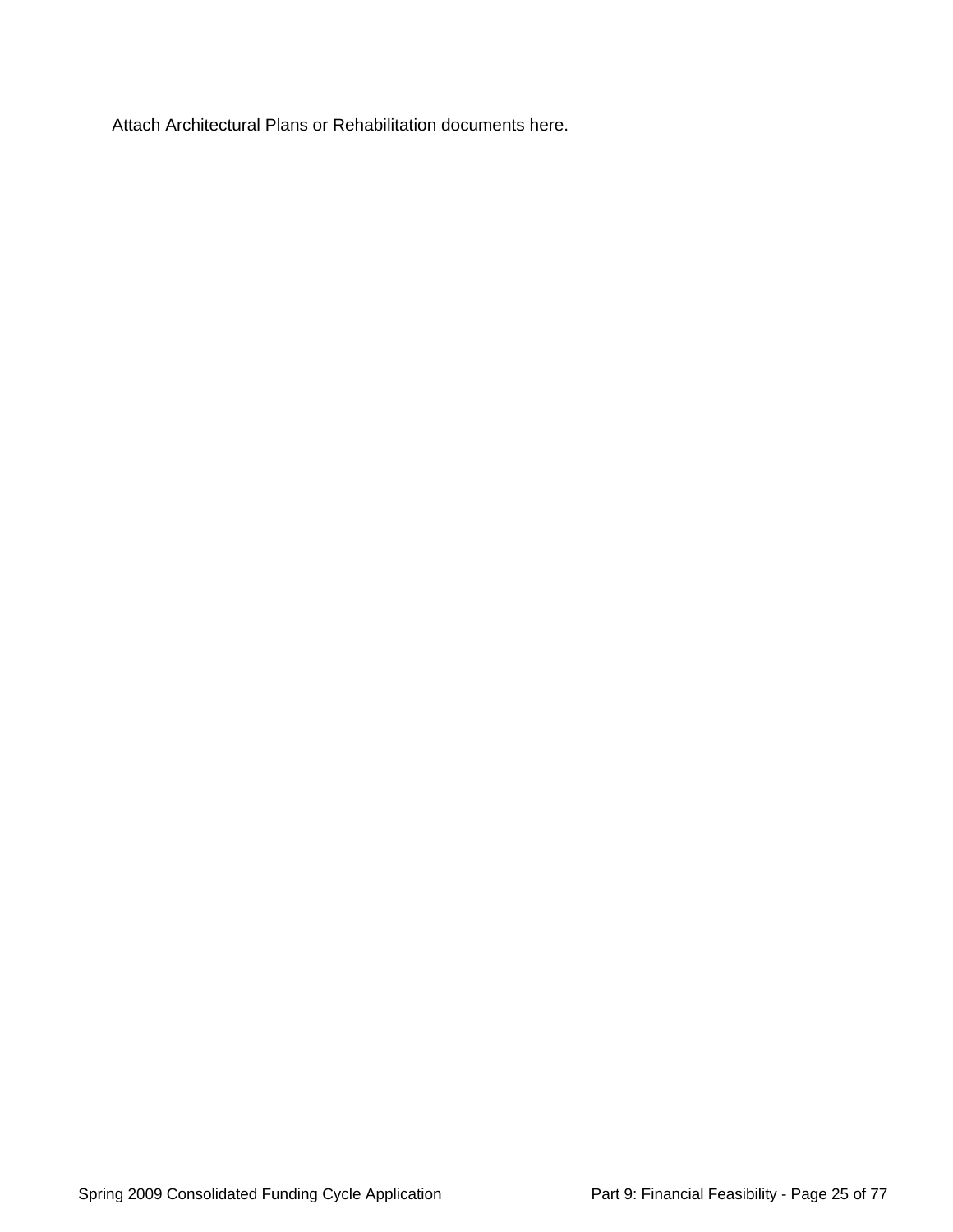Attach Architectural Plans or Rehabilitation documents here.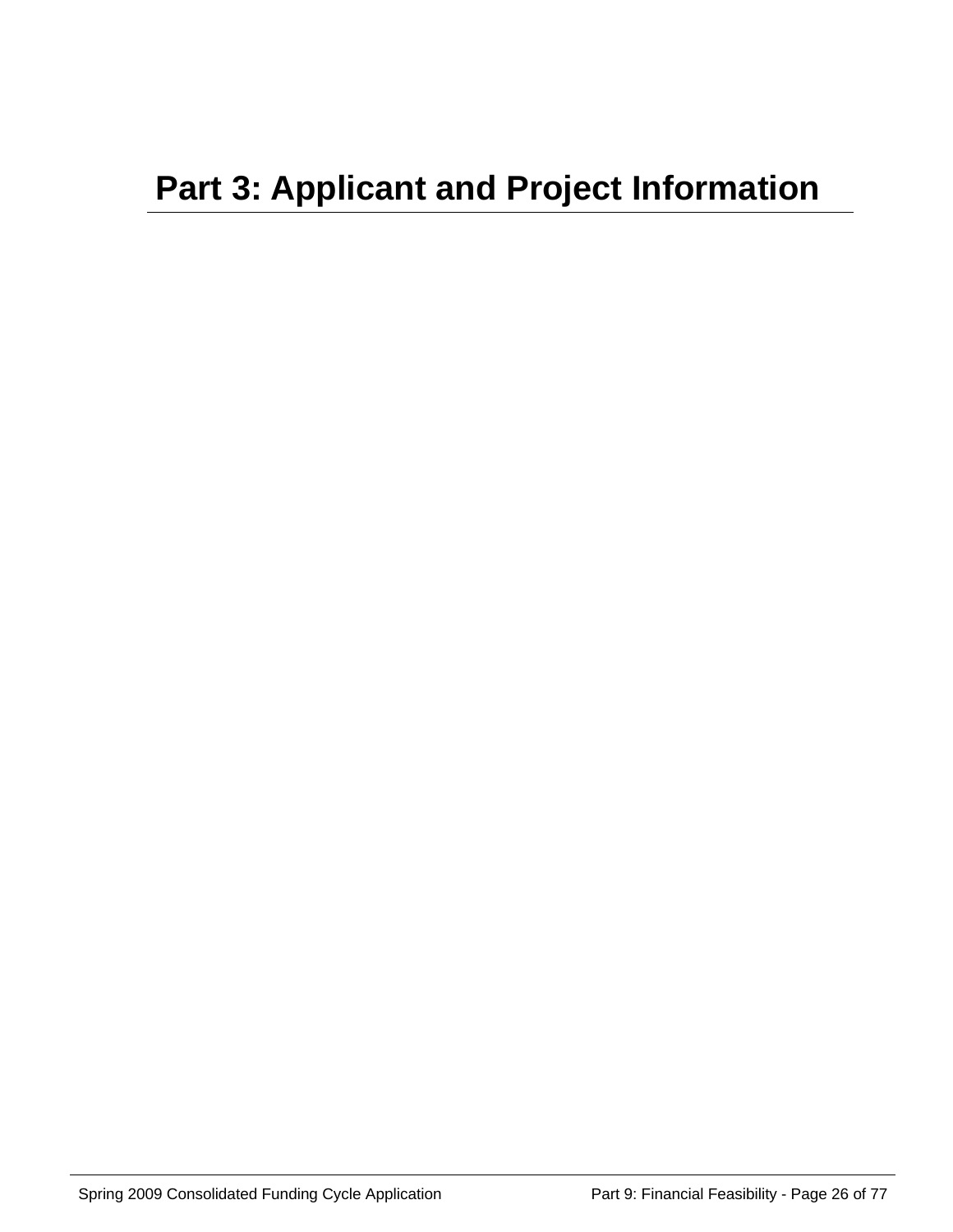# Part 3: Applicant and Project Information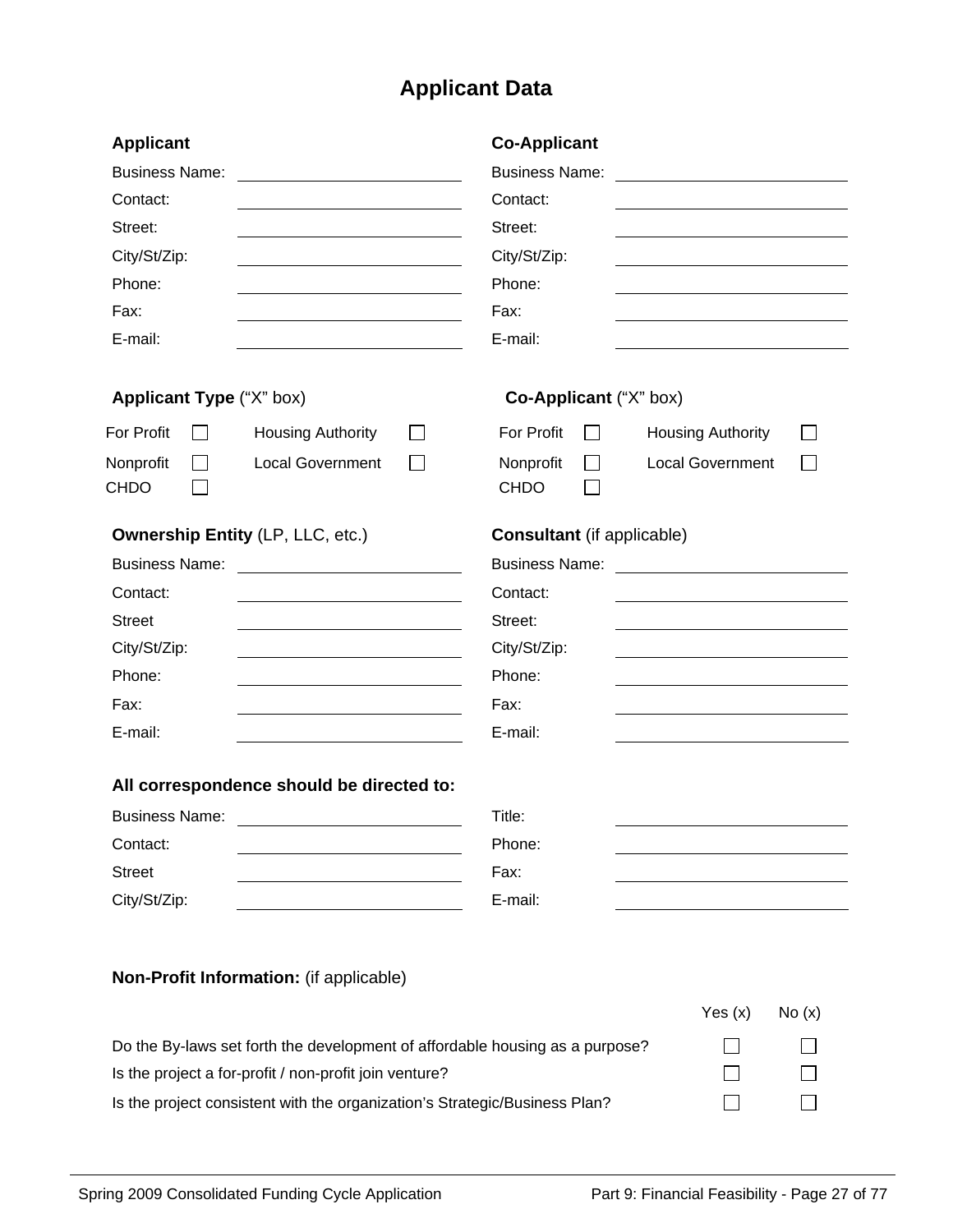# Applicant Data

| **Applicant** | | **Co-Applicant** | |
|---|---|---|---|
| Business Name: | | Business Name: | |
| Contact: | | Contact: | |
| Street: | | Street: | |
| City/St/Zip: | | City/St/Zip: | |
| Phone: | | Phone: | |
| Fax: | | Fax: | |
| E-mail: | | E-mail: | |

**Applicant Type** ("X" box)

| | | | |
|---|---|---|---|
| For Profit | ☐ | Housing Authority | ☐ |
| Nonprofit | ☐ | Local Government | ☐ |
| CHDO | ☐ | | |

**Co-Applicant** ("X" box)

| | | | |
|---|---|---|---|
| For Profit | ☐ | Housing Authority | ☐ |
| Nonprofit | ☐ | Local Government | ☐ |
| CHDO | ☐ | | |

| **Ownership Entity** (LP, LLC, etc.) | | **Consultant** (if applicable) | |
|---|---|---|---|
| Business Name: | | Business Name: | |
| Contact: | | Contact: | |
| Street | | Street: | |
| City/St/Zip: | | City/St/Zip: | |
| Phone: | | Phone: | |
| Fax: | | Fax: | |
| E-mail: | | E-mail: | |

**All correspondence should be directed to:**

| | | | |
|---|---|---|---|
| Business Name: | | Title: | |
| Contact: | | Phone: | |
| Street | | Fax: | |
| City/St/Zip: | | E-mail: | |

**Non-Profit Information:** (if applicable)

| | Yes (x) | No (x) |
|---|---|---|
| Do the By-laws set forth the development of affordable housing as a purpose? | ☐ | ☐ |
| Is the project a for-profit / non-profit join venture? | ☐ | ☐ |
| Is the project consistent with the organization's Strategic/Business Plan? | ☐ | ☐ |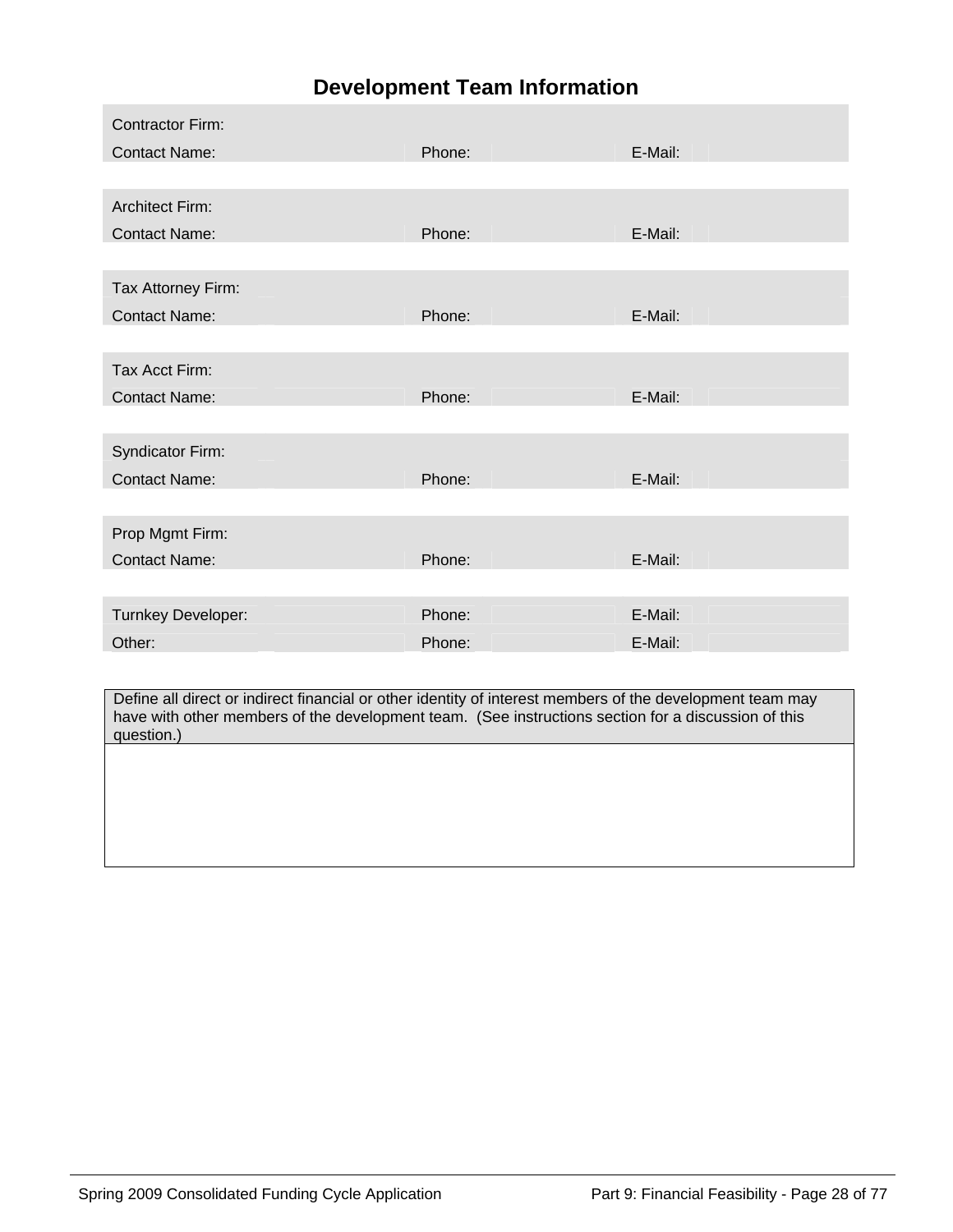# Development Team Information

| | | | | | |
|---|---|---|---|---|---|
| Contractor Firm: | | | | | |
| Contact Name: | | Phone: | | E-Mail: | |
| Architect Firm: | | | | | |
| Contact Name: | | Phone: | | E-Mail: | |
| Tax Attorney Firm: | | | | | |
| Contact Name: | | Phone: | | E-Mail: | |
| Tax Acct Firm: | | | | | |
| Contact Name: | | Phone: | | E-Mail: | |
| Syndicator Firm: | | | | | |
| Contact Name: | | Phone: | | E-Mail: | |
| Prop Mgmt Firm: | | | | | |
| Contact Name: | | Phone: | | E-Mail: | |
| Turnkey Developer: | | Phone: | | E-Mail: | |
| Other: | | Phone: | | E-Mail: | |

| Define all direct or indirect financial or other identity of interest members of the development team may have with other members of the development team. (See instructions section for a discussion of this question.) |
|---|
| |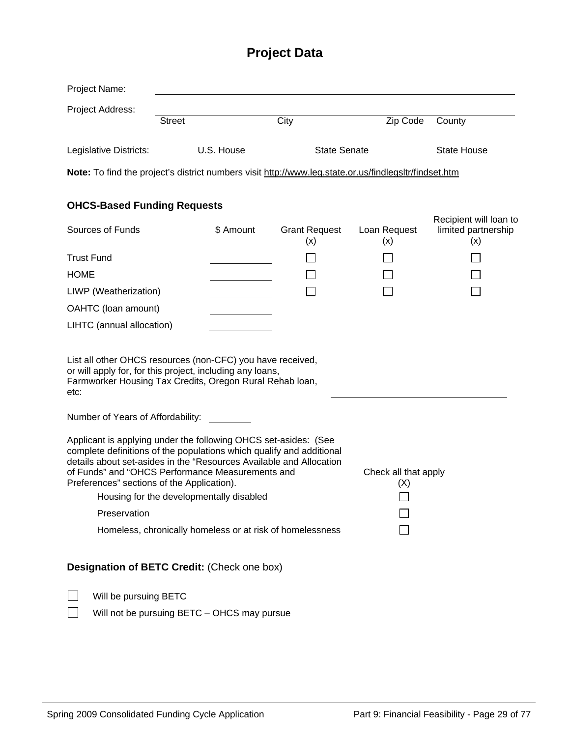# Project Data

Project Name: ______________________________

Project Address: ______________________________

Street | City | Zip Code | County

Legislative Districts: ________ U.S. House ________ State Senate ________ State House

**Note:** To find the project's district numbers visit http://www.leg.state.or.us/findlegsltr/findset.htm

### OHCS-Based Funding Requests

| Sources of Funds | $ Amount | Grant Request (x) | Loan Request (x) | Recipient will loan to limited partnership (x) |
|---|---|---|---|---|
| Trust Fund | ________ | ☐ | ☐ | ☐ |
| HOME | ________ | ☐ | ☐ | ☐ |
| LIWP (Weatherization) | ________ | ☐ | ☐ | ☐ |
| OAHTC (loan amount) | ________ | | | |
| LIHTC (annual allocation) | ________ | | | |

List all other OHCS resources (non-CFC) you have received, or will apply for, for this project, including any loans, Farmworker Housing Tax Credits, Oregon Rural Rehab loan, etc: ______________________________

Number of Years of Affordability: ________

Applicant is applying under the following OHCS set-asides: (See complete definitions of the populations which qualify and additional details about set-asides in the "Resources Available and Allocation of Funds" and "OHCS Performance Measurements and Preferences" sections of the Application).

| | Check all that apply (X) |
|---|---|
| Housing for the developmentally disabled | ☐ |
| Preservation | ☐ |
| Homeless, chronically homeless or at risk of homelessness | ☐ |

**Designation of BETC Credit:** (Check one box)

☐ Will be pursuing BETC

☐ Will not be pursuing BETC – OHCS may pursue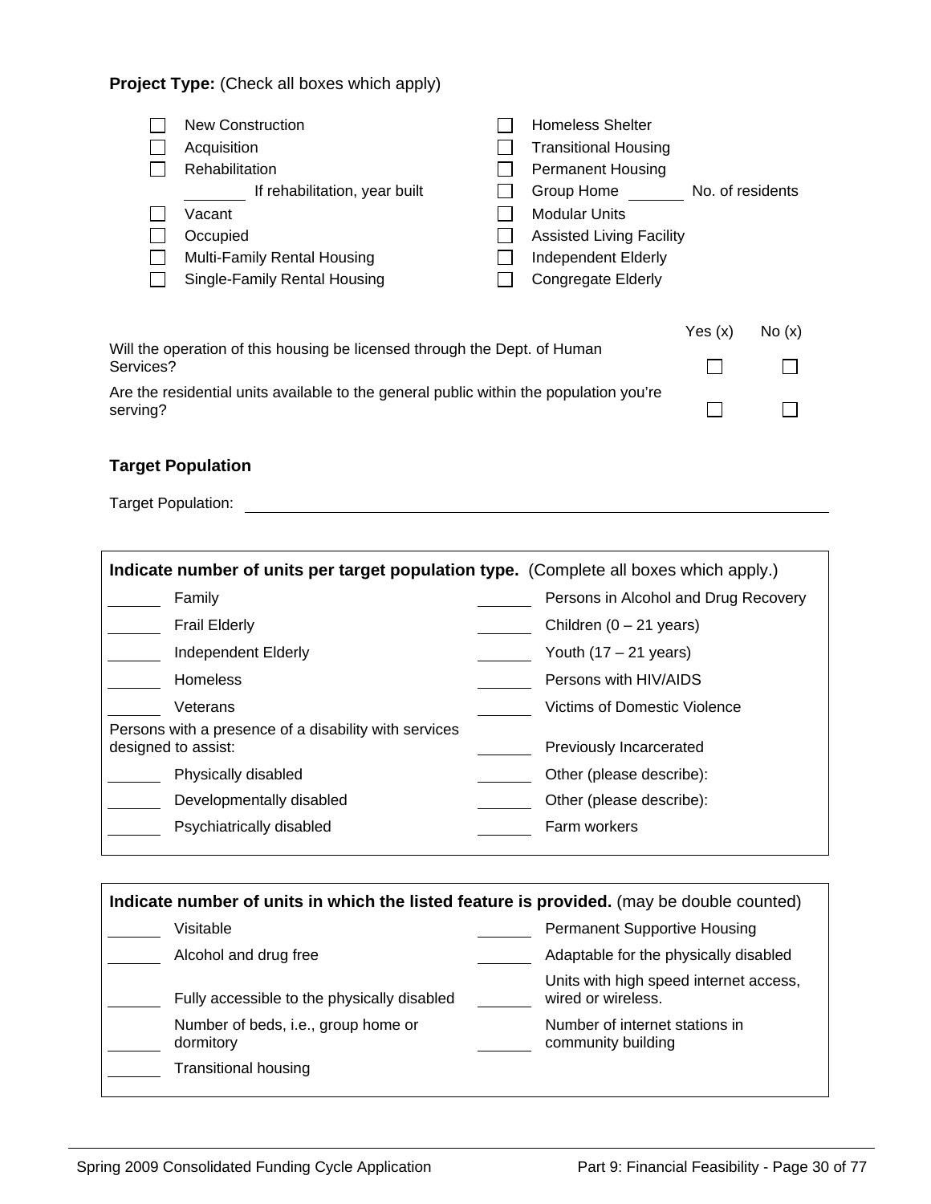**Project Type:** (Check all boxes which apply)

| | |
|---|---|
| ☐ New Construction | ☐ Homeless Shelter |
| ☐ Acquisition | ☐ Transitional Housing |
| ☐ Rehabilitation | ☐ Permanent Housing |
| _______ If rehabilitation, year built | ☐ Group Home _______ No. of residents |
| ☐ Vacant | ☐ Modular Units |
| ☐ Occupied | ☐ Assisted Living Facility |
| ☐ Multi-Family Rental Housing | ☐ Independent Elderly |
| ☐ Single-Family Rental Housing | ☐ Congregate Elderly |

| | Yes (x) | No (x) |
|---|---|---|
| Will the operation of this housing be licensed through the Dept. of Human Services? | ☐ | ☐ |
| Are the residential units available to the general public within the population you're serving? | ☐ | ☐ |

**Target Population**

Target Population: ______________________________________________

| **Indicate number of units per target population type.** (Complete all boxes which apply.) | |
|---|---|
| _______ Family | _______ Persons in Alcohol and Drug Recovery |
| _______ Frail Elderly | _______ Children (0 – 21 years) |
| _______ Independent Elderly | _______ Youth (17 – 21 years) |
| _______ Homeless | _______ Persons with HIV/AIDS |
| _______ Veterans | _______ Victims of Domestic Violence |
| Persons with a presence of a disability with services designed to assist: | _______ Previously Incarcerated |
| _______ Physically disabled | _______ Other (please describe): |
| _______ Developmentally disabled | _______ Other (please describe): |
| _______ Psychiatrically disabled | _______ Farm workers |

| **Indicate number of units in which the listed feature is provided.** (may be double counted) | |
|---|---|
| _______ Visitable | _______ Permanent Supportive Housing |
| _______ Alcohol and drug free | _______ Adaptable for the physically disabled |
| _______ Fully accessible to the physically disabled | _______ Units with high speed internet access, wired or wireless. |
| _______ Number of beds, i.e., group home or dormitory | _______ Number of internet stations in community building |
| _______ Transitional housing | |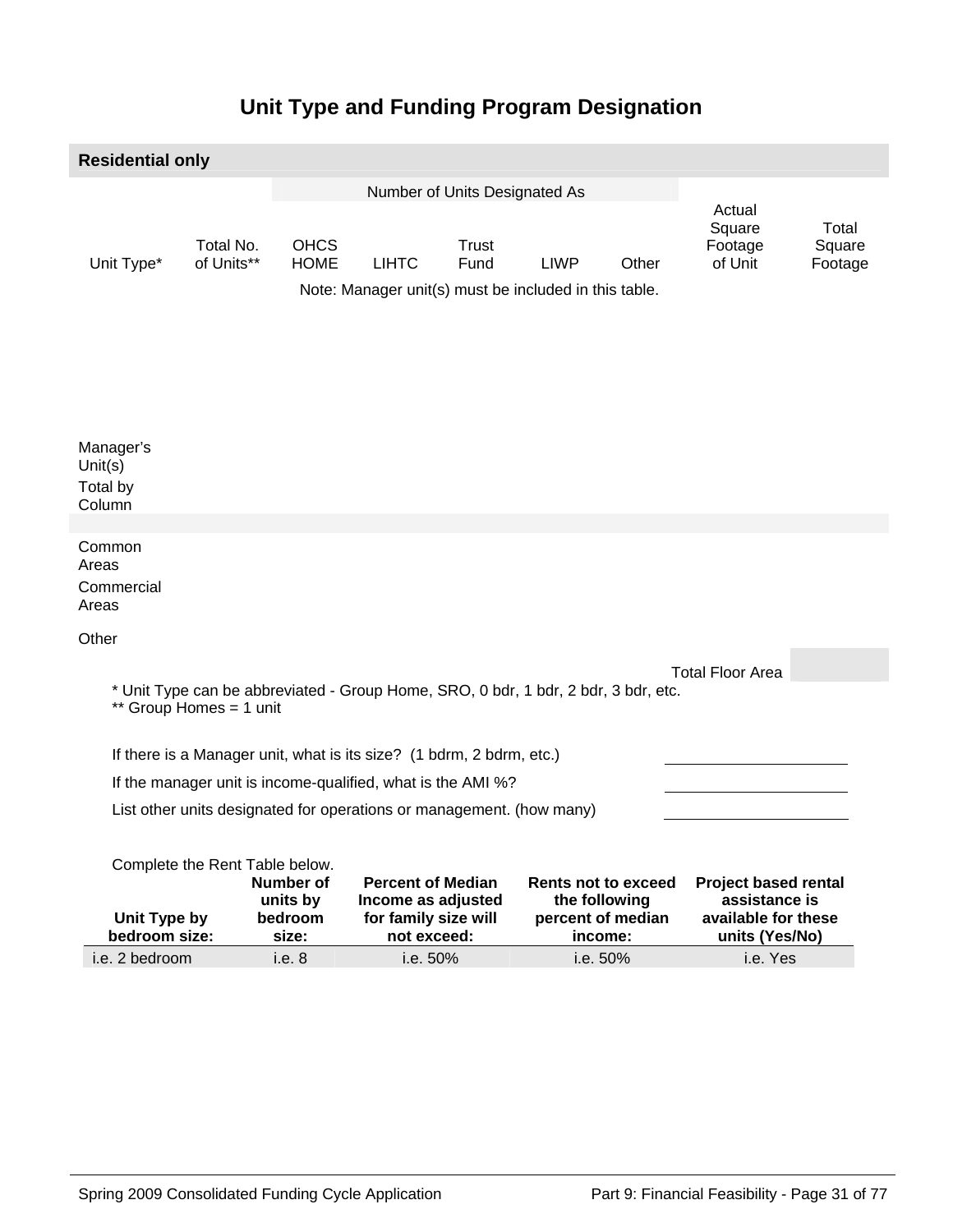# Unit Type and Funding Program Designation

| **Residential only** | | | | | | | | | |
|---|---|---|---|---|---|---|---|---|---|
| | | Number of Units Designated As | | | | | | | |
| Unit Type* | Total No. of Units** | OHCS HOME | LIHTC | Trust Fund | LIWP | Other | Actual Square Footage of Unit | Total Square Footage |
| | | Note: Manager unit(s) must be included in this table. | | | | | | |
| | | | | | | | | |
| | | | | | | | | |
| | | | | | | | | |
| | | | | | | | | |
| Manager's Unit(s) | | | | | | | | |
| Total by Column | | | | | | | | |
| | | | | | | | | |
| Common Areas | | | | | | | | |
| Commercial Areas | | | | | | | | |
| Other | | | | | | | | |
| | | | | | | | Total Floor Area | |

\* Unit Type can be abbreviated - Group Home, SRO, 0 bdr, 1 bdr, 2 bdr, 3 bdr, etc.
\*\* Group Homes = 1 unit

If there is a Manager unit, what is its size? (1 bdrm, 2 bdrm, etc.) \_\_\_\_\_\_\_\_\_\_\_\_\_\_\_\_

If the manager unit is income-qualified, what is the AMI %? \_\_\_\_\_\_\_\_\_\_\_\_\_\_\_\_

List other units designated for operations or management. (how many) \_\_\_\_\_\_\_\_\_\_\_\_\_\_\_\_

Complete the Rent Table below.

| **Unit Type by bedroom size:** | **Number of units by bedroom size:** | **Percent of Median Income as adjusted for family size will not exceed:** | **Rents not to exceed the following percent of median income:** | **Project based rental assistance is available for these units (Yes/No)** |
|---|---|---|---|---|
| i.e. 2 bedroom | i.e. 8 | i.e. 50% | i.e. 50% | i.e. Yes |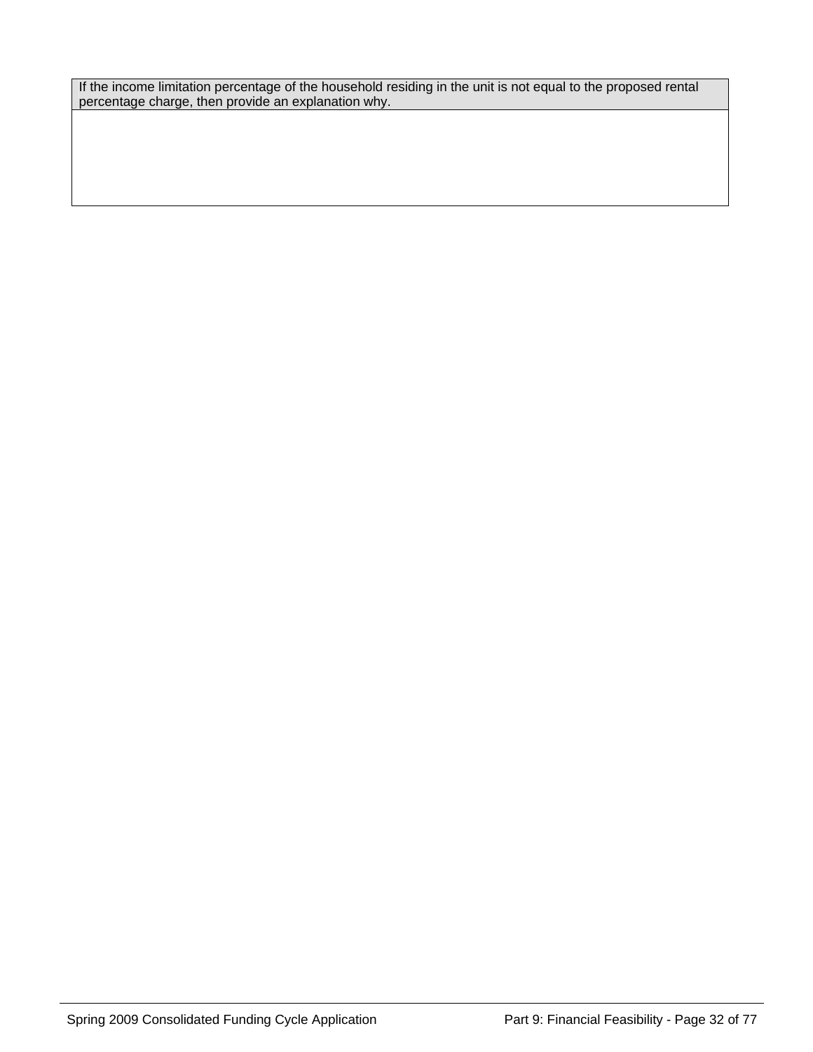| If the income limitation percentage of the household residing in the unit is not equal to the proposed rental percentage charge, then provide an explanation why. |
| --- |
| |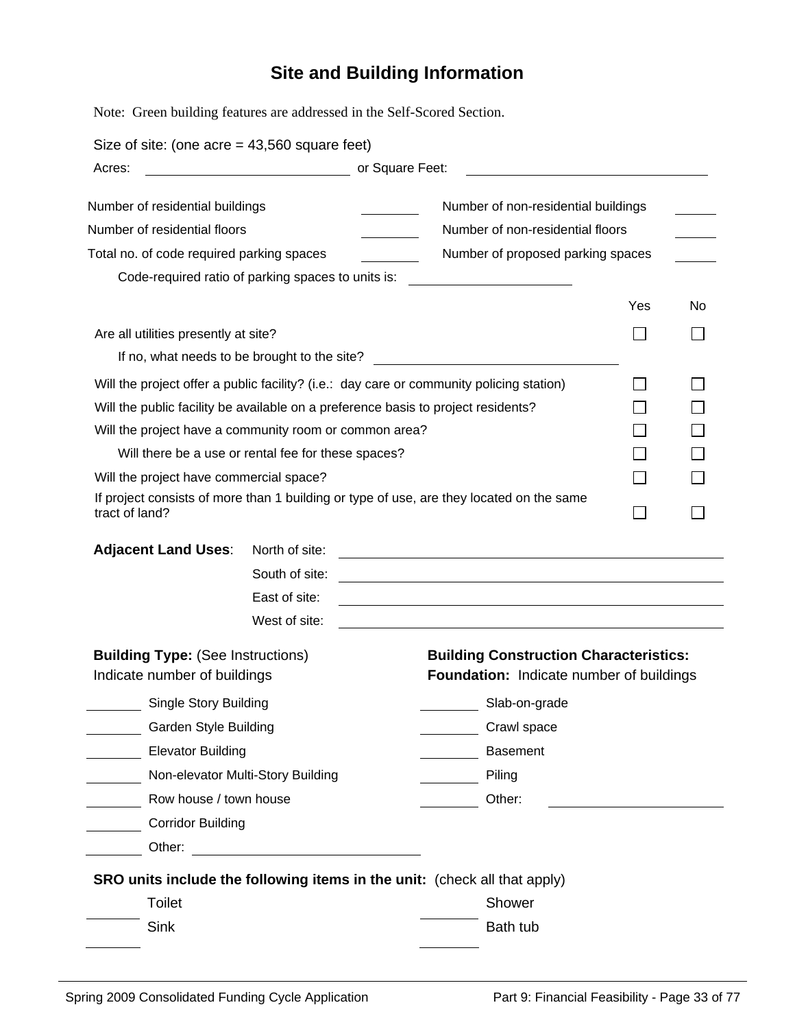# Site and Building Information

Note: Green building features are addressed in the Self-Scored Section.

Size of site: (one acre = 43,560 square feet)

Acres: ____________________ or Square Feet: ____________________

| | | | |
|---|---|---|---|
| Number of residential buildings | ______ | Number of non-residential buildings | ______ |
| Number of residential floors | ______ | Number of non-residential floors | ______ |
| Total no. of code required parking spaces | ______ | Number of proposed parking spaces | ______ |

Code-required ratio of parking spaces to units is: ____________________

| | Yes | No |
|---|---|---|
| Are all utilities presently at site? | ☐ | ☐ |
| If no, what needs to be brought to the site? ____________________ | | |
| Will the project offer a public facility? (i.e.: day care or community policing station) | ☐ | ☐ |
| Will the public facility be available on a preference basis to project residents? | ☐ | ☐ |
| Will the project have a community room or common area? | ☐ | ☐ |
| Will there be a use or rental fee for these spaces? | ☐ | ☐ |
| Will the project have commercial space? | ☐ | ☐ |
| If project consists of more than 1 building or type of use, are they located on the same tract of land? | ☐ | ☐ |

**Adjacent Land Uses**:

- North of site: ____________________
- South of site: ____________________
- East of site: ____________________
- West of site: ____________________

**Building Type:** (See Instructions)
Indicate number of buildings

- ______ Single Story Building
- ______ Garden Style Building
- ______ Elevator Building
- ______ Non-elevator Multi-Story Building
- ______ Row house / town house
- ______ Corridor Building
- ______ Other: ____________________

**Building Construction Characteristics:**
**Foundation:** Indicate number of buildings

- ______ Slab-on-grade
- ______ Crawl space
- ______ Basement
- ______ Piling
- ______ Other: ____________________

**SRO units include the following items in the unit:** (check all that apply)

- ______ Toilet
- ______ Sink
- ______ Shower
- ______ Bath tub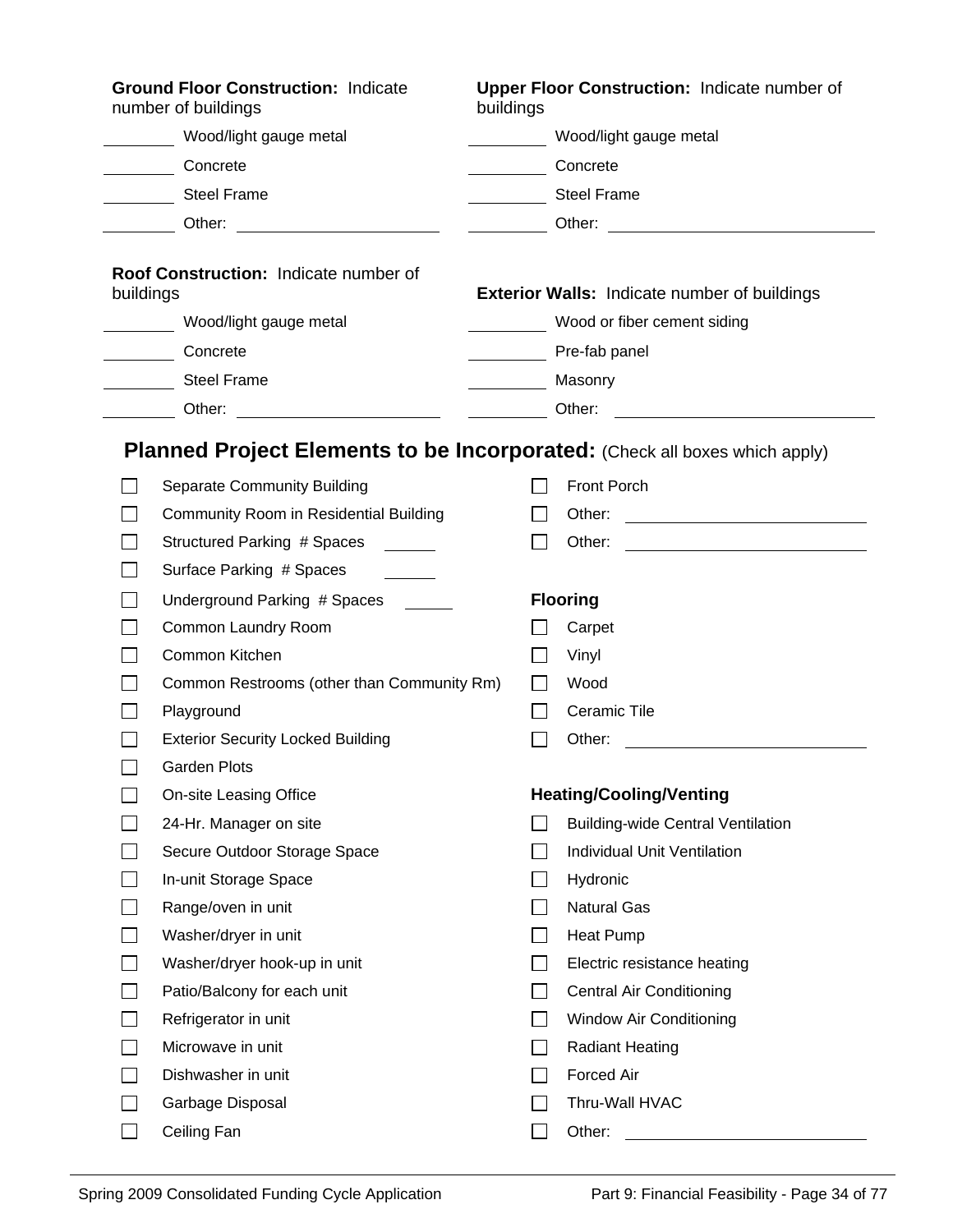**Ground Floor Construction:** Indicate number of buildings

- ________ Wood/light gauge metal
- ________ Concrete
- ________ Steel Frame
- ________ Other: ____________________

**Upper Floor Construction:** Indicate number of buildings

- ________ Wood/light gauge metal
- ________ Concrete
- ________ Steel Frame
- ________ Other: ____________________

**Roof Construction:** Indicate number of buildings

- ________ Wood/light gauge metal
- ________ Concrete
- ________ Steel Frame
- ________ Other: ____________________

**Exterior Walls:** Indicate number of buildings

- ________ Wood or fiber cement siding
- ________ Pre-fab panel
- ________ Masonry
- ________ Other: ____________________

## Planned Project Elements to be Incorporated: (Check all boxes which apply)

- ☐ Separate Community Building
- ☐ Community Room in Residential Building
- ☐ Structured Parking # Spaces ______
- ☐ Surface Parking # Spaces ______
- ☐ Underground Parking # Spaces ______
- ☐ Common Laundry Room
- ☐ Common Kitchen
- ☐ Common Restrooms (other than Community Rm)
- ☐ Playground
- ☐ Exterior Security Locked Building
- ☐ Garden Plots
- ☐ On-site Leasing Office
- ☐ 24-Hr. Manager on site
- ☐ Secure Outdoor Storage Space
- ☐ In-unit Storage Space
- ☐ Range/oven in unit
- ☐ Washer/dryer in unit
- ☐ Washer/dryer hook-up in unit
- ☐ Patio/Balcony for each unit
- ☐ Refrigerator in unit
- ☐ Microwave in unit
- ☐ Dishwasher in unit
- ☐ Garbage Disposal
- ☐ Ceiling Fan
- ☐ Front Porch
- ☐ Other: ____________________
- ☐ Other: ____________________

**Flooring**

- ☐ Carpet
- ☐ Vinyl
- ☐ Wood
- ☐ Ceramic Tile
- ☐ Other: ____________________

**Heating/Cooling/Venting**

- ☐ Building-wide Central Ventilation
- ☐ Individual Unit Ventilation
- ☐ Hydronic
- ☐ Natural Gas
- ☐ Heat Pump
- ☐ Electric resistance heating
- ☐ Central Air Conditioning
- ☐ Window Air Conditioning
- ☐ Radiant Heating
- ☐ Forced Air
- ☐ Thru-Wall HVAC
- ☐ Other: ____________________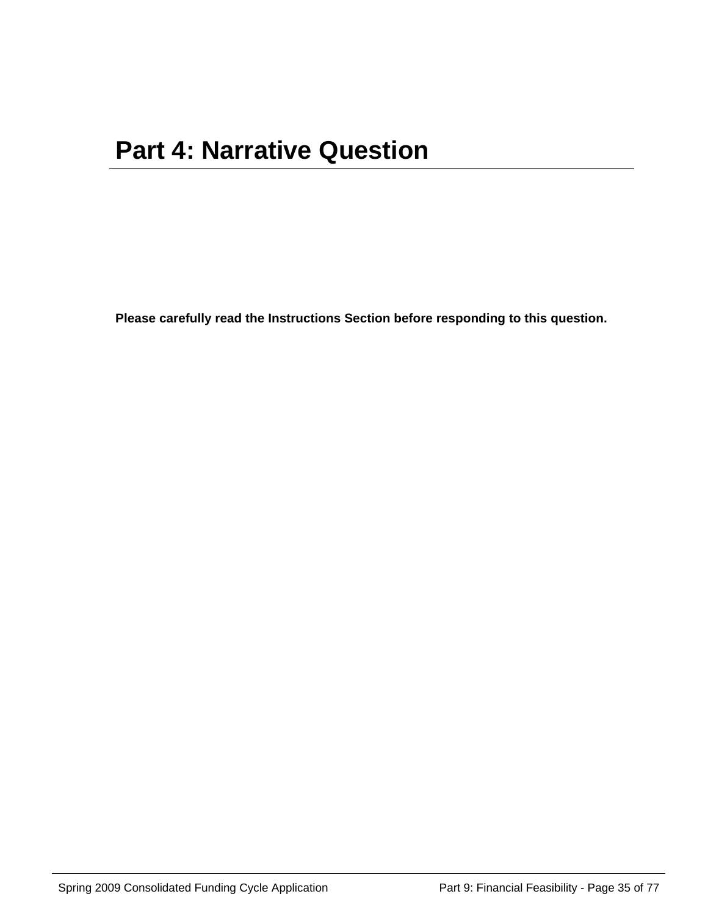# Part 4: Narrative Question

**Please carefully read the Instructions Section before responding to this question.**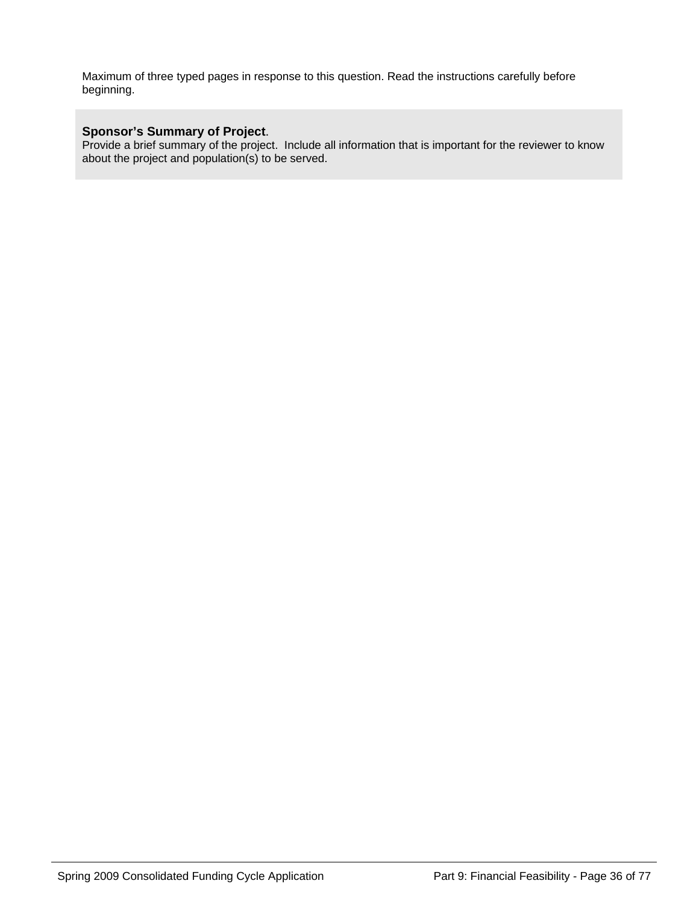Maximum of three typed pages in response to this question. Read the instructions carefully before beginning.

**Sponsor's Summary of Project**.
Provide a brief summary of the project. Include all information that is important for the reviewer to know about the project and population(s) to be served.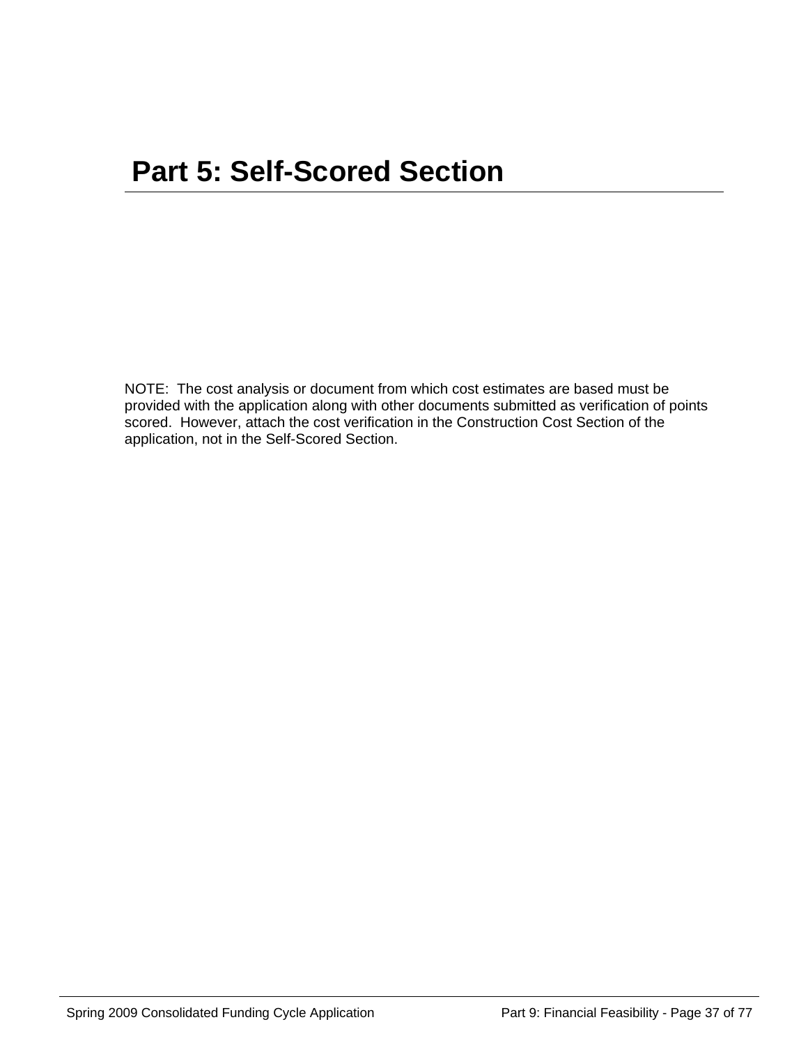# Part 5: Self-Scored Section

NOTE: The cost analysis or document from which cost estimates are based must be provided with the application along with other documents submitted as verification of points scored. However, attach the cost verification in the Construction Cost Section of the application, not in the Self-Scored Section.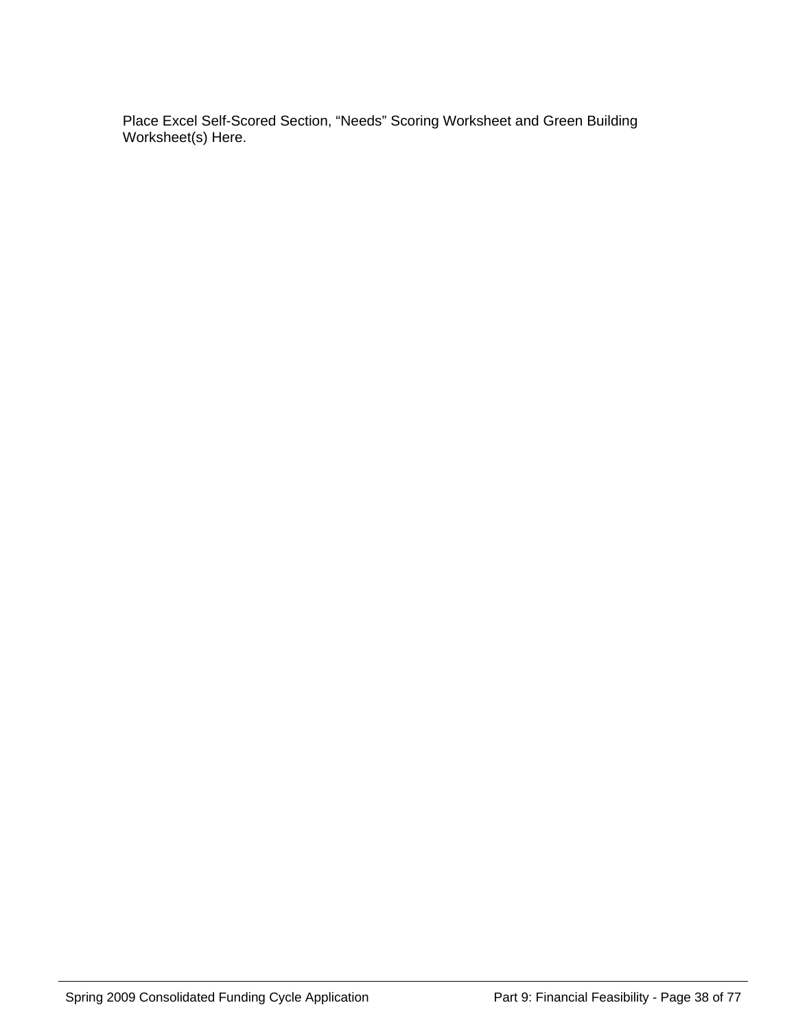Place Excel Self-Scored Section, “Needs” Scoring Worksheet and Green Building Worksheet(s) Here.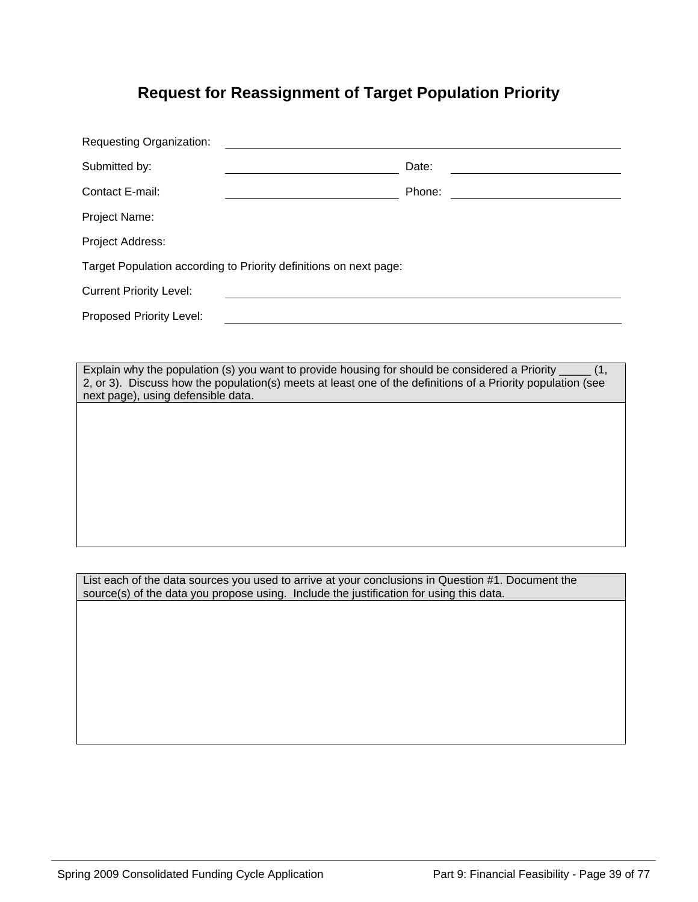# Request for Reassignment of Target Population Priority

Requesting Organization: ______________________________

Submitted by: ______________________ Date: ______________________

Contact E-mail: ______________________ Phone: ______________________

Project Name:

Project Address:

Target Population according to Priority definitions on next page:

Current Priority Level: ______________________________

Proposed Priority Level: ______________________________

| Explain why the population (s) you want to provide housing for should be considered a Priority _____ (1, 2, or 3). Discuss how the population(s) meets at least one of the definitions of a Priority population (see next page), using defensible data. |
| --- |
| |

| List each of the data sources you used to arrive at your conclusions in Question #1. Document the source(s) of the data you propose using. Include the justification for using this data. |
| --- |
| |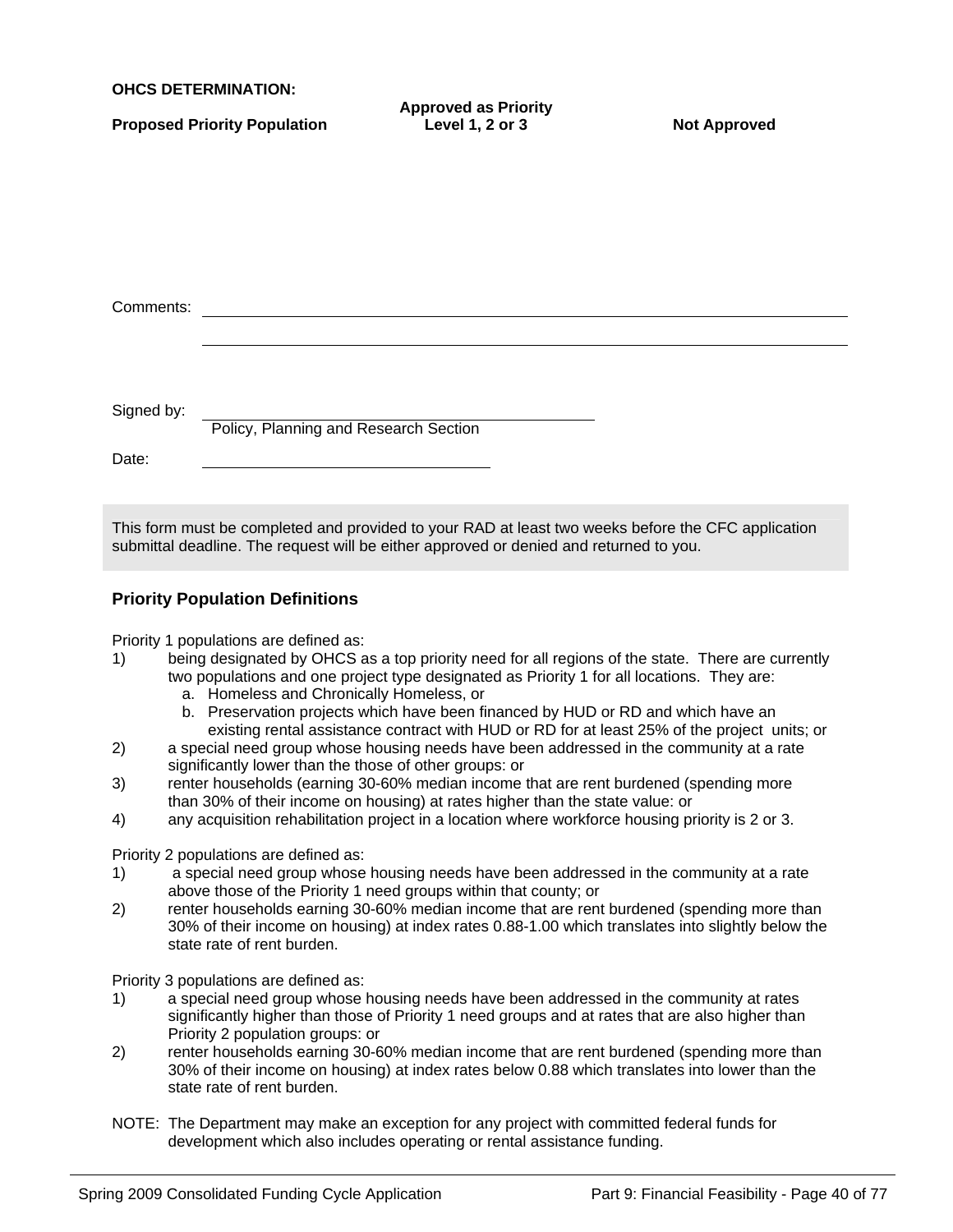**OHCS DETERMINATION:**

| Proposed Priority Population | Approved as Priority Level 1, 2 or 3 | Not Approved |
| --- | --- | --- |
| | | |

Comments: ____________________________________________

____________________________________________

Signed by: ______________________________
Policy, Planning and Research Section

Date: ______________________

This form must be completed and provided to your RAD at least two weeks before the CFC application submittal deadline. The request will be either approved or denied and returned to you.

### Priority Population Definitions

Priority 1 populations are defined as:

1) being designated by OHCS as a top priority need for all regions of the state. There are currently two populations and one project type designated as Priority 1 for all locations. They are:
   a. Homeless and Chronically Homeless, or
   b. Preservation projects which have been financed by HUD or RD and which have an existing rental assistance contract with HUD or RD for at least 25% of the project units; or
2) a special need group whose housing needs have been addressed in the community at a rate significantly lower than the those of other groups: or
3) renter households (earning 30-60% median income that are rent burdened (spending more than 30% of their income on housing) at rates higher than the state value: or
4) any acquisition rehabilitation project in a location where workforce housing priority is 2 or 3.

Priority 2 populations are defined as:

1) a special need group whose housing needs have been addressed in the community at a rate above those of the Priority 1 need groups within that county; or
2) renter households earning 30-60% median income that are rent burdened (spending more than 30% of their income on housing) at index rates 0.88-1.00 which translates into slightly below the state rate of rent burden.

Priority 3 populations are defined as:

1) a special need group whose housing needs have been addressed in the community at rates significantly higher than those of Priority 1 need groups and at rates that are also higher than Priority 2 population groups: or
2) renter households earning 30-60% median income that are rent burdened (spending more than 30% of their income on housing) at index rates below 0.88 which translates into lower than the state rate of rent burden.

NOTE: The Department may make an exception for any project with committed federal funds for development which also includes operating or rental assistance funding.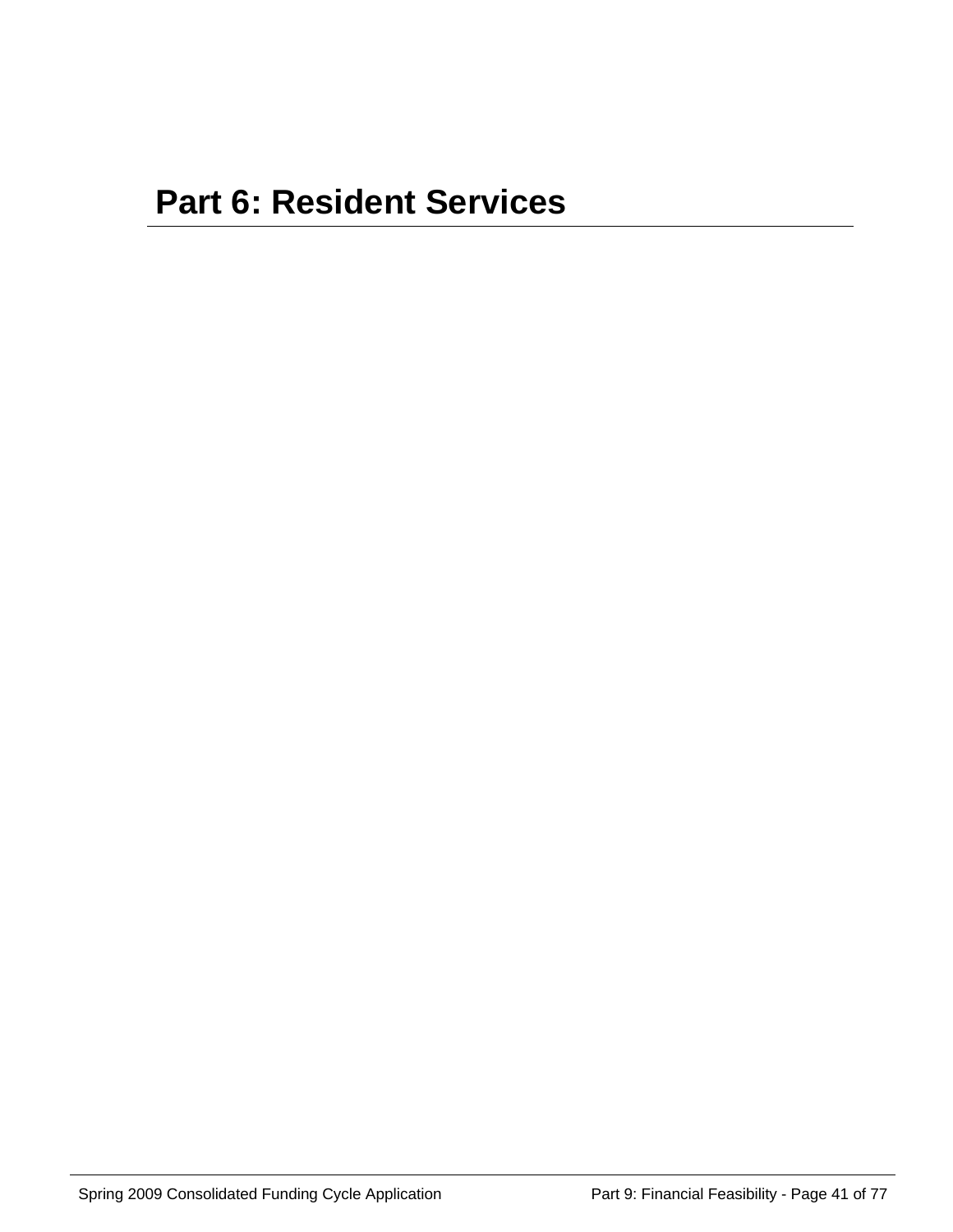# Part 6: Resident Services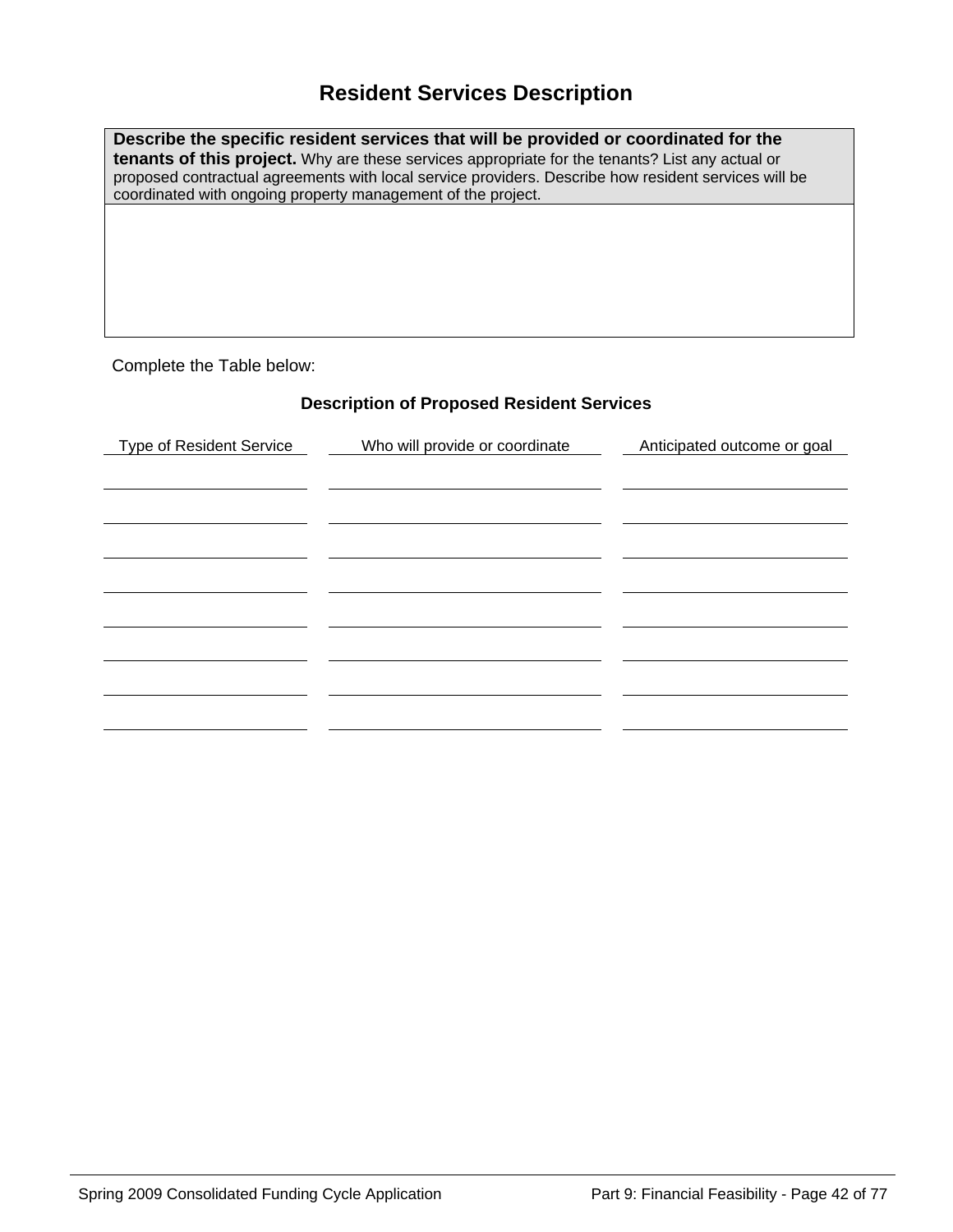# Resident Services Description

| **Describe the specific resident services that will be provided or coordinated for the tenants of this project.** Why are these services appropriate for the tenants? List any actual or proposed contractual agreements with local service providers. Describe how resident services will be coordinated with ongoing property management of the project. |
|---|
| |

Complete the Table below:

### Description of Proposed Resident Services

| Type of Resident Service | Who will provide or coordinate | Anticipated outcome or goal |
|---|---|---|
| | | |
| | | |
| | | |
| | | |
| | | |
| | | |
| | | |
| | | |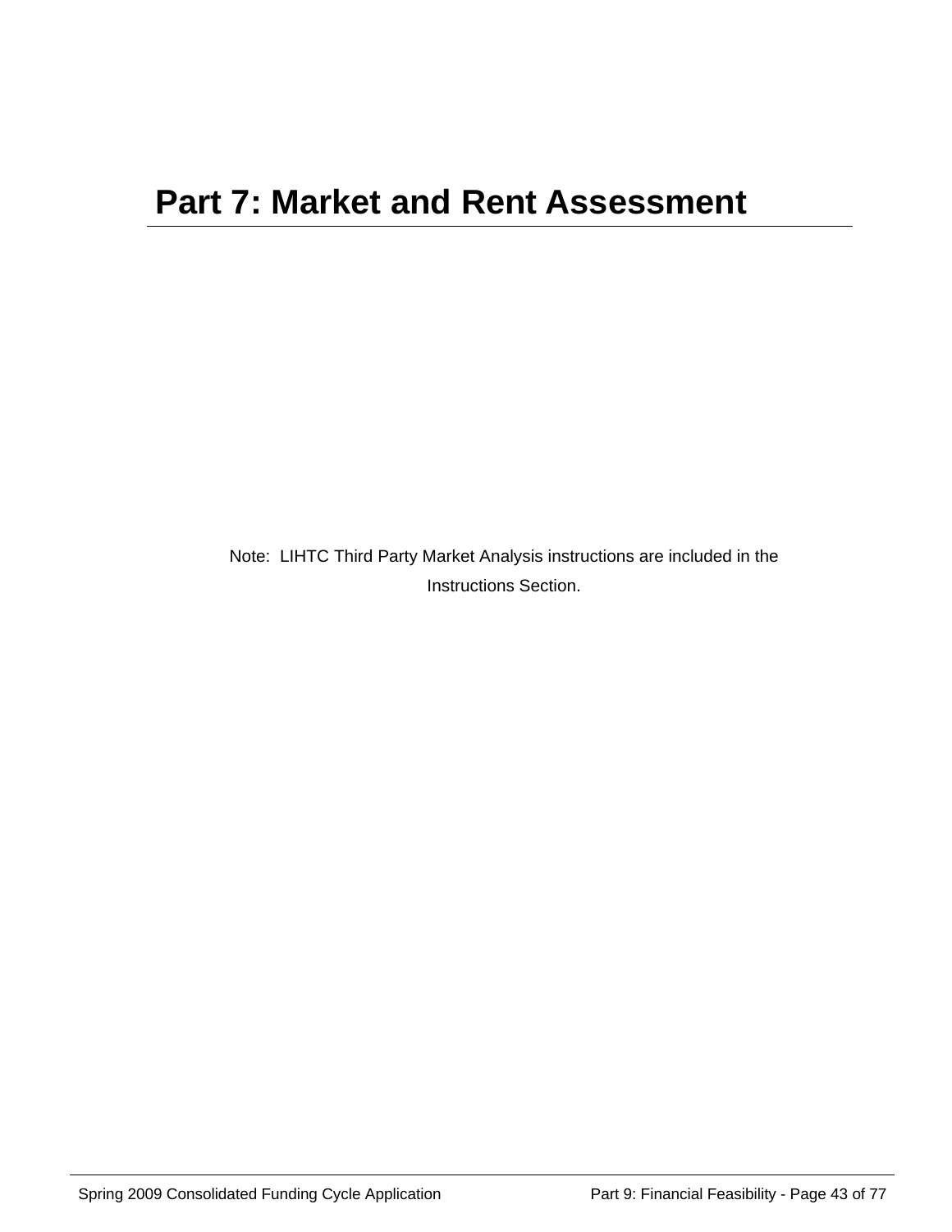# Part 7: Market and Rent Assessment

Note: LIHTC Third Party Market Analysis instructions are included in the Instructions Section.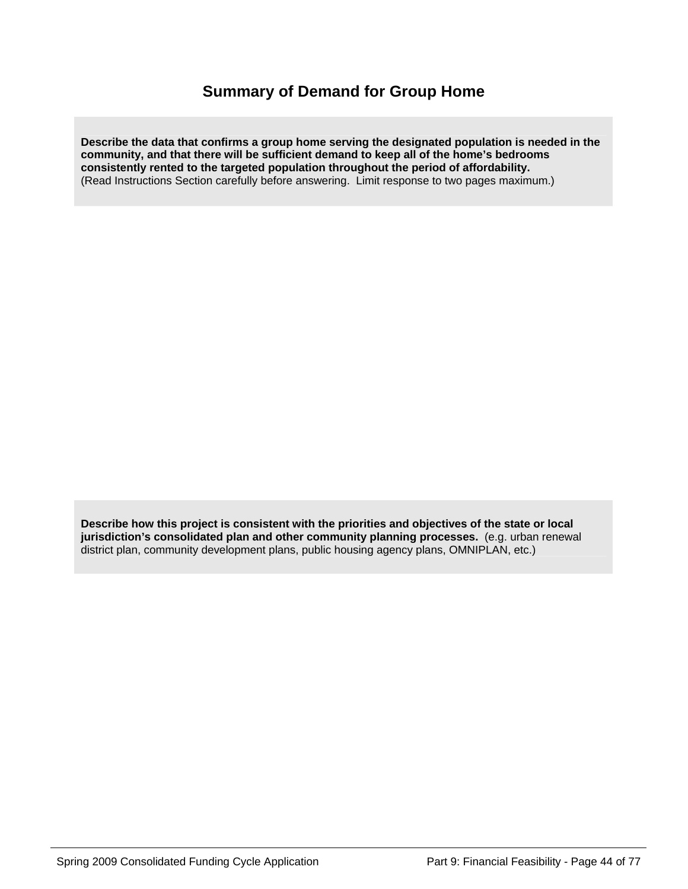# Summary of Demand for Group Home

**Describe the data that confirms a group home serving the designated population is needed in the community, and that there will be sufficient demand to keep all of the home's bedrooms consistently rented to the targeted population throughout the period of affordability.**
(Read Instructions Section carefully before answering. Limit response to two pages maximum.)

**Describe how this project is consistent with the priorities and objectives of the state or local jurisdiction's consolidated plan and other community planning processes.** (e.g. urban renewal district plan, community development plans, public housing agency plans, OMNIPLAN, etc.)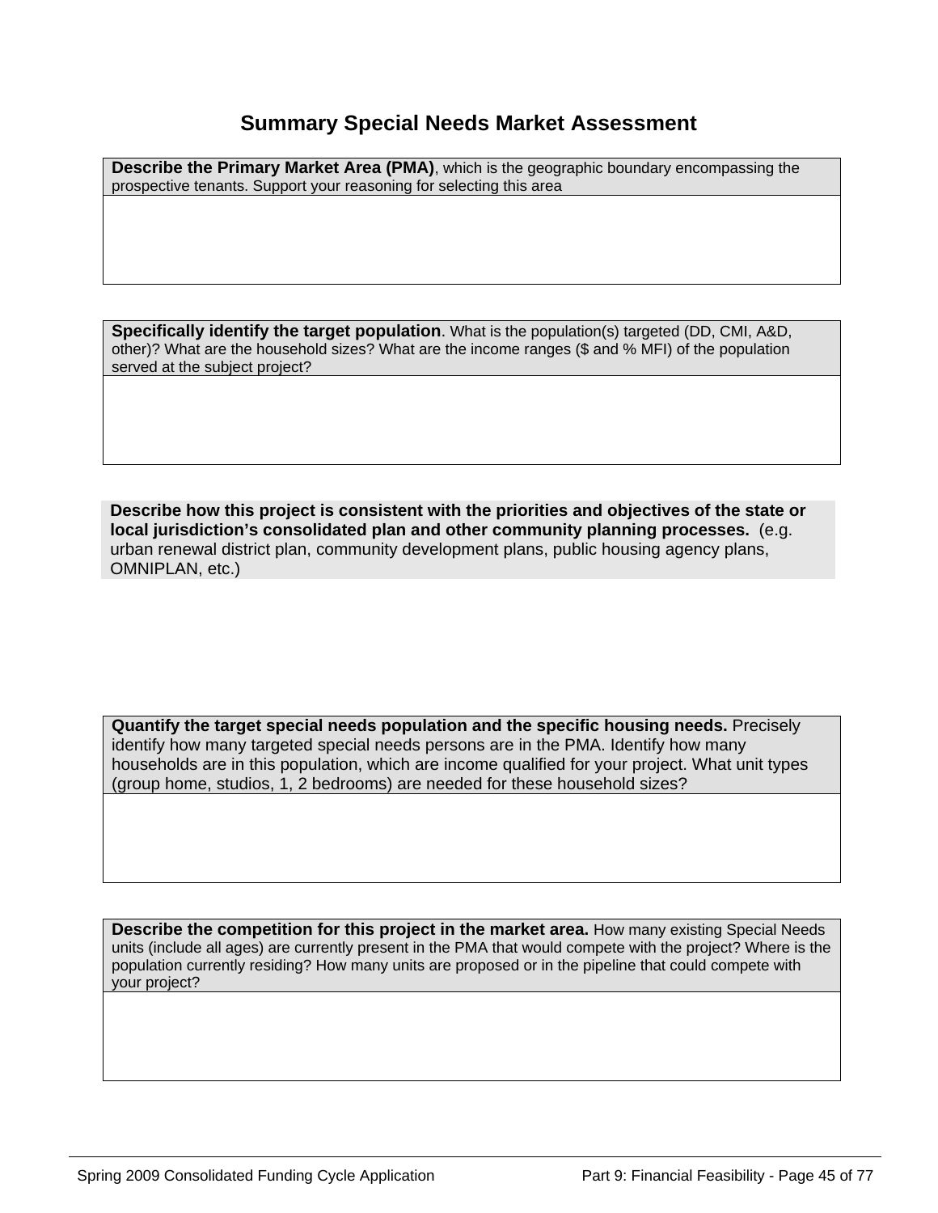# Summary Special Needs Market Assessment

| **Describe the Primary Market Area (PMA)**, which is the geographic boundary encompassing the prospective tenants. Support your reasoning for selecting this area |
|---|
| |

| **Specifically identify the target population**. What is the population(s) targeted (DD, CMI, A&D, other)? What are the household sizes? What are the income ranges ($ and % MFI) of the population served at the subject project? |
|---|
| |

**Describe how this project is consistent with the priorities and objectives of the state or local jurisdiction's consolidated plan and other community planning processes.** (e.g. urban renewal district plan, community development plans, public housing agency plans, OMNIPLAN, etc.)

| **Quantify the target special needs population and the specific housing needs.** Precisely identify how many targeted special needs persons are in the PMA. Identify how many households are in this population, which are income qualified for your project. What unit types (group home, studios, 1, 2 bedrooms) are needed for these household sizes? |
|---|
| |

| **Describe the competition for this project in the market area.** How many existing Special Needs units (include all ages) are currently present in the PMA that would compete with the project? Where is the population currently residing? How many units are proposed or in the pipeline that could compete with your project? |
|---|
| |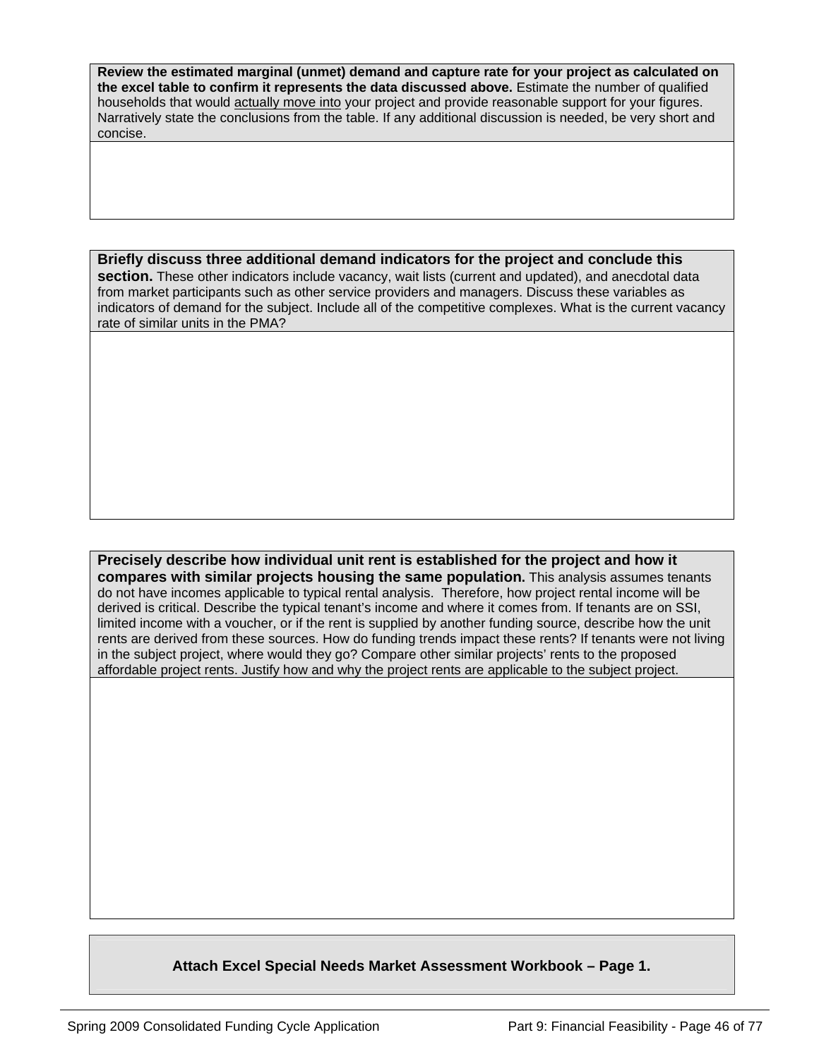| **Review the estimated marginal (unmet) demand and capture rate for your project as calculated on the excel table to confirm it represents the data discussed above.** Estimate the number of qualified households that would actually move into your project and provide reasonable support for your figures. Narratively state the conclusions from the table. If any additional discussion is needed, be very short and concise. |
| --- |
| |

| **Briefly discuss three additional demand indicators for the project and conclude this section.** These other indicators include vacancy, wait lists (current and updated), and anecdotal data from market participants such as other service providers and managers. Discuss these variables as indicators of demand for the subject. Include all of the competitive complexes. What is the current vacancy rate of similar units in the PMA? |
| --- |
| |

| **Precisely describe how individual unit rent is established for the project and how it compares with similar projects housing the same population.** This analysis assumes tenants do not have incomes applicable to typical rental analysis. Therefore, how project rental income will be derived is critical. Describe the typical tenant's income and where it comes from. If tenants are on SSI, limited income with a voucher, or if the rent is supplied by another funding source, describe how the unit rents are derived from these sources. How do funding trends impact these rents? If tenants were not living in the subject project, where would they go? Compare other similar projects' rents to the proposed affordable project rents. Justify how and why the project rents are applicable to the subject project. |
| --- |
| |

**Attach Excel Special Needs Market Assessment Workbook – Page 1.**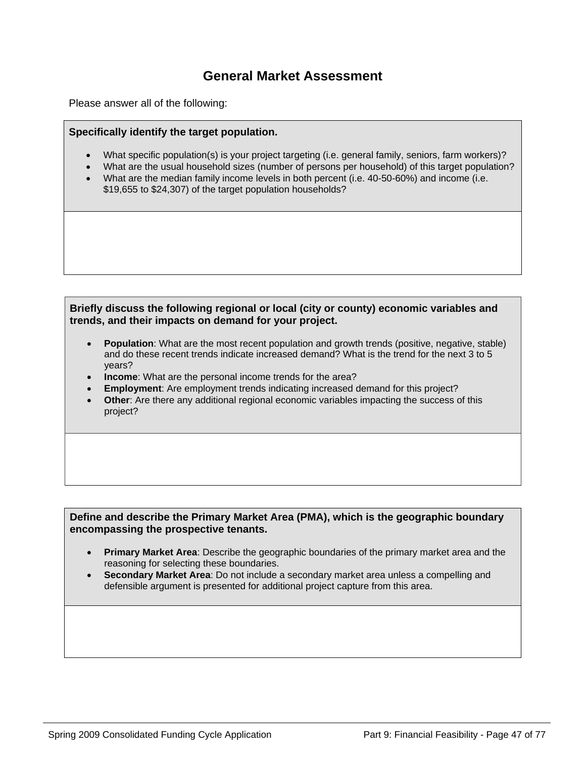# General Market Assessment

Please answer all of the following:

**Specifically identify the target population.**

- What specific population(s) is your project targeting (i.e. general family, seniors, farm workers)?
- What are the usual household sizes (number of persons per household) of this target population?
- What are the median family income levels in both percent (i.e. 40-50-60%) and income (i.e. $19,655 to $24,307) of the target population households?

**Briefly discuss the following regional or local (city or county) economic variables and trends, and their impacts on demand for your project.**

- **Population**: What are the most recent population and growth trends (positive, negative, stable) and do these recent trends indicate increased demand? What is the trend for the next 3 to 5 years?
- **Income**: What are the personal income trends for the area?
- **Employment**: Are employment trends indicating increased demand for this project?
- **Other**: Are there any additional regional economic variables impacting the success of this project?

**Define and describe the Primary Market Area (PMA), which is the geographic boundary encompassing the prospective tenants.**

- **Primary Market Area**: Describe the geographic boundaries of the primary market area and the reasoning for selecting these boundaries.
- **Secondary Market Area**: Do not include a secondary market area unless a compelling and defensible argument is presented for additional project capture from this area.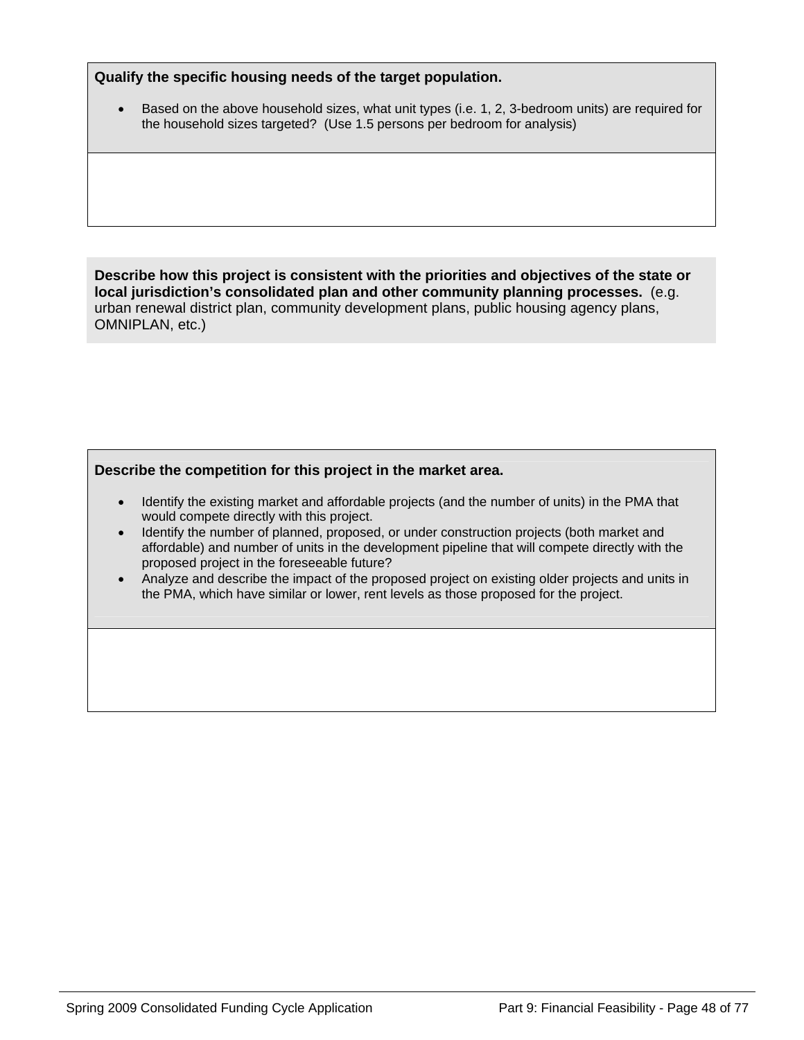**Qualify the specific housing needs of the target population.**

- Based on the above household sizes, what unit types (i.e. 1, 2, 3-bedroom units) are required for the household sizes targeted? (Use 1.5 persons per bedroom for analysis)

**Describe how this project is consistent with the priorities and objectives of the state or local jurisdiction's consolidated plan and other community planning processes.** (e.g. urban renewal district plan, community development plans, public housing agency plans, OMNIPLAN, etc.)

**Describe the competition for this project in the market area.**

- Identify the existing market and affordable projects (and the number of units) in the PMA that would compete directly with this project.
- Identify the number of planned, proposed, or under construction projects (both market and affordable) and number of units in the development pipeline that will compete directly with the proposed project in the foreseeable future?
- Analyze and describe the impact of the proposed project on existing older projects and units in the PMA, which have similar or lower, rent levels as those proposed for the project.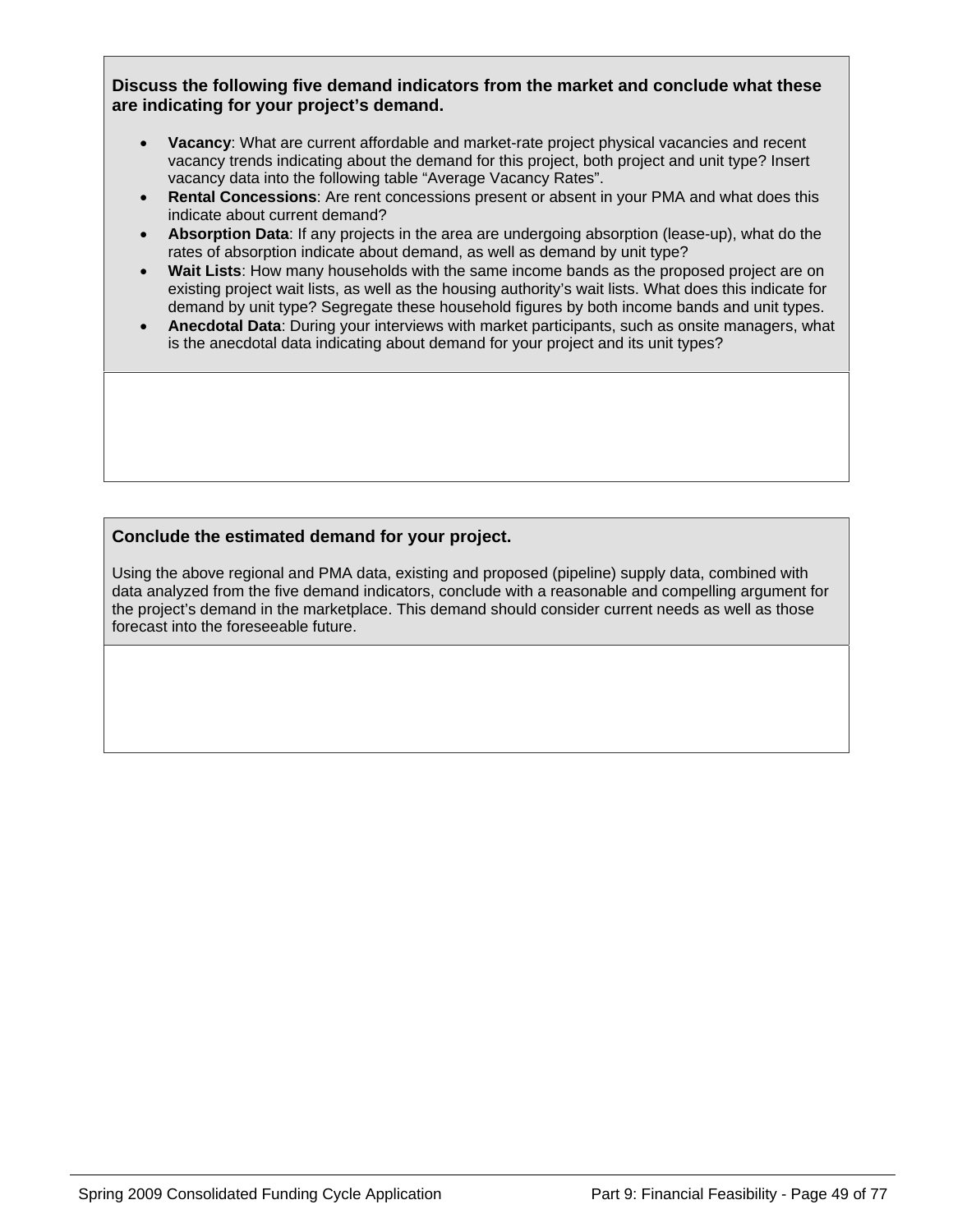**Discuss the following five demand indicators from the market and conclude what these are indicating for your project's demand.**

- **Vacancy**: What are current affordable and market-rate project physical vacancies and recent vacancy trends indicating about the demand for this project, both project and unit type? Insert vacancy data into the following table "Average Vacancy Rates".
- **Rental Concessions**: Are rent concessions present or absent in your PMA and what does this indicate about current demand?
- **Absorption Data**: If any projects in the area are undergoing absorption (lease-up), what do the rates of absorption indicate about demand, as well as demand by unit type?
- **Wait Lists**: How many households with the same income bands as the proposed project are on existing project wait lists, as well as the housing authority's wait lists. What does this indicate for demand by unit type? Segregate these household figures by both income bands and unit types.
- **Anecdotal Data**: During your interviews with market participants, such as onsite managers, what is the anecdotal data indicating about demand for your project and its unit types?

**Conclude the estimated demand for your project.**

Using the above regional and PMA data, existing and proposed (pipeline) supply data, combined with data analyzed from the five demand indicators, conclude with a reasonable and compelling argument for the project's demand in the marketplace. This demand should consider current needs as well as those forecast into the foreseeable future.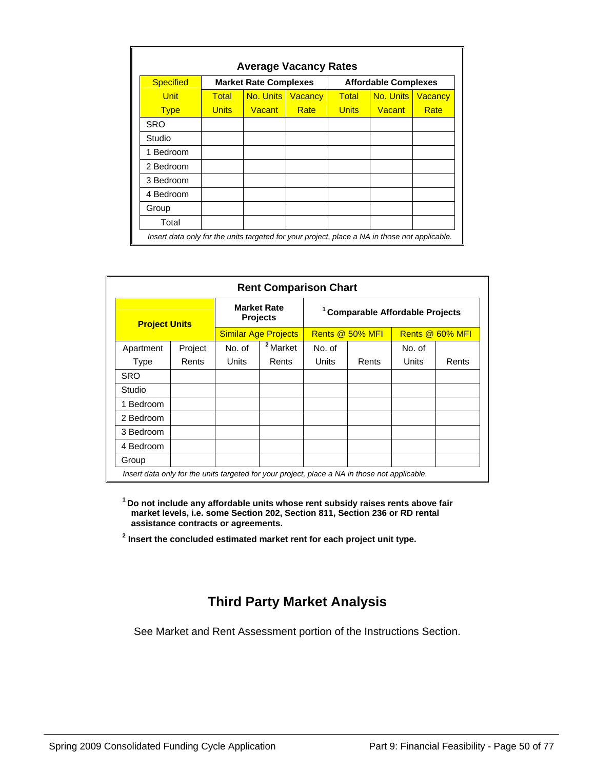**Average Vacancy Rates**

| Specified Unit Type | Market Rate Complexes | | | Affordable Complexes | | |
|---|---|---|---|---|---|---|
| | Total Units | No. Units Vacant | Vacancy Rate | Total Units | No. Units Vacant | Vacancy Rate |
| SRO | | | | | | |
| Studio | | | | | | |
| 1 Bedroom | | | | | | |
| 2 Bedroom | | | | | | |
| 3 Bedroom | | | | | | |
| 4 Bedroom | | | | | | |
| Group | | | | | | |
| Total | | | | | | |

*Insert data only for the units targeted for your project, place a NA in those not applicable.*

**Rent Comparison Chart**

| Project Units | | Market Rate Projects | | [1] Comparable Affordable Projects | | | |
|---|---|---|---|---|---|---|---|
| | | Similar Age Projects | | Rents @ 50% MFI | | Rents @ 60% MFI | |
| Apartment Type | Project Rents | No. of Units | [2] Market Rents | No. of Units | Rents | No. of Units | Rents |
| SRO | | | | | | | |
| Studio | | | | | | | |
| 1 Bedroom | | | | | | | |
| 2 Bedroom | | | | | | | |
| 3 Bedroom | | | | | | | |
| 4 Bedroom | | | | | | | |
| Group | | | | | | | |

*Insert data only for the units targeted for your project, place a NA in those not applicable.*

**[1] Do not include any affordable units whose rent subsidy raises rents above fair market levels, i.e. some Section 202, Section 811, Section 236 or RD rental assistance contracts or agreements.**

**[2] Insert the concluded estimated market rent for each project unit type.**

## Third Party Market Analysis

See Market and Rent Assessment portion of the Instructions Section.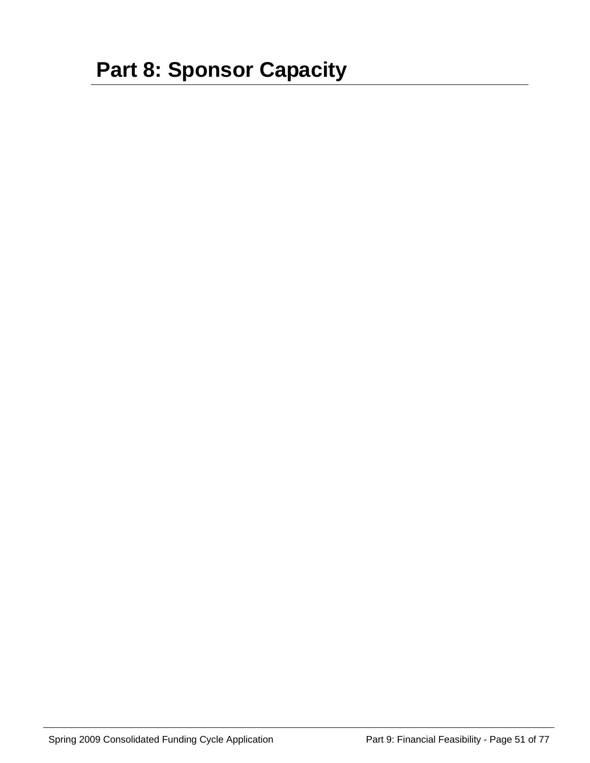# Part 8: Sponsor Capacity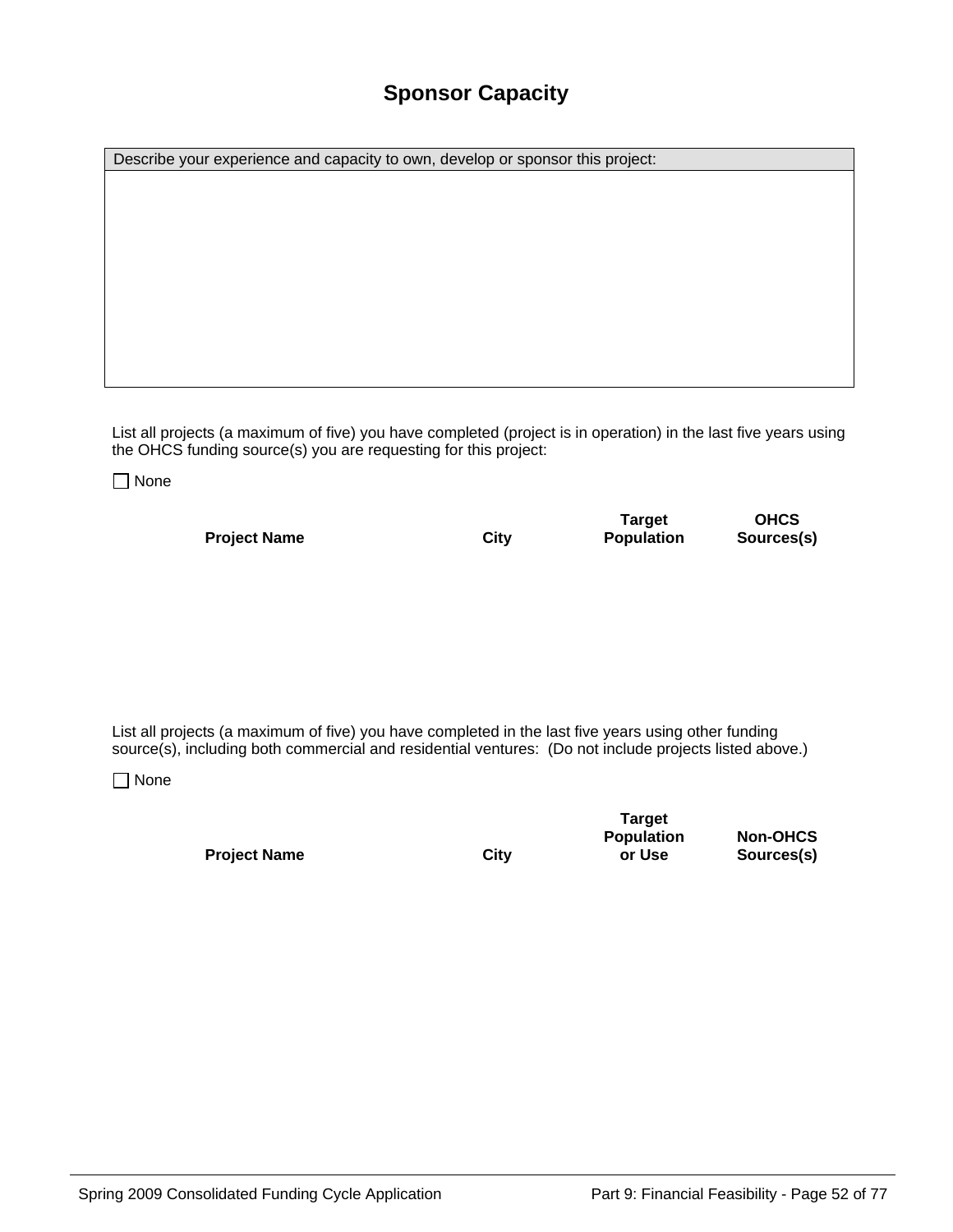# Sponsor Capacity

| Describe your experience and capacity to own, develop or sponsor this project: |
|---|
| |

List all projects (a maximum of five) you have completed (project is in operation) in the last five years using the OHCS funding source(s) you are requesting for this project:

☐ None

| Project Name | City | Target Population | OHCS Sources(s) |
|---|---|---|---|
| | | | |

List all projects (a maximum of five) you have completed in the last five years using other funding source(s), including both commercial and residential ventures: (Do not include projects listed above.)

☐ None

| Project Name | City | Target Population or Use | Non-OHCS Sources(s) |
|---|---|---|---|
| | | | |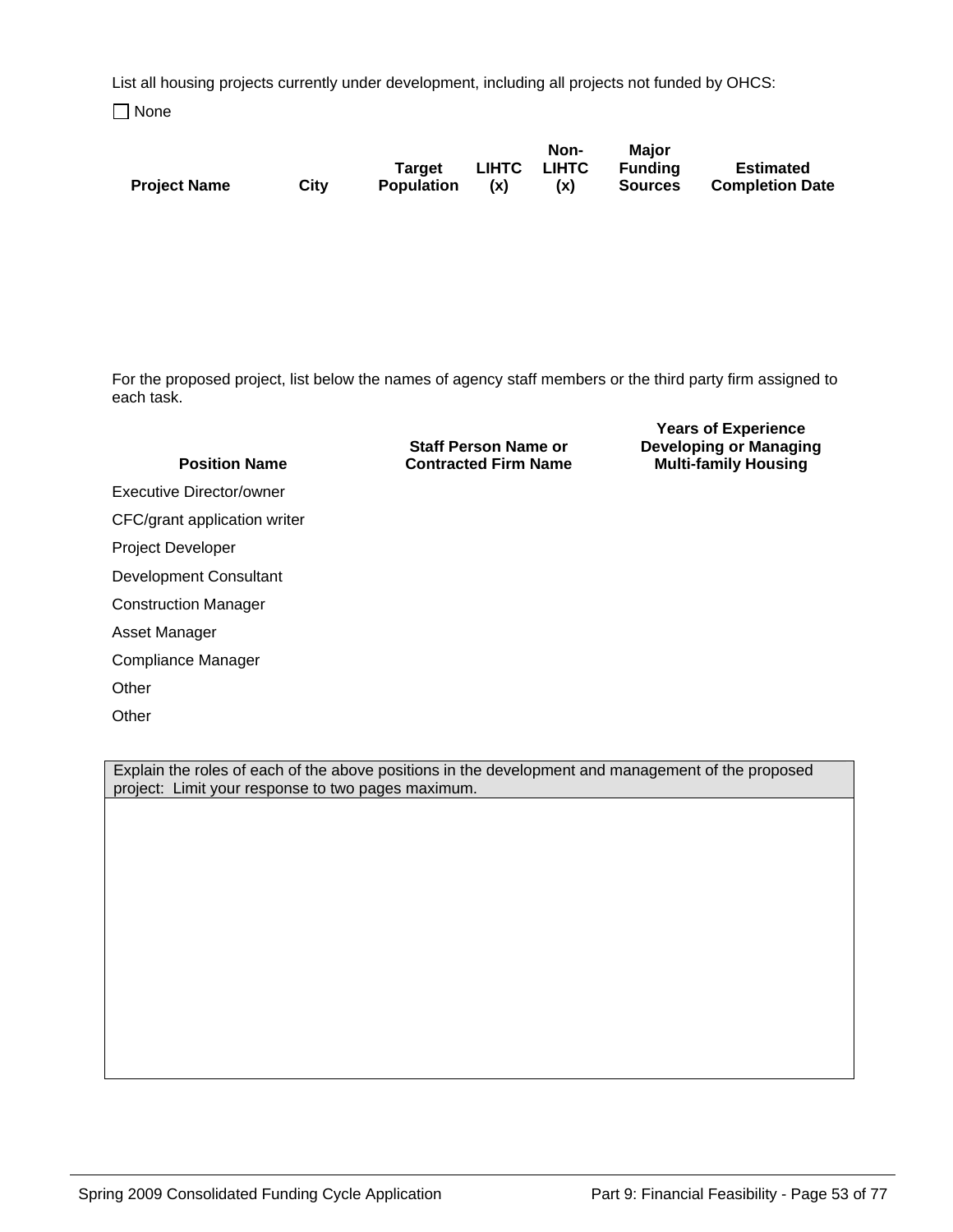List all housing projects currently under development, including all projects not funded by OHCS:

☐ None

| Project Name | City | Target Population | LIHTC (x) | Non-LIHTC (x) | Major Funding Sources | Estimated Completion Date |
|---|---|---|---|---|---|---|
| | | | | | | |

For the proposed project, list below the names of agency staff members or the third party firm assigned to each task.

| Position Name | Staff Person Name or Contracted Firm Name | Years of Experience Developing or Managing Multi-family Housing |
|---|---|---|
| Executive Director/owner | | |
| CFC/grant application writer | | |
| Project Developer | | |
| Development Consultant | | |
| Construction Manager | | |
| Asset Manager | | |
| Compliance Manager | | |
| Other | | |
| Other | | |

| Explain the roles of each of the above positions in the development and management of the proposed project: Limit your response to two pages maximum. |
|---|
| |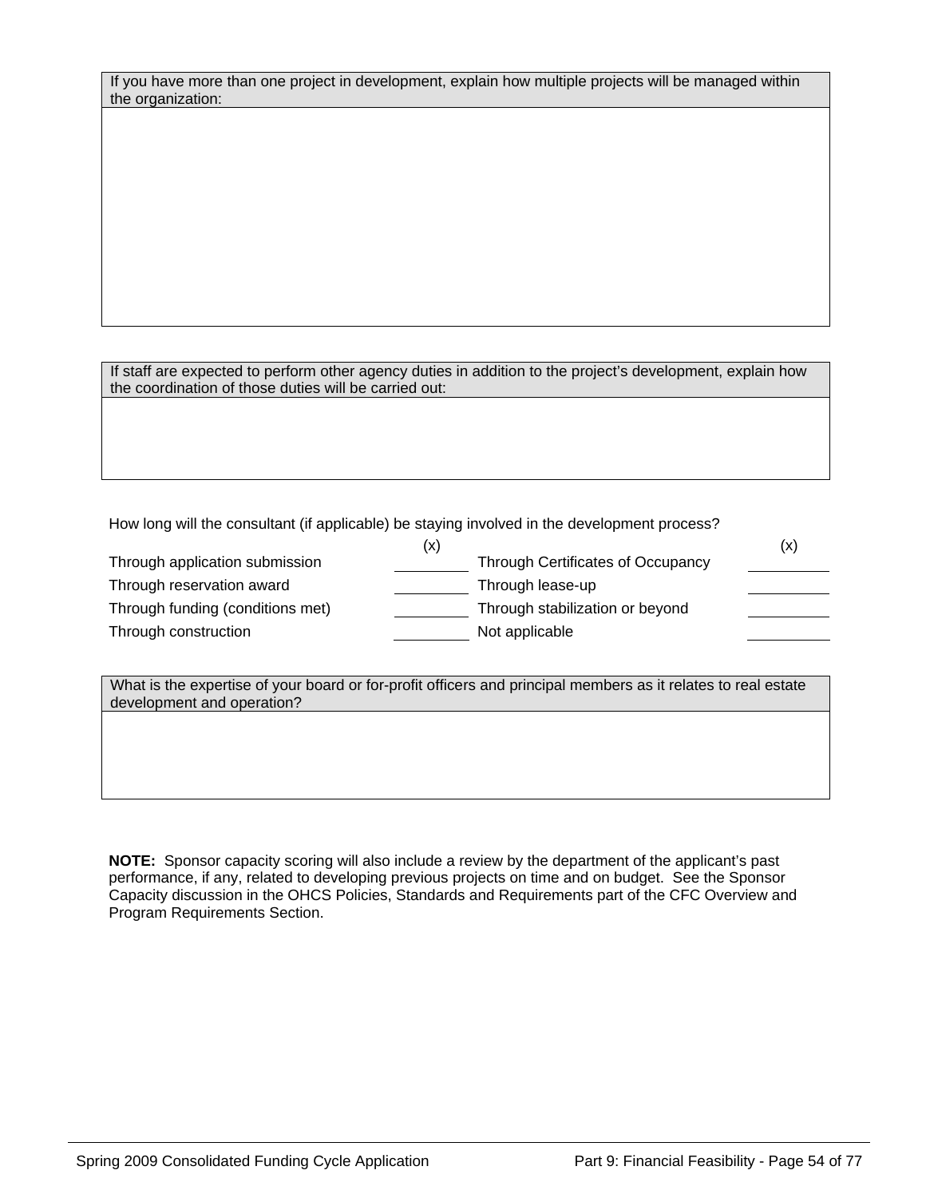| If you have more than one project in development, explain how multiple projects will be managed within the organization: |
|---|
| |

| If staff are expected to perform other agency duties in addition to the project's development, explain how the coordination of those duties will be carried out: |
|---|
| |

How long will the consultant (if applicable) be staying involved in the development process?

| | (x) | | (x) |
|---|---|---|---|
| Through application submission | ______ | Through Certificates of Occupancy | ______ |
| Through reservation award | ______ | Through lease-up | ______ |
| Through funding (conditions met) | ______ | Through stabilization or beyond | ______ |
| Through construction | ______ | Not applicable | ______ |

| What is the expertise of your board or for-profit officers and principal members as it relates to real estate development and operation? |
|---|
| |

**NOTE:** Sponsor capacity scoring will also include a review by the department of the applicant's past performance, if any, related to developing previous projects on time and on budget. See the Sponsor Capacity discussion in the OHCS Policies, Standards and Requirements part of the CFC Overview and Program Requirements Section.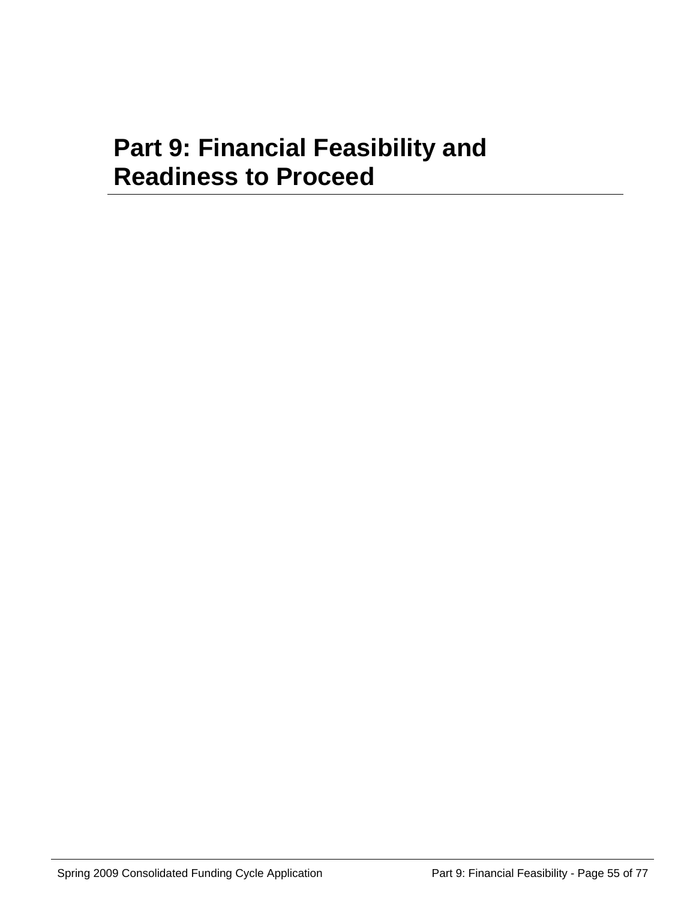# Part 9: Financial Feasibility and Readiness to Proceed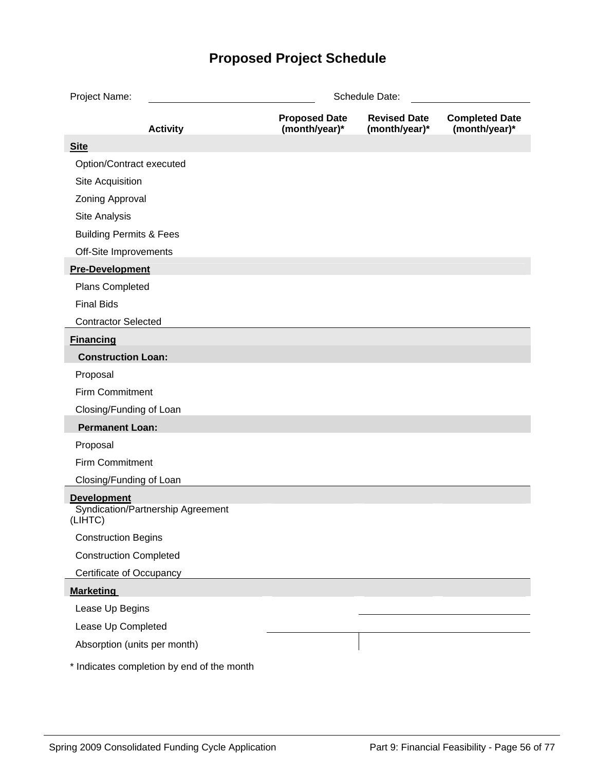# Proposed Project Schedule

Project Name: ______________________ Schedule Date: ____________________

| Activity | Proposed Date (month/year)* | Revised Date (month/year)* | Completed Date (month/year)* |
|---|---|---|---|
| **Site** | | | |
| Option/Contract executed | | | |
| Site Acquisition | | | |
| Zoning Approval | | | |
| Site Analysis | | | |
| Building Permits & Fees | | | |
| Off-Site Improvements | | | |
| **Pre-Development** | | | |
| Plans Completed | | | |
| Final Bids | | | |
| Contractor Selected | | | |
| **Financing** | | | |
| **Construction Loan:** | | | |
| Proposal | | | |
| Firm Commitment | | | |
| Closing/Funding of Loan | | | |
| **Permanent Loan:** | | | |
| Proposal | | | |
| Firm Commitment | | | |
| Closing/Funding of Loan | | | |
| **Development** | | | |
| Syndication/Partnership Agreement (LIHTC) | | | |
| Construction Begins | | | |
| Construction Completed | | | |
| Certificate of Occupancy | | | |
| **Marketing** | | | |
| Lease Up Begins | | | |
| Lease Up Completed | | | |
| Absorption (units per month) | | | |

\* Indicates completion by end of the month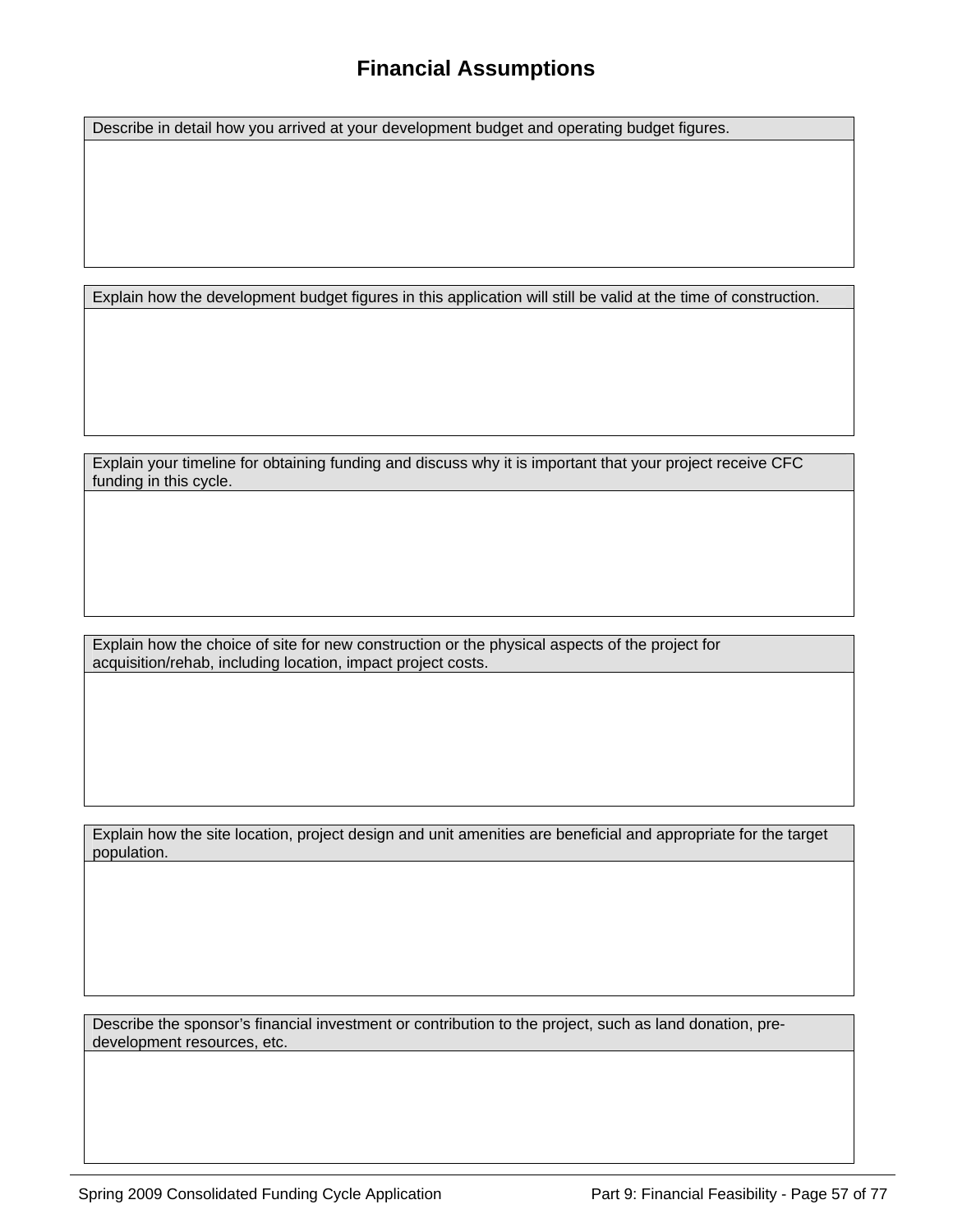# Financial Assumptions

| Describe in detail how you arrived at your development budget and operating budget figures. |
|---|
| |

| Explain how the development budget figures in this application will still be valid at the time of construction. |
|---|
| |

| Explain your timeline for obtaining funding and discuss why it is important that your project receive CFC funding in this cycle. |
|---|
| |

| Explain how the choice of site for new construction or the physical aspects of the project for acquisition/rehab, including location, impact project costs. |
|---|
| |

| Explain how the site location, project design and unit amenities are beneficial and appropriate for the target population. |
|---|
| |

| Describe the sponsor's financial investment or contribution to the project, such as land donation, pre-development resources, etc. |
|---|
| |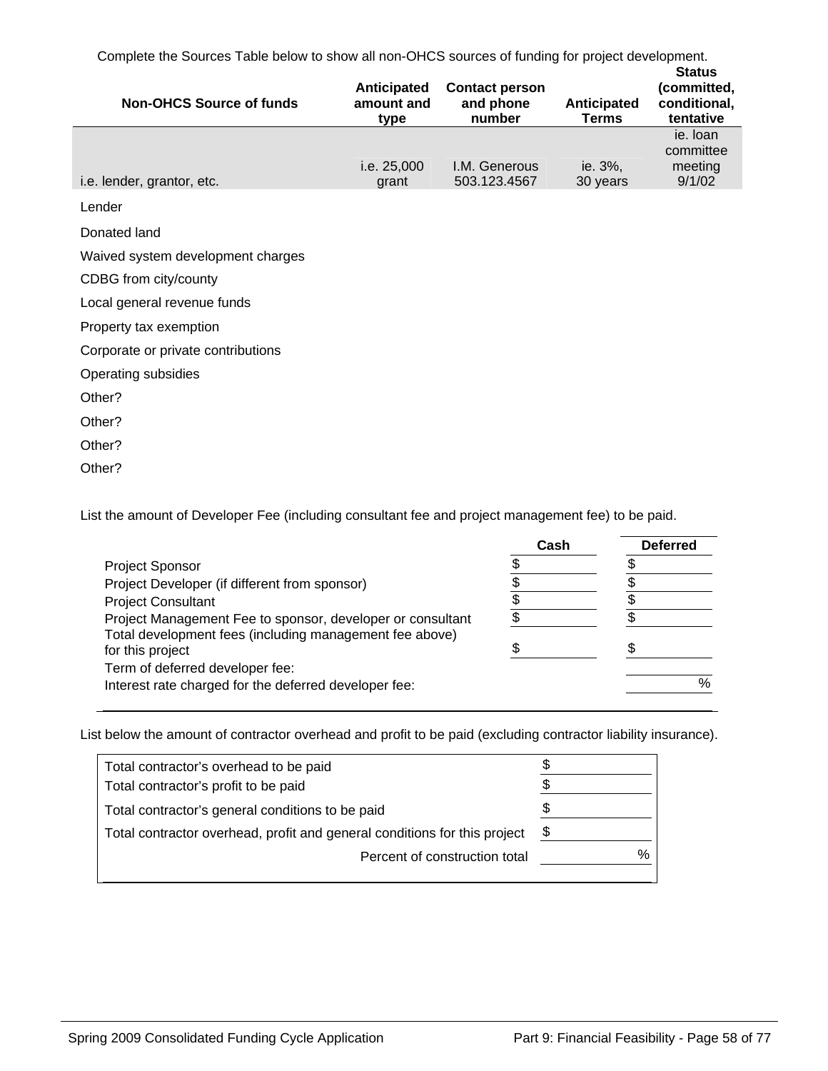Complete the Sources Table below to show all non-OHCS sources of funding for project development.

| Non-OHCS Source of funds | Anticipated amount and type | Contact person and phone number | Anticipated Terms | Status (committed, conditional, tentative |
|---|---|---|---|---|
| i.e. lender, grantor, etc. | i.e. 25,000 grant | I.M. Generous 503.123.4567 | ie. 3%, 30 years | ie. loan committee meeting 9/1/02 |
| Lender | | | | |
| Donated land | | | | |
| Waived system development charges | | | | |
| CDBG from city/county | | | | |
| Local general revenue funds | | | | |
| Property tax exemption | | | | |
| Corporate or private contributions | | | | |
| Operating subsidies | | | | |
| Other? | | | | |
| Other? | | | | |
| Other? | | | | |
| Other? | | | | |

List the amount of Developer Fee (including consultant fee and project management fee) to be paid.

| | Cash | Deferred |
|---|---|---|
| Project Sponsor | $ | $ |
| Project Developer (if different from sponsor) | $ | $ |
| Project Consultant | $ | $ |
| Project Management Fee to sponsor, developer or consultant | $ | $ |
| Total development fees (including management fee above) for this project | $ | $ |
| Term of deferred developer fee: | | |
| Interest rate charged for the deferred developer fee: | | % |

List below the amount of contractor overhead and profit to be paid (excluding contractor liability insurance).

| | |
|---|---|
| Total contractor's overhead to be paid | $ |
| Total contractor's profit to be paid | $ |
| Total contractor's general conditions to be paid | $ |
| Total contractor overhead, profit and general conditions for this project | $ |
| Percent of construction total | % |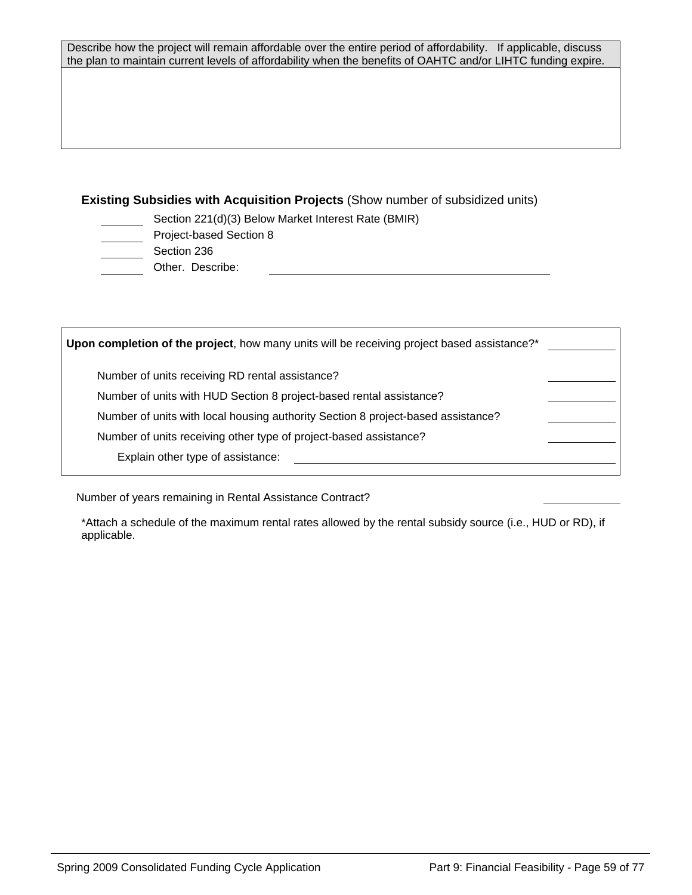| Describe how the project will remain affordable over the entire period of affordability. If applicable, discuss the plan to maintain current levels of affordability when the benefits of OAHTC and/or LIHTC funding expire. |
| --- |
| |

**Existing Subsidies with Acquisition Projects** (Show number of subsidized units)

_______ Section 221(d)(3) Below Market Interest Rate (BMIR)
_______ Project-based Section 8
_______ Section 236
_______ Other. Describe: ____________________________________________

**Upon completion of the project**, how many units will be receiving project based assistance?* __________

- Number of units receiving RD rental assistance? __________
- Number of units with HUD Section 8 project-based rental assistance? __________
- Number of units with local housing authority Section 8 project-based assistance? __________
- Number of units receiving other type of project-based assistance? __________
  - Explain other type of assistance: ____________________________________________

Number of years remaining in Rental Assistance Contract? __________

*Attach a schedule of the maximum rental rates allowed by the rental subsidy source (i.e., HUD or RD), if applicable.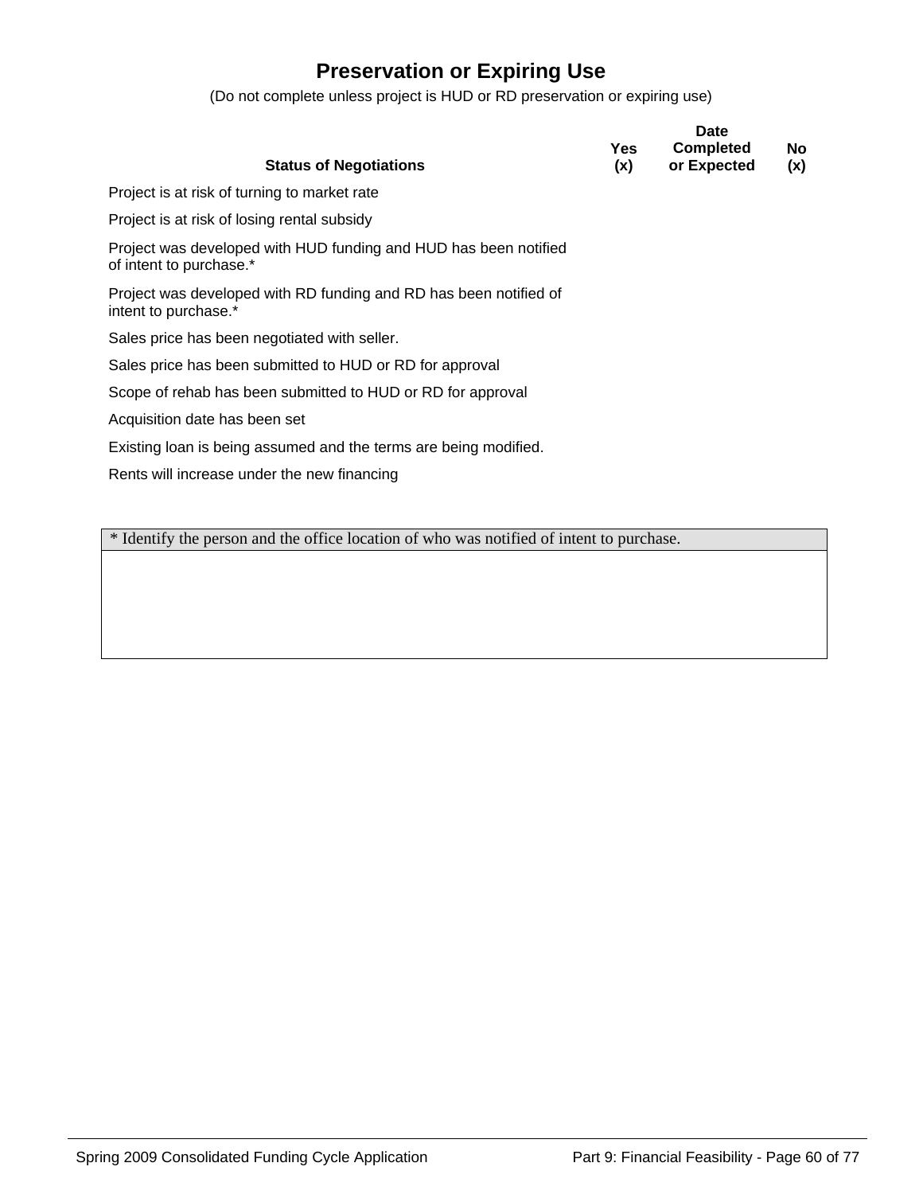# Preservation or Expiring Use

(Do not complete unless project is HUD or RD preservation or expiring use)

| Status of Negotiations | Yes (x) | Date Completed or Expected | No (x) |
|---|---|---|---|
| Project is at risk of turning to market rate | | | |
| Project is at risk of losing rental subsidy | | | |
| Project was developed with HUD funding and HUD has been notified of intent to purchase.* | | | |
| Project was developed with RD funding and RD has been notified of intent to purchase.* | | | |
| Sales price has been negotiated with seller. | | | |
| Sales price has been submitted to HUD or RD for approval | | | |
| Scope of rehab has been submitted to HUD or RD for approval | | | |
| Acquisition date has been set | | | |
| Existing loan is being assumed and the terms are being modified. | | | |
| Rents will increase under the new financing | | | |

| * Identify the person and the office location of who was notified of intent to purchase. |
|---|
| |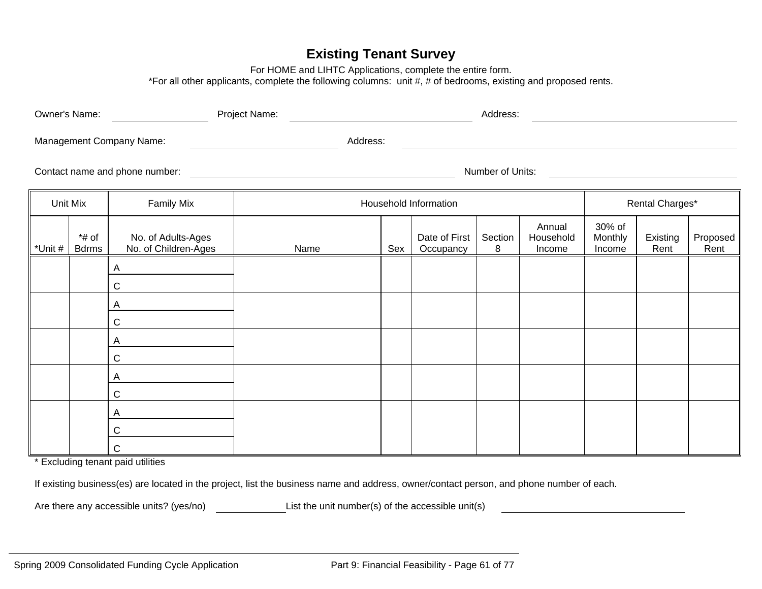# Existing Tenant Survey

For HOME and LIHTC Applications, complete the entire form.
*For all other applicants, complete the following columns: unit #, # of bedrooms, existing and proposed rents.

Owner's Name: ________________ Project Name: ________________________________ Address: ________________________________

Management Company Name: ________________________ Address: ________________________________________________

Contact name and phone number: ________________________________________ Number of Units: ________________________

| Unit Mix | | Family Mix | Household Information | | | | | Rental Charges* | | |
|---|---|---|---|---|---|---|---|---|---|---|
| *Unit # | *# of Bdrms | No. of Adults-Ages<br>No. of Children-Ages | Name | Sex | Date of First Occupancy | Section 8 | Annual Household Income | 30% of Monthly Income | Existing Rent | Proposed Rent |
| | | A<br>C | | | | | | | | |
| | | A<br>C | | | | | | | | |
| | | A<br>C | | | | | | | | |
| | | A<br>C | | | | | | | | |
| | | A<br>C<br>C | | | | | | | | |

* Excluding tenant paid utilities

If existing business(es) are located in the project, list the business name and address, owner/contact person, and phone number of each.

Are there any accessible units? (yes/no) ____________ List the unit number(s) of the accessible unit(s) ________________________________

Spring 2009 Consolidated Funding Cycle Application Part 9: Financial Feasibility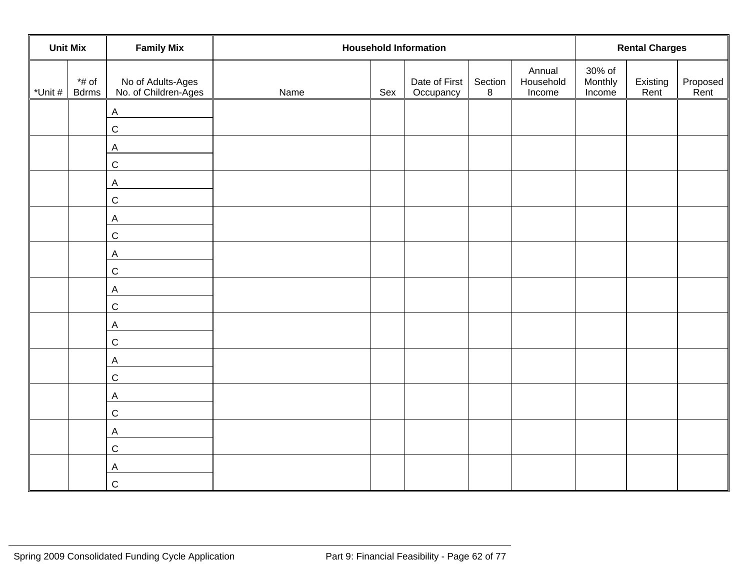| Unit Mix | | Family Mix | Household Information | | | | | Rental Charges | | |
|---|---|---|---|---|---|---|---|---|---|---|
| *Unit # | *# of Bdrms | No of Adults-Ages<br>No. of Children-Ages | Name | Sex | Date of First Occupancy | Section 8 | Annual Household Income | 30% of Monthly Income | Existing Rent | Proposed Rent |
| | | A<br>C | | | | | | | | |
| | | A<br>C | | | | | | | | |
| | | A<br>C | | | | | | | | |
| | | A<br>C | | | | | | | | |
| | | A<br>C | | | | | | | | |
| | | A<br>C | | | | | | | | |
| | | A<br>C | | | | | | | | |
| | | A<br>C | | | | | | | | |
| | | A<br>C | | | | | | | | |
| | | A<br>C | | | | | | | | |
| | | A<br>C | | | | | | | | |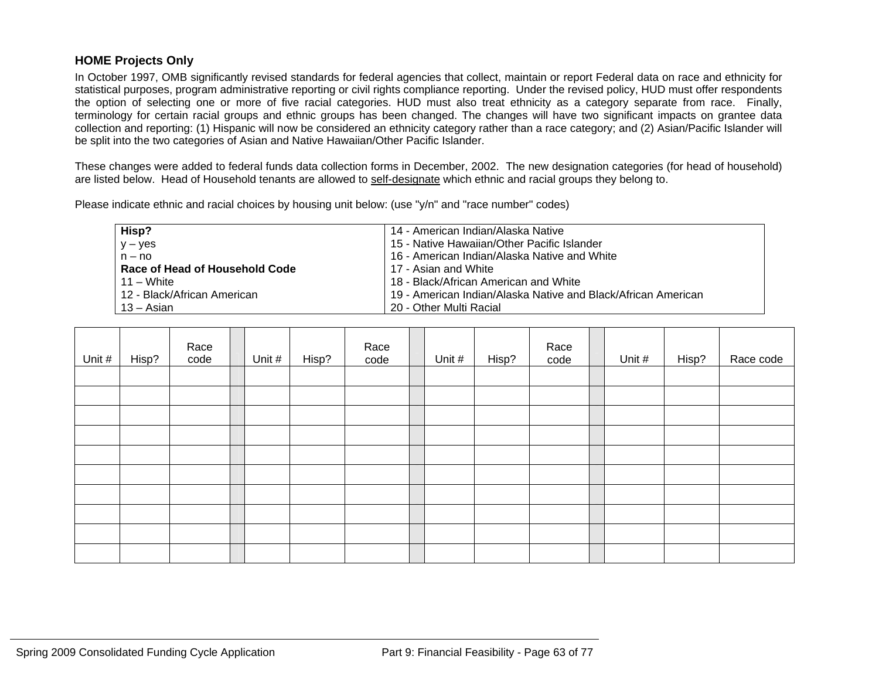## HOME Projects Only

In October 1997, OMB significantly revised standards for federal agencies that collect, maintain or report Federal data on race and ethnicity for statistical purposes, program administrative reporting or civil rights compliance reporting. Under the revised policy, HUD must offer respondents the option of selecting one or more of five racial categories. HUD must also treat ethnicity as a category separate from race. Finally, terminology for certain racial groups and ethnic groups has been changed. The changes will have two significant impacts on grantee data collection and reporting: (1) Hispanic will now be considered an ethnicity category rather than a race category; and (2) Asian/Pacific Islander will be split into the two categories of Asian and Native Hawaiian/Other Pacific Islander.

These changes were added to federal funds data collection forms in December, 2002. The new designation categories (for head of household) are listed below. Head of Household tenants are allowed to self-designate which ethnic and racial groups they belong to.

Please indicate ethnic and racial choices by housing unit below: (use "y/n" and "race number" codes)

| | |
|---|---|
| **Hisp?** | 14 - American Indian/Alaska Native |
| y – yes | 15 - Native Hawaiian/Other Pacific Islander |
| n – no | 16 - American Indian/Alaska Native and White |
| **Race of Head of Household Code** | 17 - Asian and White |
| 11 – White | 18 - Black/African American and White |
| 12 - Black/African American | 19 - American Indian/Alaska Native and Black/African American |
| 13 – Asian | 20 - Other Multi Racial |

| Unit # | Hisp? | Race code | | Unit # | Hisp? | Race code | | Unit # | Hisp? | Race code | | Unit # | Hisp? | Race code |
|---|---|---|---|---|---|---|---|---|---|---|---|---|---|---|
| | | | | | | | | | | | | | | |
| | | | | | | | | | | | | | | |
| | | | | | | | | | | | | | | |
| | | | | | | | | | | | | | | |
| | | | | | | | | | | | | | | |
| | | | | | | | | | | | | | | |
| | | | | | | | | | | | | | | |
| | | | | | | | | | | | | | | |
| | | | | | | | | | | | | | | |
| | | | | | | | | | | | | | | |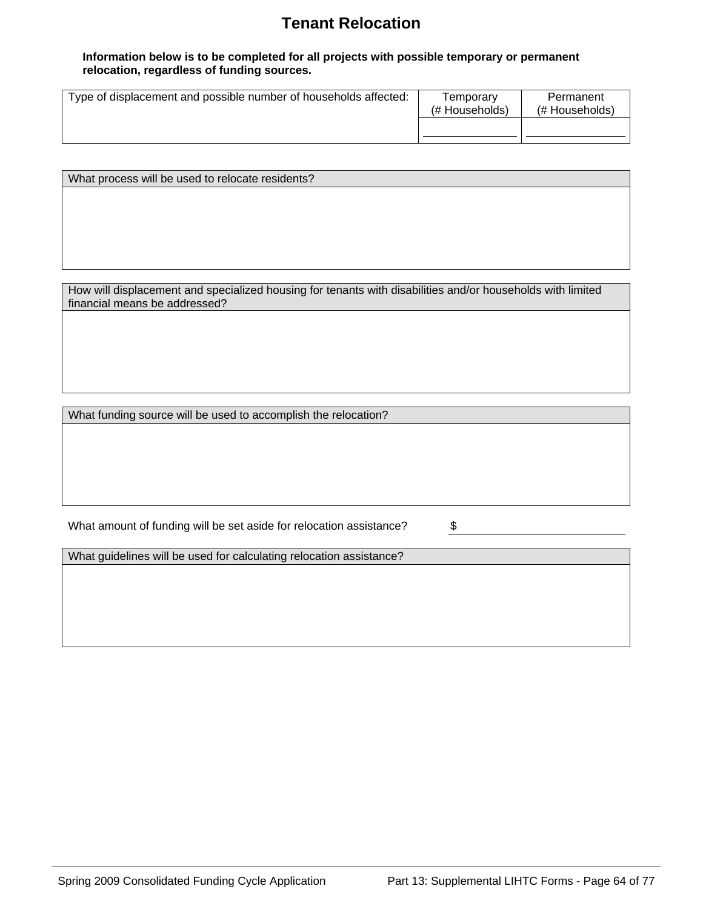# Tenant Relocation

**Information below is to be completed for all projects with possible temporary or permanent relocation, regardless of funding sources.**

| Type of displacement and possible number of households affected: | Temporary (# Households) | Permanent (# Households) |
|---|---|---|
| | | |

| What process will be used to relocate residents? |
|---|
| |

| How will displacement and specialized housing for tenants with disabilities and/or households with limited financial means be addressed? |
|---|
| |

| What funding source will be used to accomplish the relocation? |
|---|
| |

What amount of funding will be set aside for relocation assistance? $

| What guidelines will be used for calculating relocation assistance? |
|---|
| |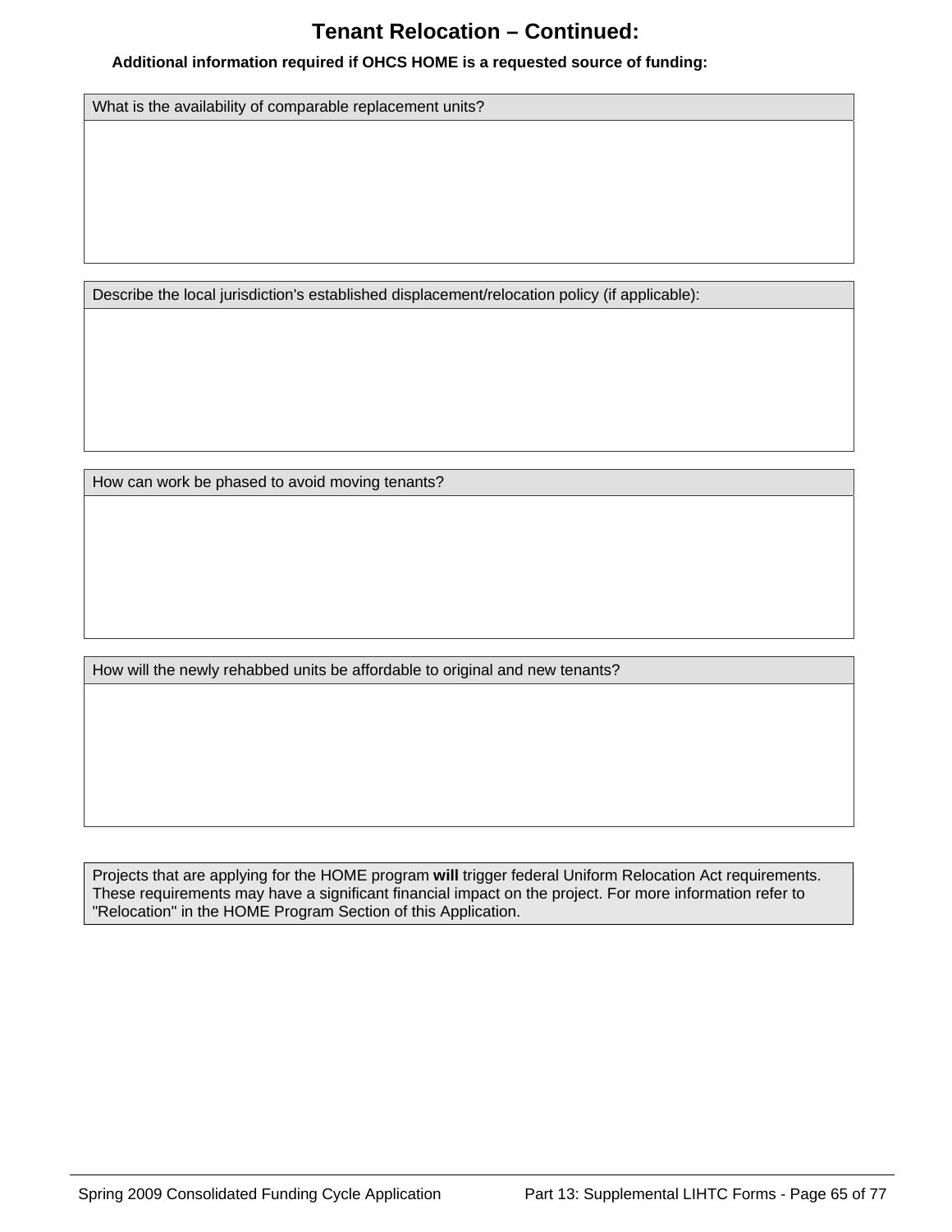# Tenant Relocation – Continued:

**Additional information required if OHCS HOME is a requested source of funding:**

| What is the availability of comparable replacement units? |
| --- |
| |

| Describe the local jurisdiction's established displacement/relocation policy (if applicable): |
| --- |
| |

| How can work be phased to avoid moving tenants? |
| --- |
| |

| How will the newly rehabbed units be affordable to original and new tenants? |
| --- |
| |

Projects that are applying for the HOME program **will** trigger federal Uniform Relocation Act requirements. These requirements may have a significant financial impact on the project. For more information refer to "Relocation" in the HOME Program Section of this Application.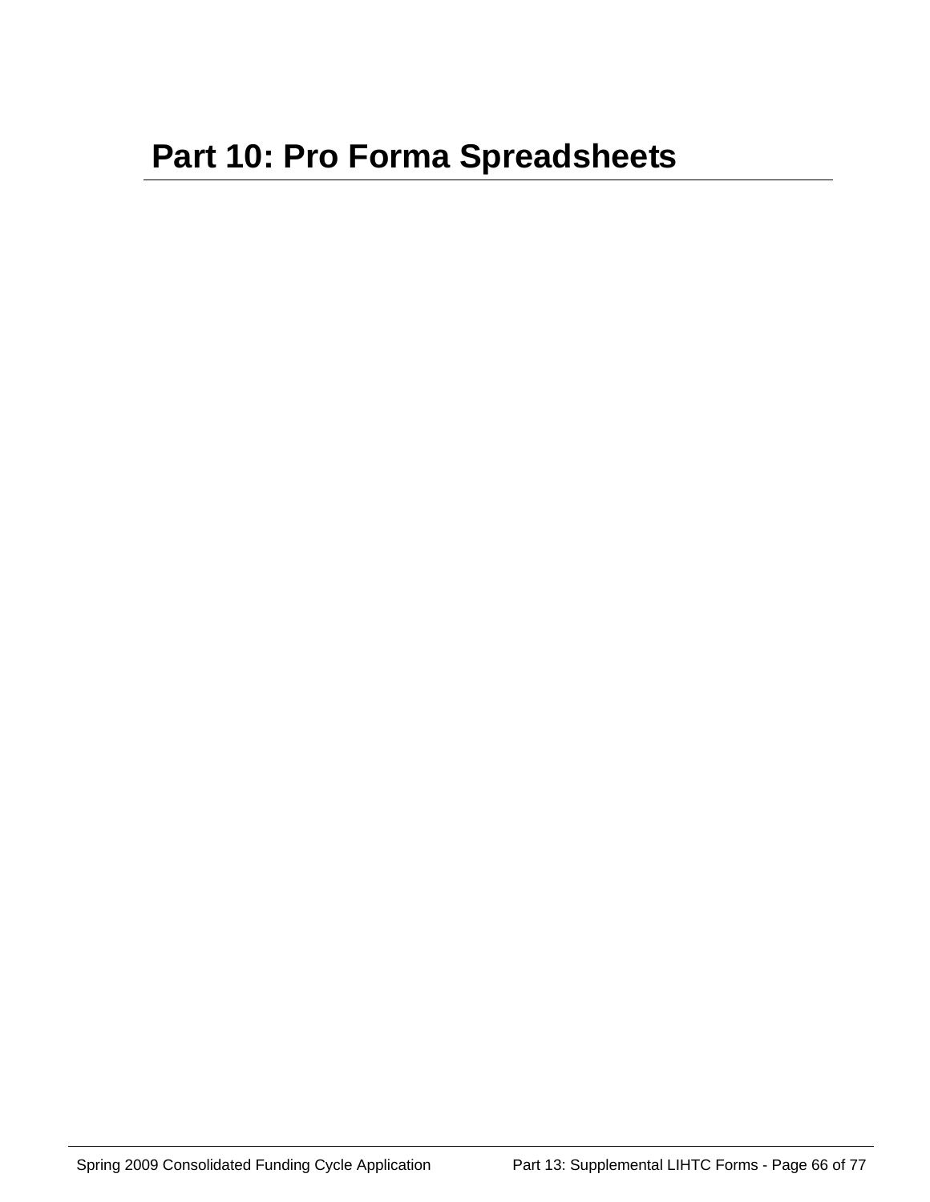# Part 10: Pro Forma Spreadsheets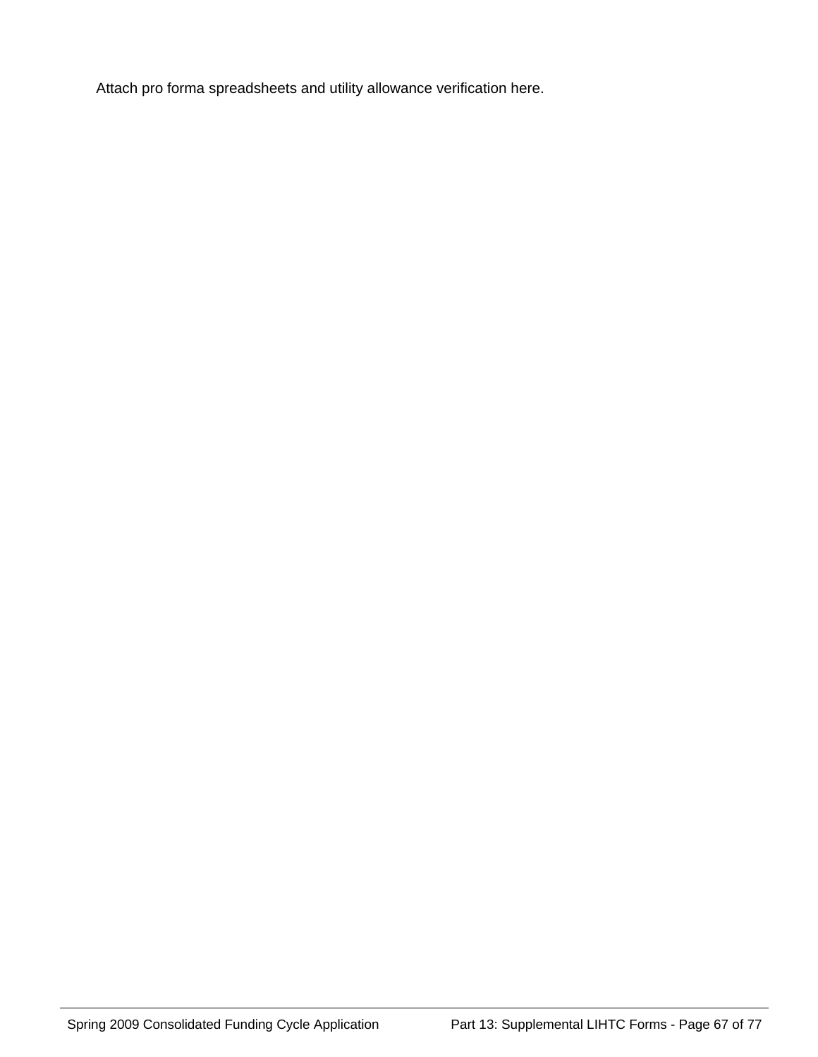Attach pro forma spreadsheets and utility allowance verification here.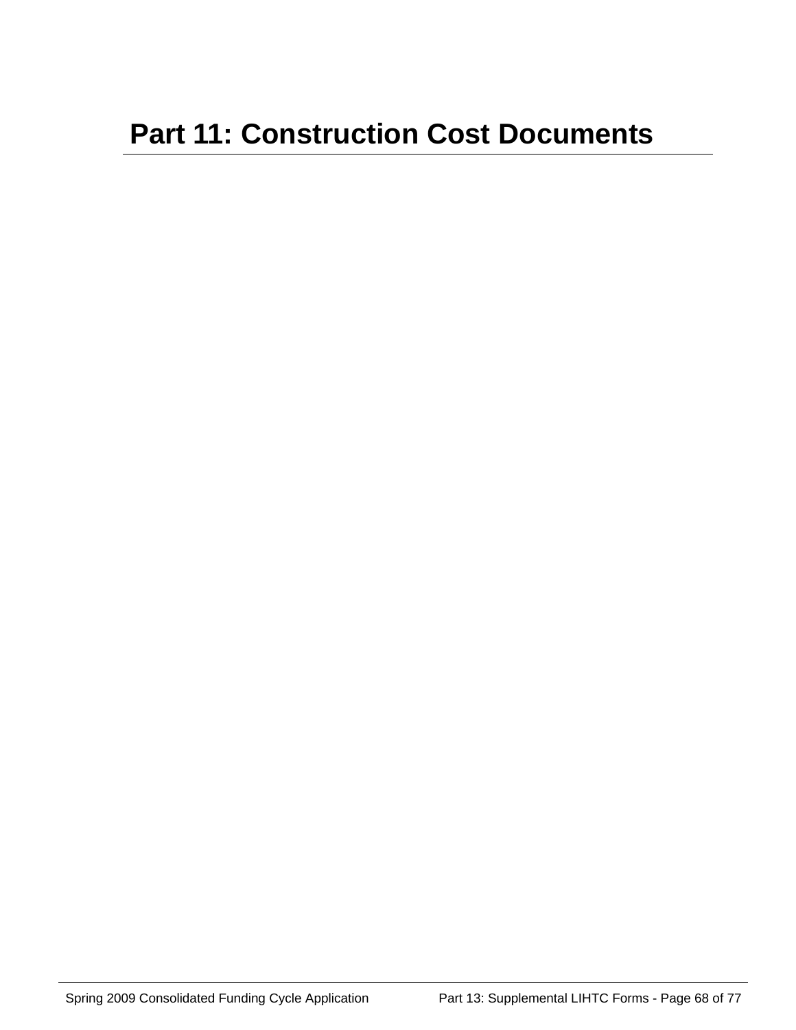# Part 11: Construction Cost Documents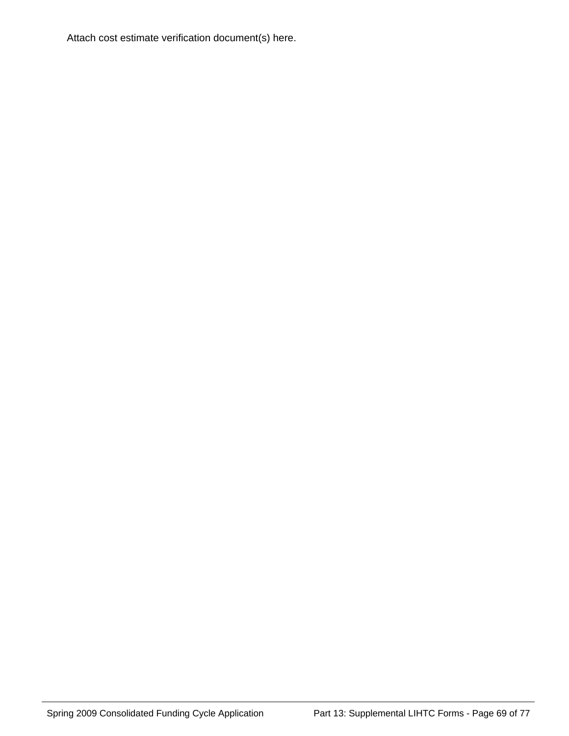Attach cost estimate verification document(s) here.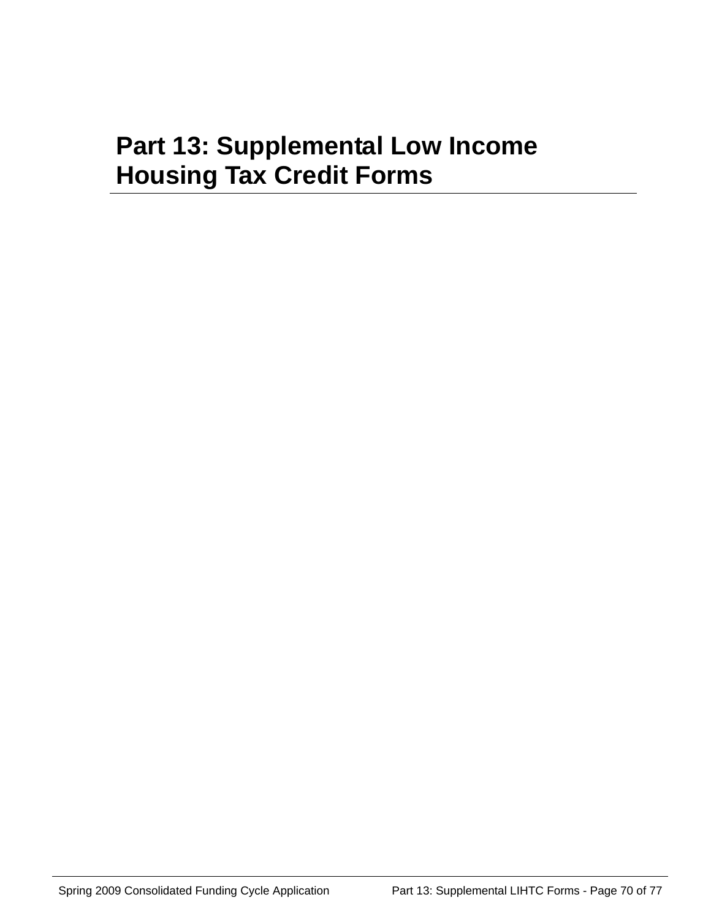# Part 13: Supplemental Low Income Housing Tax Credit Forms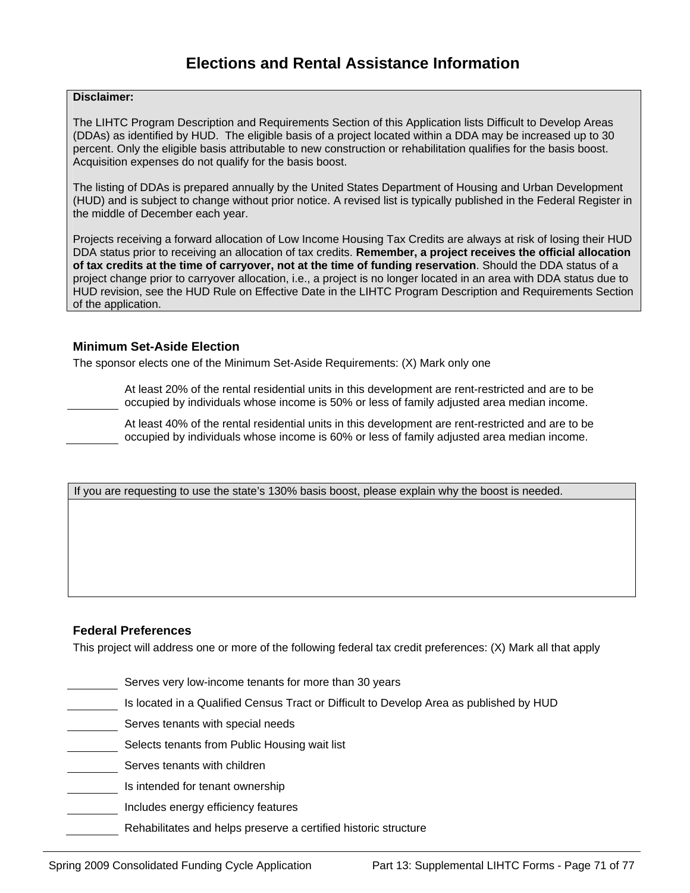# Elections and Rental Assistance Information

**Disclaimer:**

The LIHTC Program Description and Requirements Section of this Application lists Difficult to Develop Areas (DDAs) as identified by HUD. The eligible basis of a project located within a DDA may be increased up to 30 percent. Only the eligible basis attributable to new construction or rehabilitation qualifies for the basis boost. Acquisition expenses do not qualify for the basis boost.

The listing of DDAs is prepared annually by the United States Department of Housing and Urban Development (HUD) and is subject to change without prior notice. A revised list is typically published in the Federal Register in the middle of December each year.

Projects receiving a forward allocation of Low Income Housing Tax Credits are always at risk of losing their HUD DDA status prior to receiving an allocation of tax credits. **Remember, a project receives the official allocation of tax credits at the time of carryover, not at the time of funding reservation**. Should the DDA status of a project change prior to carryover allocation, i.e., a project is no longer located in an area with DDA status due to HUD revision, see the HUD Rule on Effective Date in the LIHTC Program Description and Requirements Section of the application.

### Minimum Set-Aside Election

The sponsor elects one of the Minimum Set-Aside Requirements: (X) Mark only one

________ At least 20% of the rental residential units in this development are rent-restricted and are to be occupied by individuals whose income is 50% or less of family adjusted area median income.

________ At least 40% of the rental residential units in this development are rent-restricted and are to be occupied by individuals whose income is 60% or less of family adjusted area median income.

| If you are requesting to use the state's 130% basis boost, please explain why the boost is needed. |
|---|
| |

### Federal Preferences

This project will address one or more of the following federal tax credit preferences: (X) Mark all that apply

________ Serves very low-income tenants for more than 30 years

________ Is located in a Qualified Census Tract or Difficult to Develop Area as published by HUD

________ Serves tenants with special needs

________ Selects tenants from Public Housing wait list

________ Serves tenants with children

________ Is intended for tenant ownership

________ Includes energy efficiency features

________ Rehabilitates and helps preserve a certified historic structure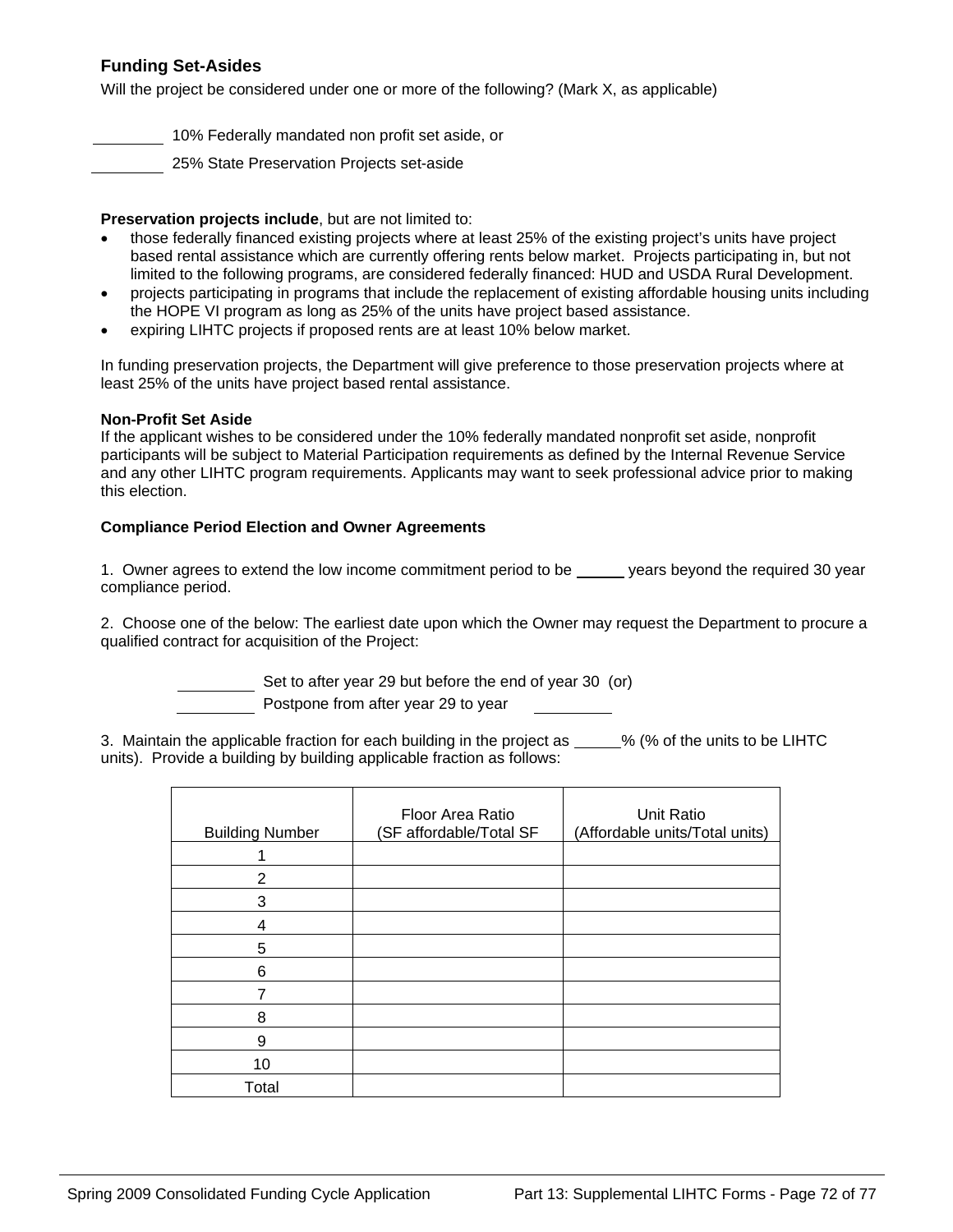## Funding Set-Asides

Will the project be considered under one or more of the following? (Mark X, as applicable)

________ 10% Federally mandated non profit set aside, or

________ 25% State Preservation Projects set-aside

**Preservation projects include**, but are not limited to:

- those federally financed existing projects where at least 25% of the existing project's units have project based rental assistance which are currently offering rents below market. Projects participating in, but not limited to the following programs, are considered federally financed: HUD and USDA Rural Development.
- projects participating in programs that include the replacement of existing affordable housing units including the HOPE VI program as long as 25% of the units have project based assistance.
- expiring LIHTC projects if proposed rents are at least 10% below market.

In funding preservation projects, the Department will give preference to those preservation projects where at least 25% of the units have project based rental assistance.

**Non-Profit Set Aside**

If the applicant wishes to be considered under the 10% federally mandated nonprofit set aside, nonprofit participants will be subject to Material Participation requirements as defined by the Internal Revenue Service and any other LIHTC program requirements. Applicants may want to seek professional advice prior to making this election.

**Compliance Period Election and Owner Agreements**

1. Owner agrees to extend the low income commitment period to be ______ years beyond the required 30 year compliance period.

2. Choose one of the below: The earliest date upon which the Owner may request the Department to procure a qualified contract for acquisition of the Project:

________ Set to after year 29 but before the end of year 30 (or)

________ Postpone from after year 29 to year ________

3. Maintain the applicable fraction for each building in the project as ______% (% of the units to be LIHTC units). Provide a building by building applicable fraction as follows:

| Building Number | Floor Area Ratio (SF affordable/Total SF | Unit Ratio (Affordable units/Total units) |
|---|---|---|
| 1 | | |
| 2 | | |
| 3 | | |
| 4 | | |
| 5 | | |
| 6 | | |
| 7 | | |
| 8 | | |
| 9 | | |
| 10 | | |
| Total | | |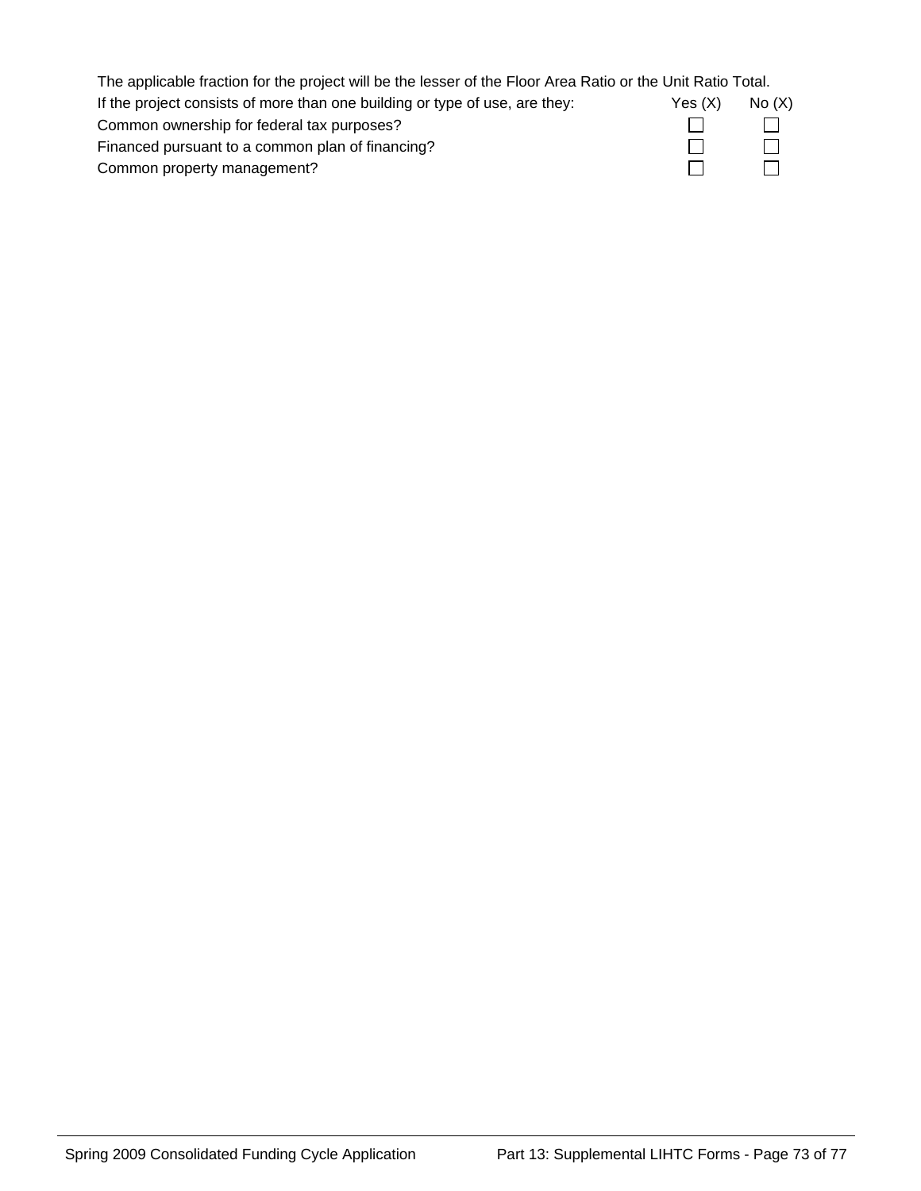The applicable fraction for the project will be the lesser of the Floor Area Ratio or the Unit Ratio Total.

| If the project consists of more than one building or type of use, are they: | Yes (X) | No (X) |
|---|---|---|
| Common ownership for federal tax purposes? | ☐ | ☐ |
| Financed pursuant to a common plan of financing? | ☐ | ☐ |
| Common property management? | ☐ | ☐ |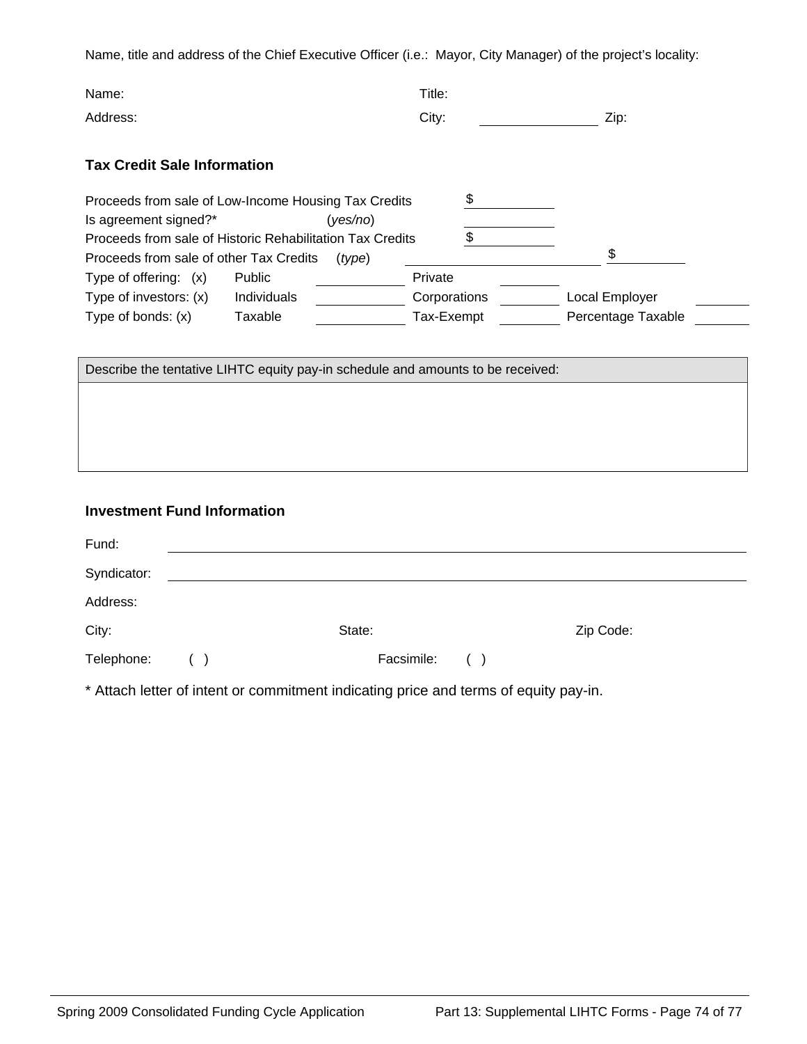Name, title and address of the Chief Executive Officer (i.e.: Mayor, City Manager) of the project's locality:

Name: Title:

Address: City: \_\_\_\_\_\_\_\_\_\_\_\_\_\_\_\_ Zip:

### Tax Credit Sale Information

Proceeds from sale of Low-Income Housing Tax Credits $\_\_\_\_\_\_\_\_\_\_

Is agreement signed?* (*yes/no*) \_\_\_\_\_\_\_\_\_\_

Proceeds from sale of Historic Rehabilitation Tax Credits $\_\_\_\_\_\_\_\_\_\_

Proceeds from sale of other Tax Credits (*type*) \_\_\_\_\_\_\_\_\_\_\_\_\_\_\_\_\_\_\_\_ $\_\_\_\_\_\_\_\_\_\_

| | | | | | | |
|---|---|---|---|---|---|---|
| Type of offering: (x) | Public | \_\_\_\_\_\_\_\_ | Private | \_\_\_\_\_\_\_\_ | | |
| Type of investors: (x) | Individuals | \_\_\_\_\_\_\_\_ | Corporations | \_\_\_\_\_\_\_\_ | Local Employer | \_\_\_\_\_\_\_\_ |
| Type of bonds: (x) | Taxable | \_\_\_\_\_\_\_\_ | Tax-Exempt | \_\_\_\_\_\_\_\_ | Percentage Taxable | \_\_\_\_\_\_\_\_ |

| Describe the tentative LIHTC equity pay-in schedule and amounts to be received: |
|---|
| |

### Investment Fund Information

Fund: \_\_\_\_\_\_\_\_\_\_\_\_\_\_\_\_\_\_\_\_\_\_\_\_\_\_\_\_\_\_\_\_\_\_\_\_\_\_\_\_

Syndicator: \_\_\_\_\_\_\_\_\_\_\_\_\_\_\_\_\_\_\_\_\_\_\_\_\_\_\_\_\_\_\_\_\_\_\_\_\_\_\_\_

Address:

City: State: Zip Code:

Telephone: ( ) Facsimile: ( )

* Attach letter of intent or commitment indicating price and terms of equity pay-in.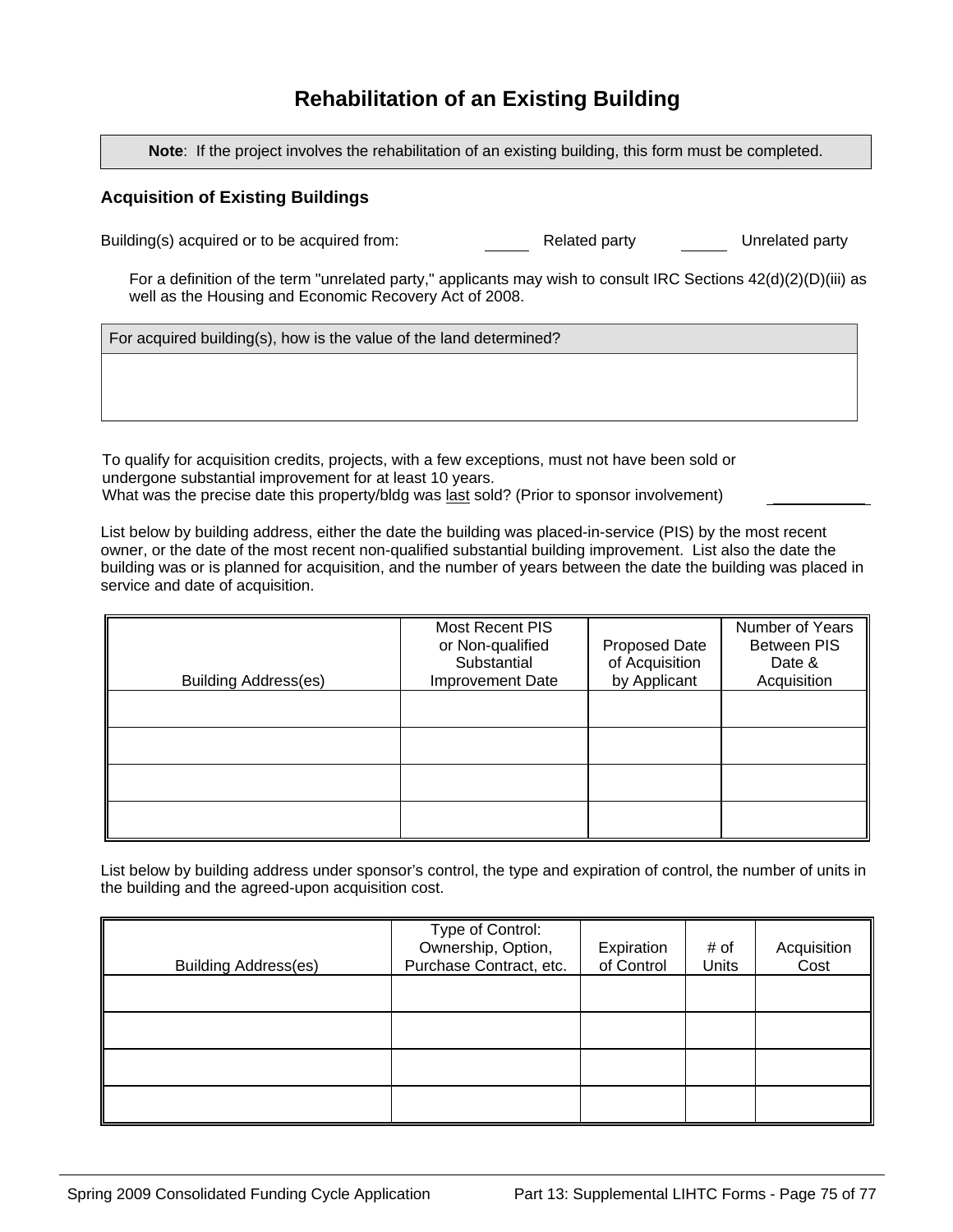# Rehabilitation of an Existing Building

**Note**: If the project involves the rehabilitation of an existing building, this form must be completed.

### Acquisition of Existing Buildings

Building(s) acquired or to be acquired from: _____ Related party _____ Unrelated party

For a definition of the term "unrelated party," applicants may wish to consult IRC Sections 42(d)(2)(D)(iii) as well as the Housing and Economic Recovery Act of 2008.

| For acquired building(s), how is the value of the land determined? |
| --- |
| |

To qualify for acquisition credits, projects, with a few exceptions, must not have been sold or undergone substantial improvement for at least 10 years.
What was the precise date this property/bldg was last sold? (Prior to sponsor involvement) __________

List below by building address, either the date the building was placed-in-service (PIS) by the most recent owner, or the date of the most recent non-qualified substantial building improvement. List also the date the building was or is planned for acquisition, and the number of years between the date the building was placed in service and date of acquisition.

| Building Address(es) | Most Recent PIS or Non-qualified Substantial Improvement Date | Proposed Date of Acquisition by Applicant | Number of Years Between PIS Date & Acquisition |
| --- | --- | --- | --- |
| | | | |
| | | | |
| | | | |
| | | | |

List below by building address under sponsor's control, the type and expiration of control, the number of units in the building and the agreed-upon acquisition cost.

| Building Address(es) | Type of Control: Ownership, Option, Purchase Contract, etc. | Expiration of Control | # of Units | Acquisition Cost |
| --- | --- | --- | --- | --- |
| | | | | |
| | | | | |
| | | | | |
| | | | | |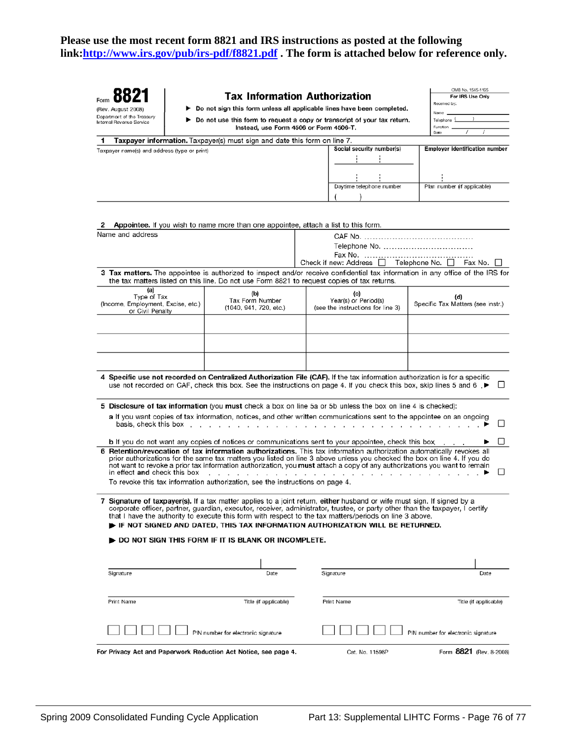**Please use the most recent form 8821 and IRS instructions as posted at the following link:[http://www.irs.gov/pub/irs-pdf/f8821.pdf](http://www.irs.gov/pub/irs-pdf/f8821.pdf) . The form is attached below for reference only.**

Form **8821**
(Rev. August 2008)
Department of the Treasury
Internal Revenue Service

# Tax Information Authorization

▶ **Do not sign this form unless all applicable lines have been completed.**
▶ **Do not use this form to request a copy or transcript of your tax return. Instead, use Form 4506 or Form 4506-T.**

OMB No. 1545-1165
**For IRS Use Only**
Received by:
Name
Telephone ( )
Function
Date / /

**1 Taxpayer information.** Taxpayer(s) must sign and date this form on line 7.

| Taxpayer name(s) and address (type or print) | Social security number(s) | Employer identification number |
|---|---|---|
| | | |
| | Daytime telephone number ( ) | Plan number (if applicable) |

**2 Appointee.** If you wish to name more than one appointee, attach a list to this form.

Name and address

CAF No. ..........................................
Telephone No. ..................................
Fax No. ..........................................
Check if new: Address ☐ Telephone No. ☐ Fax No. ☐

**3 Tax matters.** The appointee is authorized to inspect and/or receive confidential tax information in any office of the IRS for the tax matters listed on this line. Do not use Form 8821 to request copies of tax returns.

| (a) Type of Tax (Income, Employment, Excise, etc.) or Civil Penalty | (b) Tax Form Number (1040, 941, 720, etc.) | (c) Year(s) or Period(s) (see the instructions for line 3) | (d) Specific Tax Matters (see instr.) |
|---|---|---|---|
| | | | |
| | | | |
| | | | |

**4 Specific use not recorded on Centralized Authorization File (CAF).** If the tax information authorization is for a specific use not recorded on CAF, check this box. See the instructions on page 4. If you check this box, skip lines 5 and 6 . ▶ ☐

**5 Disclosure of tax information** (you **must** check a box on line 5a or 5b unless the box on line 4 is checked):

**a** If you want copies of tax information, notices, and other written communications sent to the appointee on an ongoing basis, check this box . . . . . . . . . . . . . . . . . . . . . . . . . ▶ ☐

**b** If you do not want any copies of notices or communications sent to your appointee, check this box . . . . ▶ ☐

**6 Retention/revocation of tax information authorizations.** This tax information authorization automatically revokes all prior authorizations for the same tax matters you listed on line 3 above unless you checked the box on line 4. If you do not want to revoke a prior tax information authorization, you **must** attach a copy of any authorizations you want to remain in effect **and** check this box . . . . . . . . . . . . . . . . . . . . . . . . . ▶ ☐

To revoke this tax information authorization, see the instructions on page 4.

**7 Signature of taxpayer(s).** If a tax matter applies to a joint return, **either** husband or wife must sign. If signed by a corporate officer, partner, guardian, executor, receiver, administrator, trustee, or party other than the taxpayer, I certify that I have the authority to execute this form with respect to the tax matters/periods on line 3 above.

▶ **IF NOT SIGNED AND DATED, THIS TAX INFORMATION AUTHORIZATION WILL BE RETURNED.**

▶ **DO NOT SIGN THIS FORM IF IT IS BLANK OR INCOMPLETE.**

| Signature | Date | Signature | Date |
|---|---|---|---|
| Print Name | Title (if applicable) | Print Name | Title (if applicable) |
| ☐☐☐☐☐ PIN number for electronic signature | | ☐☐☐☐☐ PIN number for electronic signature | |

**For Privacy Act and Paperwork Reduction Act Notice, see page 4.** Cat. No. 11596P Form **8821** (Rev. 8-2008)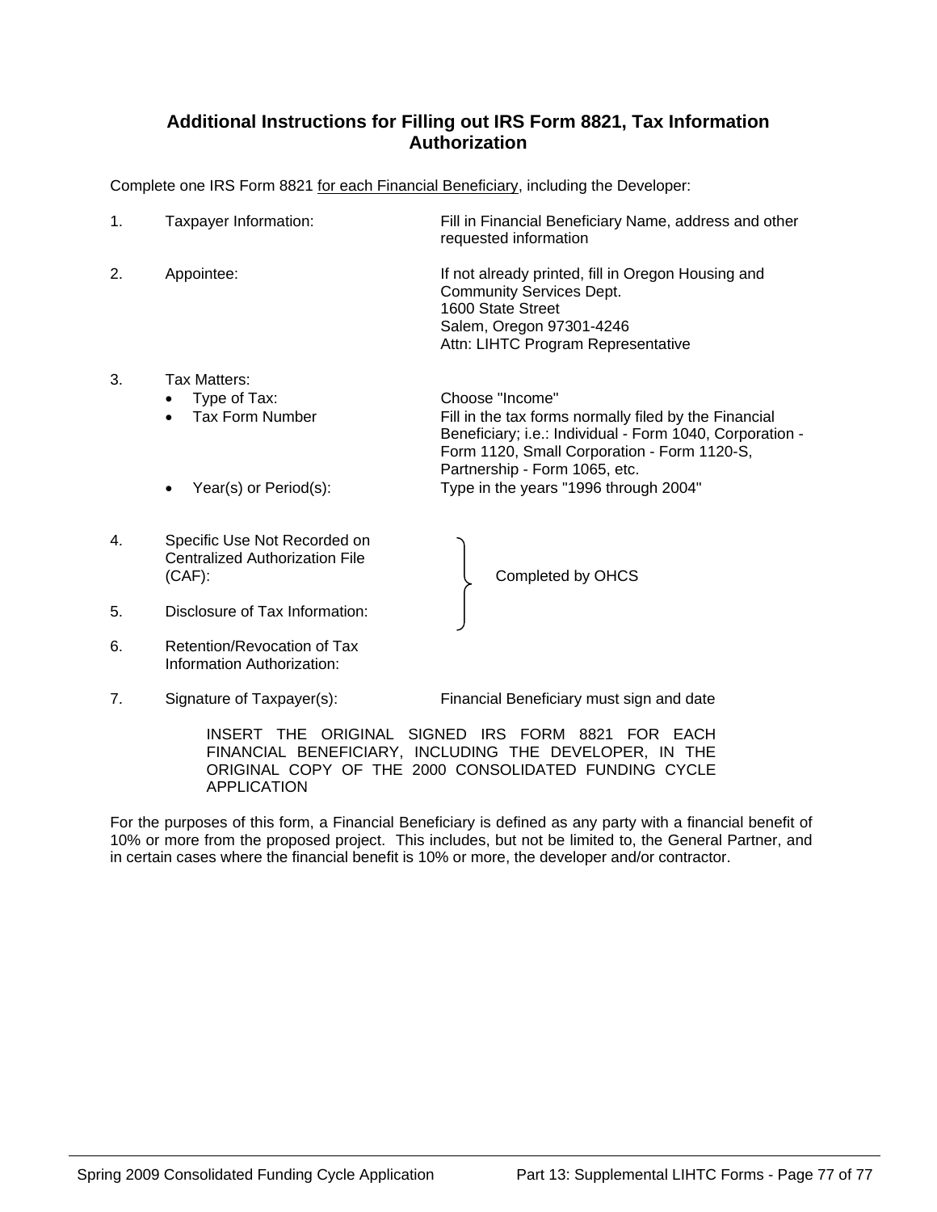## Additional Instructions for Filling out IRS Form 8821, Tax Information Authorization

Complete one IRS Form 8821 <u>for each Financial Beneficiary</u>, including the Developer:

| | | |
|---|---|---|
| 1. | Taxpayer Information: | Fill in Financial Beneficiary Name, address and other requested information |
| 2. | Appointee: | If not already printed, fill in Oregon Housing and Community Services Dept.<br>1600 State Street<br>Salem, Oregon 97301-4246<br>Attn: LIHTC Program Representative |
| 3. | Tax Matters: | |
| | • Type of Tax: | Choose "Income" |
| | • Tax Form Number | Fill in the tax forms normally filed by the Financial Beneficiary; i.e.: Individual - Form 1040, Corporation - Form 1120, Small Corporation - Form 1120-S, Partnership - Form 1065, etc. |
| | • Year(s) or Period(s): | Type in the years "1996 through 2004" |
| 4. | Specific Use Not Recorded on Centralized Authorization File (CAF): | Completed by OHCS |
| 5. | Disclosure of Tax Information: | Completed by OHCS |
| 6. | Retention/Revocation of Tax Information Authorization: | |
| 7. | Signature of Taxpayer(s): | Financial Beneficiary must sign and date |

INSERT THE ORIGINAL SIGNED IRS FORM 8821 FOR EACH FINANCIAL BENEFICIARY, INCLUDING THE DEVELOPER, IN THE ORIGINAL COPY OF THE 2000 CONSOLIDATED FUNDING CYCLE APPLICATION

For the purposes of this form, a Financial Beneficiary is defined as any party with a financial benefit of 10% or more from the proposed project. This includes, but not be limited to, the General Partner, and in certain cases where the financial benefit is 10% or more, the developer and/or contractor.